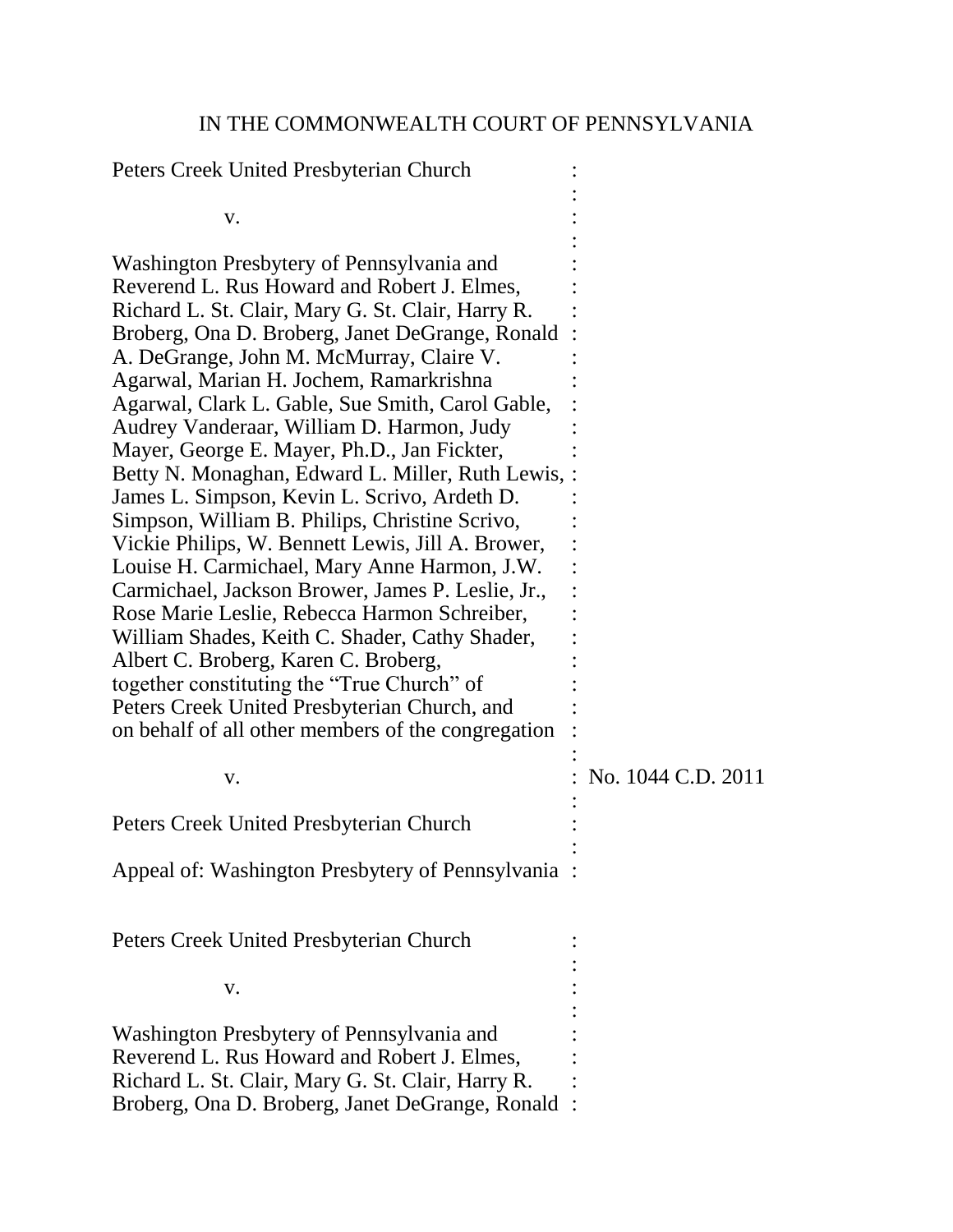IN THE COMMONWEALTH COURT OF PENNSYLVANIA

Peters Creek United Presbyterian Church :
:
v. :
:
Washington Presbytery of Pennsylvania and :
Reverend L. Rus Howard and Robert J. Elmes, :
Richard L. St. Clair, Mary G. St. Clair, Harry R. :
Broberg, Ona D. Broberg, Janet DeGrange, Ronald :
A. DeGrange, John M. McMurray, Claire V. :
Agarwal, Marian H. Jochem, Ramarkrishna :
Agarwal, Clark L. Gable, Sue Smith, Carol Gable, :
Audrey Vanderaar, William D. Harmon, Judy :
Mayer, George E. Mayer, Ph.D., Jan Fickter, :
Betty N. Monaghan, Edward L. Miller, Ruth Lewis, :
James L. Simpson, Kevin L. Scrivo, Ardeth D. :
Simpson, William B. Philips, Christine Scrivo, :
Vickie Philips, W. Bennett Lewis, Jill A. Brower, :
Louise H. Carmichael, Mary Anne Harmon, J.W. :
Carmichael, Jackson Brower, James P. Leslie, Jr., :
Rose Marie Leslie, Rebecca Harmon Schreiber, :
William Shades, Keith C. Shader, Cathy Shader, :
Albert C. Broberg, Karen C. Broberg, :
together constituting the "True Church" of :
Peters Creek United Presbyterian Church, and :
on behalf of all other members of the congregation :
:
v. : No. 1044 C.D. 2011
:
Peters Creek United Presbyterian Church :
:
Appeal of: Washington Presbytery of Pennsylvania :

Peters Creek United Presbyterian Church :
:
v. :
:
Washington Presbytery of Pennsylvania and :
Reverend L. Rus Howard and Robert J. Elmes, :
Richard L. St. Clair, Mary G. St. Clair, Harry R. :
Broberg, Ona D. Broberg, Janet DeGrange, Ronald :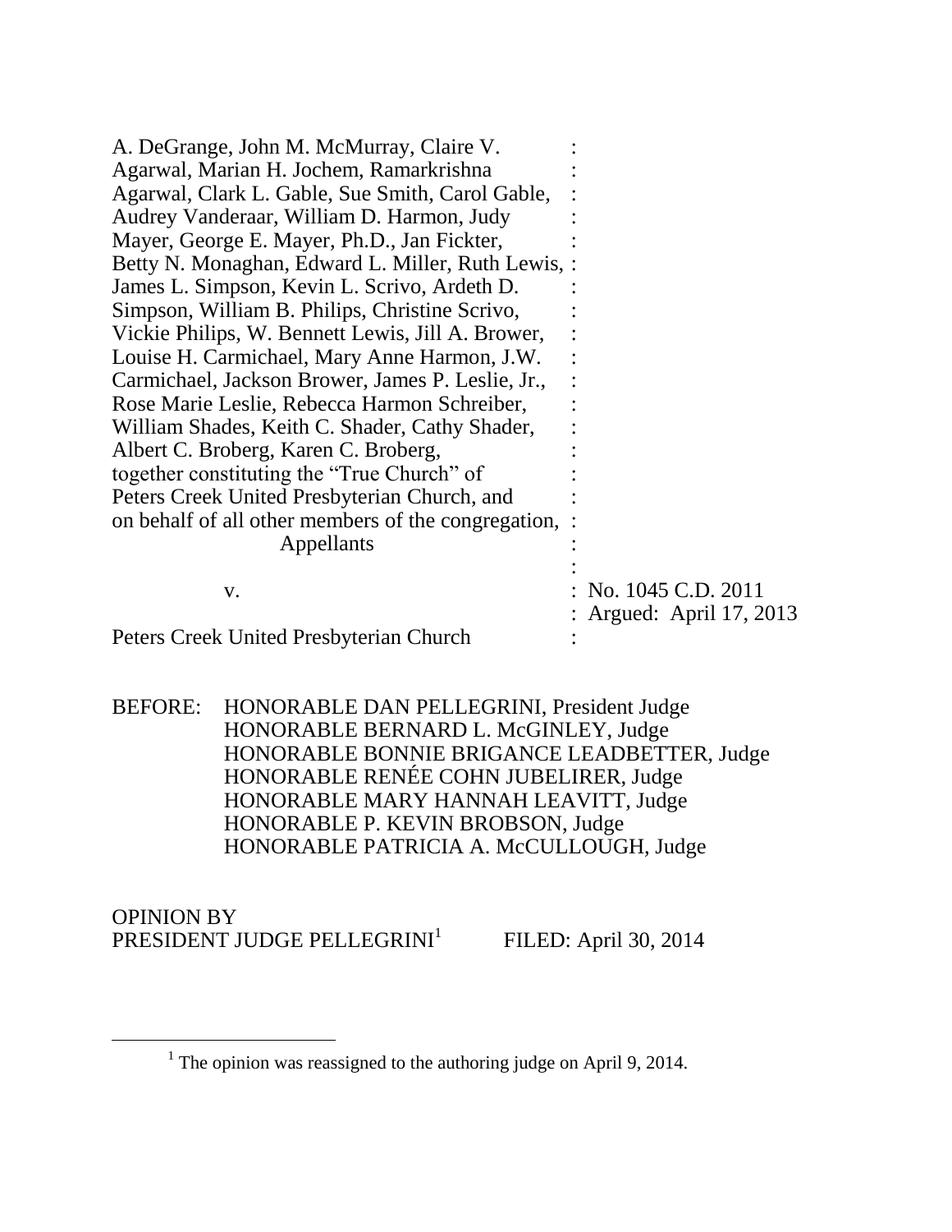A. DeGrange, John M. McMurray, Claire V. Agarwal, Marian H. Jochem, Ramarkrishna Agarwal, Clark L. Gable, Sue Smith, Carol Gable, Audrey Vanderaar, William D. Harmon, Judy Mayer, George E. Mayer, Ph.D., Jan Fickter, Betty N. Monaghan, Edward L. Miller, Ruth Lewis, James L. Simpson, Kevin L. Scrivo, Ardeth D. Simpson, William B. Philips, Christine Scrivo, Vickie Philips, W. Bennett Lewis, Jill A. Brower, Louise H. Carmichael, Mary Anne Harmon, J.W. Carmichael, Jackson Brower, James P. Leslie, Jr., Rose Marie Leslie, Rebecca Harmon Schreiber, William Shades, Keith C. Shader, Cathy Shader, Albert C. Broberg, Karen C. Broberg, together constituting the "True Church" of Peters Creek United Presbyterian Church, and on behalf of all other members of the congregation,
Appellants

v.

Peters Creek United Presbyterian Church

No. 1045 C.D. 2011
Argued: April 17, 2013

BEFORE: HONORABLE DAN PELLEGRINI, President Judge
HONORABLE BERNARD L. McGINLEY, Judge
HONORABLE BONNIE BRIGANCE LEADBETTER, Judge
HONORABLE RENÉE COHN JUBELIRER, Judge
HONORABLE MARY HANNAH LEAVITT, Judge
HONORABLE P. KEVIN BROBSON, Judge
HONORABLE PATRICIA A. McCULLOUGH, Judge

OPINION BY
PRESIDENT JUDGE PELLEGRINI[1] FILED: April 30, 2014

[1] The opinion was reassigned to the authoring judge on April 9, 2014.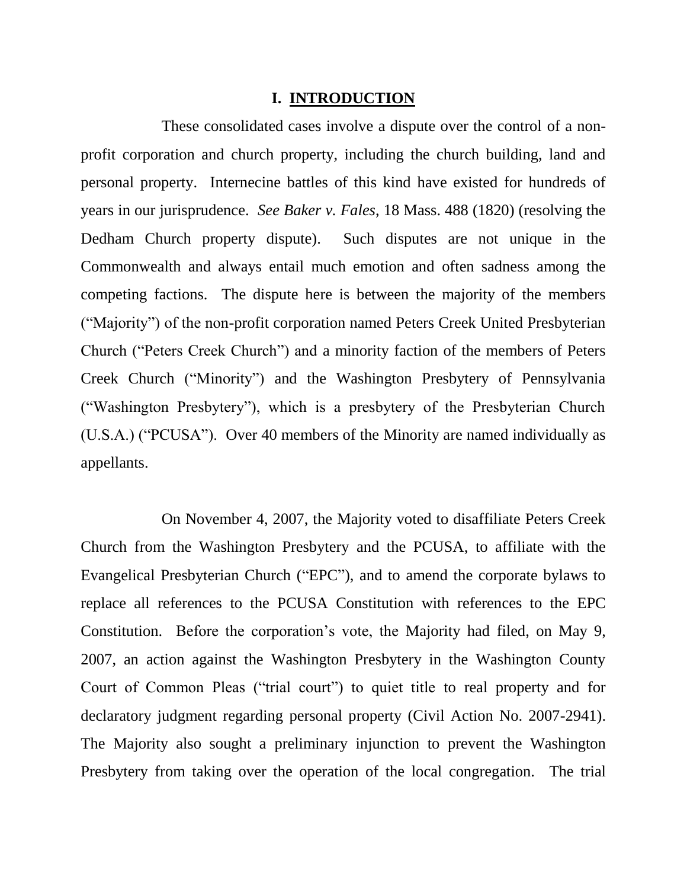## I. INTRODUCTION

These consolidated cases involve a dispute over the control of a non-profit corporation and church property, including the church building, land and personal property. Internecine battles of this kind have existed for hundreds of years in our jurisprudence. *See Baker v. Fales*, 18 Mass. 488 (1820) (resolving the Dedham Church property dispute). Such disputes are not unique in the Commonwealth and always entail much emotion and often sadness among the competing factions. The dispute here is between the majority of the members ("Majority") of the non-profit corporation named Peters Creek United Presbyterian Church ("Peters Creek Church") and a minority faction of the members of Peters Creek Church ("Minority") and the Washington Presbytery of Pennsylvania ("Washington Presbytery"), which is a presbytery of the Presbyterian Church (U.S.A.) ("PCUSA"). Over 40 members of the Minority are named individually as appellants.

On November 4, 2007, the Majority voted to disaffiliate Peters Creek Church from the Washington Presbytery and the PCUSA, to affiliate with the Evangelical Presbyterian Church ("EPC"), and to amend the corporate bylaws to replace all references to the PCUSA Constitution with references to the EPC Constitution. Before the corporation's vote, the Majority had filed, on May 9, 2007, an action against the Washington Presbytery in the Washington County Court of Common Pleas ("trial court") to quiet title to real property and for declaratory judgment regarding personal property (Civil Action No. 2007-2941). The Majority also sought a preliminary injunction to prevent the Washington Presbytery from taking over the operation of the local congregation. The trial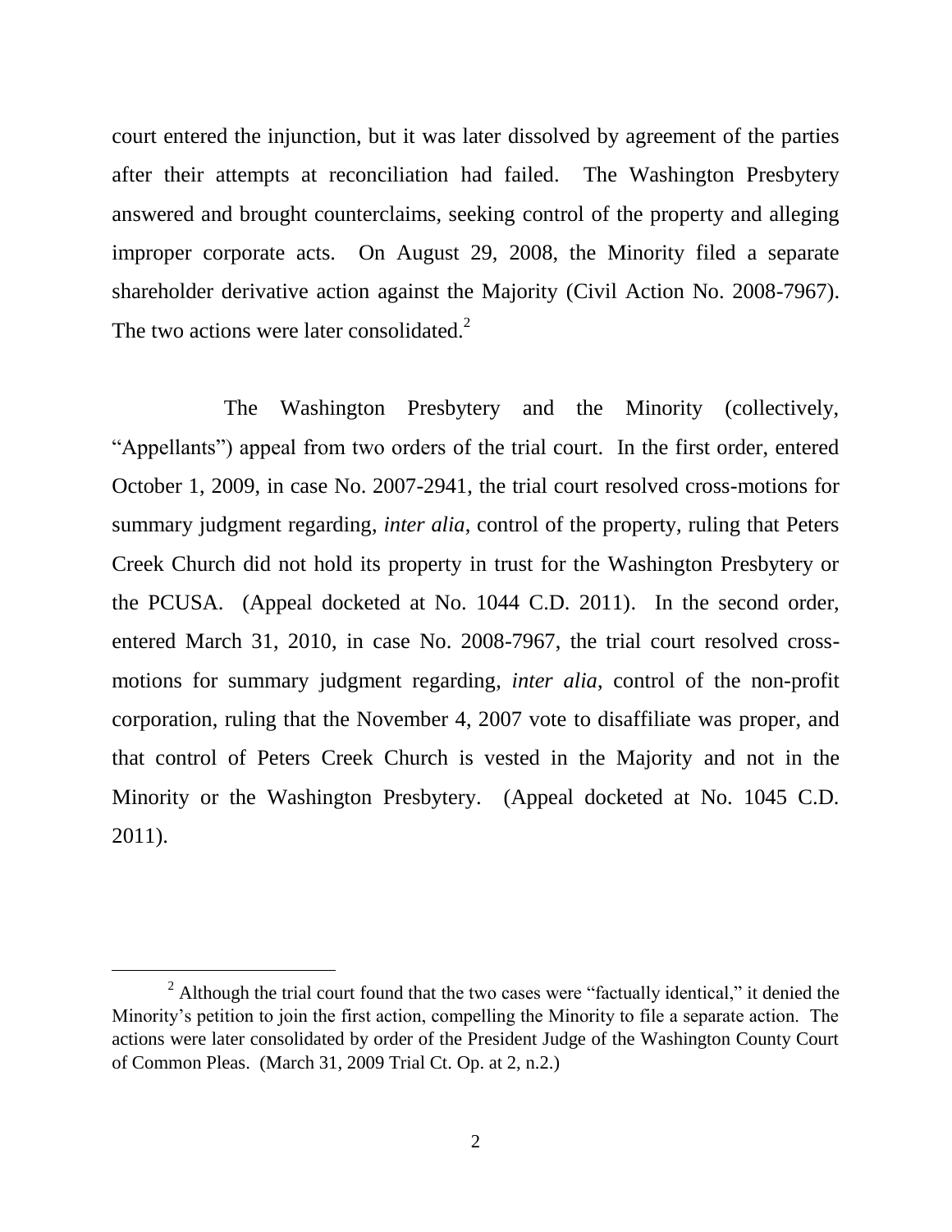court entered the injunction, but it was later dissolved by agreement of the parties after their attempts at reconciliation had failed. The Washington Presbytery answered and brought counterclaims, seeking control of the property and alleging improper corporate acts. On August 29, 2008, the Minority filed a separate shareholder derivative action against the Majority (Civil Action No. 2008-7967). The two actions were later consolidated.[2]

The Washington Presbytery and the Minority (collectively, "Appellants") appeal from two orders of the trial court. In the first order, entered October 1, 2009, in case No. 2007-2941, the trial court resolved cross-motions for summary judgment regarding, *inter alia*, control of the property, ruling that Peters Creek Church did not hold its property in trust for the Washington Presbytery or the PCUSA. (Appeal docketed at No. 1044 C.D. 2011). In the second order, entered March 31, 2010, in case No. 2008-7967, the trial court resolved cross-motions for summary judgment regarding, *inter alia*, control of the non-profit corporation, ruling that the November 4, 2007 vote to disaffiliate was proper, and that control of Peters Creek Church is vested in the Majority and not in the Minority or the Washington Presbytery. (Appeal docketed at No. 1045 C.D. 2011).

---

[2] Although the trial court found that the two cases were "factually identical," it denied the Minority's petition to join the first action, compelling the Minority to file a separate action. The actions were later consolidated by order of the President Judge of the Washington County Court of Common Pleas. (March 31, 2009 Trial Ct. Op. at 2, n.2.)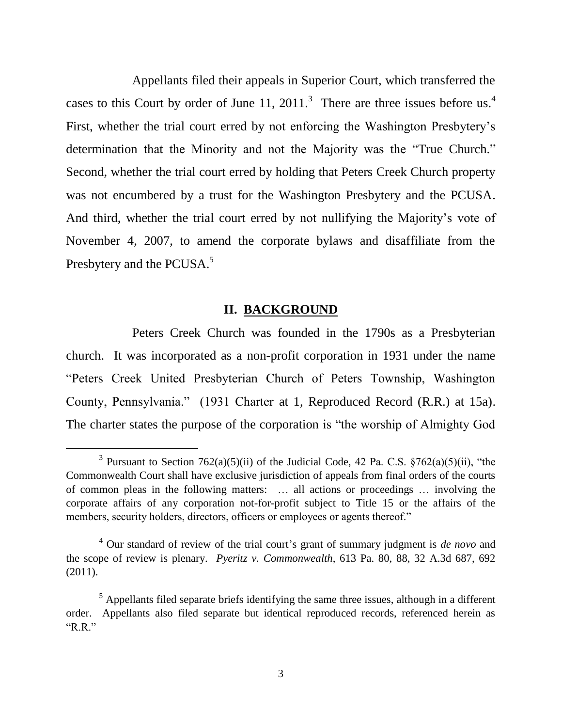Appellants filed their appeals in Superior Court, which transferred the cases to this Court by order of June 11, 2011.[3] There are three issues before us.[4] First, whether the trial court erred by not enforcing the Washington Presbytery's determination that the Minority and not the Majority was the "True Church." Second, whether the trial court erred by holding that Peters Creek Church property was not encumbered by a trust for the Washington Presbytery and the PCUSA. And third, whether the trial court erred by not nullifying the Majority's vote of November 4, 2007, to amend the corporate bylaws and disaffiliate from the Presbytery and the PCUSA.[5]

## II. BACKGROUND

Peters Creek Church was founded in the 1790s as a Presbyterian church. It was incorporated as a non-profit corporation in 1931 under the name "Peters Creek United Presbyterian Church of Peters Township, Washington County, Pennsylvania." (1931 Charter at 1, Reproduced Record (R.R.) at 15a). The charter states the purpose of the corporation is "the worship of Almighty God

---

[3] Pursuant to Section 762(a)(5)(ii) of the Judicial Code, 42 Pa. C.S. §762(a)(5)(ii), "the Commonwealth Court shall have exclusive jurisdiction of appeals from final orders of the courts of common pleas in the following matters: … all actions or proceedings … involving the corporate affairs of any corporation not-for-profit subject to Title 15 or the affairs of the members, security holders, directors, officers or employees or agents thereof."

[4] Our standard of review of the trial court's grant of summary judgment is *de novo* and the scope of review is plenary. *Pyeritz v. Commonwealth*, 613 Pa. 80, 88, 32 A.3d 687, 692 (2011).

[5] Appellants filed separate briefs identifying the same three issues, although in a different order. Appellants also filed separate but identical reproduced records, referenced herein as "R.R."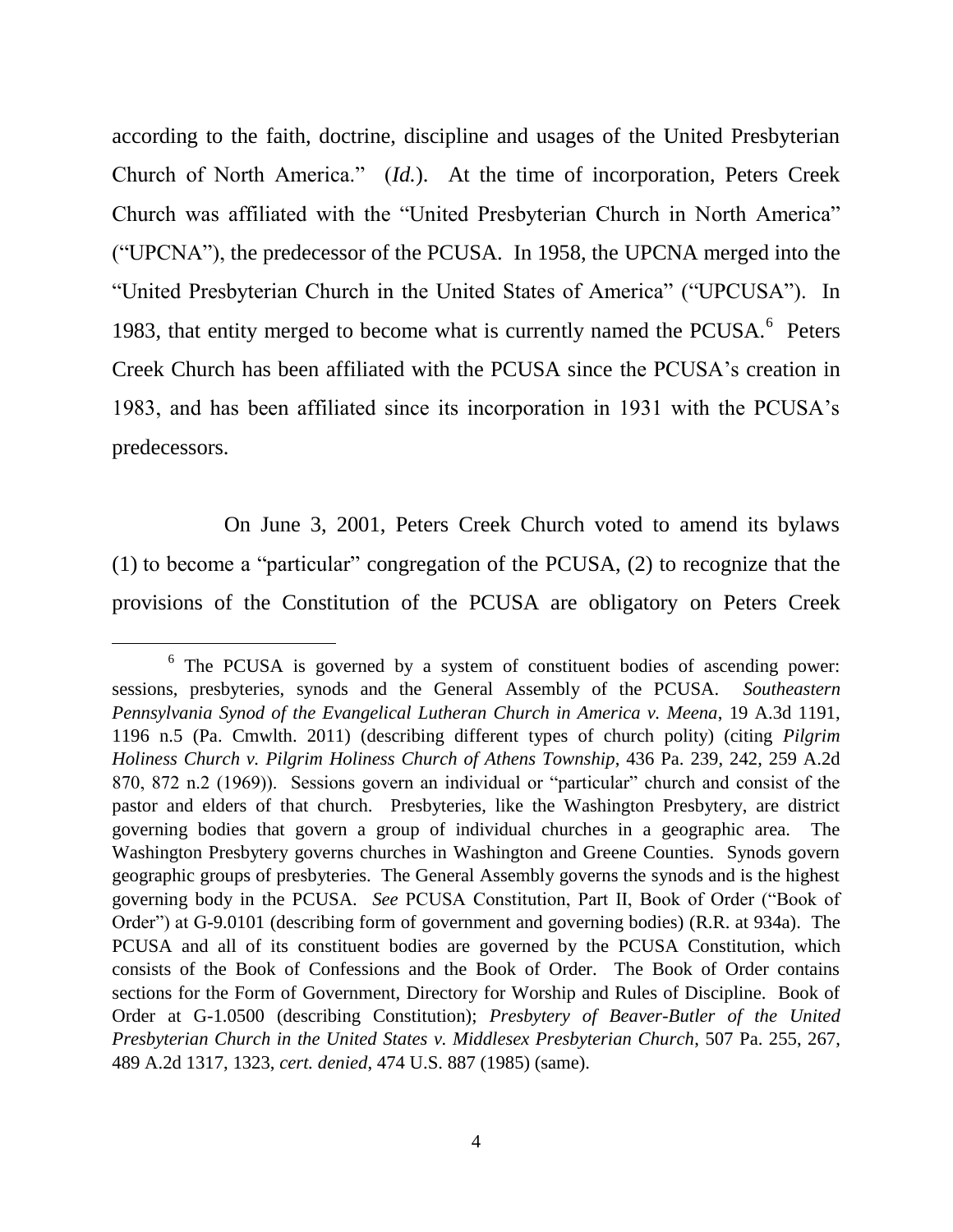according to the faith, doctrine, discipline and usages of the United Presbyterian Church of North America." (*Id.*). At the time of incorporation, Peters Creek Church was affiliated with the "United Presbyterian Church in North America" ("UPCNA"), the predecessor of the PCUSA. In 1958, the UPCNA merged into the "United Presbyterian Church in the United States of America" ("UPCUSA"). In 1983, that entity merged to become what is currently named the PCUSA.[6] Peters Creek Church has been affiliated with the PCUSA since the PCUSA's creation in 1983, and has been affiliated since its incorporation in 1931 with the PCUSA's predecessors.

On June 3, 2001, Peters Creek Church voted to amend its bylaws (1) to become a "particular" congregation of the PCUSA, (2) to recognize that the provisions of the Constitution of the PCUSA are obligatory on Peters Creek

---

[6] The PCUSA is governed by a system of constituent bodies of ascending power: sessions, presbyteries, synods and the General Assembly of the PCUSA. *Southeastern Pennsylvania Synod of the Evangelical Lutheran Church in America v. Meena*, 19 A.3d 1191, 1196 n.5 (Pa. Cmwlth. 2011) (describing different types of church polity) (citing *Pilgrim Holiness Church v. Pilgrim Holiness Church of Athens Township*, 436 Pa. 239, 242, 259 A.2d 870, 872 n.2 (1969)). Sessions govern an individual or "particular" church and consist of the pastor and elders of that church. Presbyteries, like the Washington Presbytery, are district governing bodies that govern a group of individual churches in a geographic area. The Washington Presbytery governs churches in Washington and Greene Counties. Synods govern geographic groups of presbyteries. The General Assembly governs the synods and is the highest governing body in the PCUSA. *See* PCUSA Constitution, Part II, Book of Order ("Book of Order") at G-9.0101 (describing form of government and governing bodies) (R.R. at 934a). The PCUSA and all of its constituent bodies are governed by the PCUSA Constitution, which consists of the Book of Confessions and the Book of Order. The Book of Order contains sections for the Form of Government, Directory for Worship and Rules of Discipline. Book of Order at G-1.0500 (describing Constitution); *Presbytery of Beaver-Butler of the United Presbyterian Church in the United States v. Middlesex Presbyterian Church*, 507 Pa. 255, 267, 489 A.2d 1317, 1323, *cert. denied*, 474 U.S. 887 (1985) (same).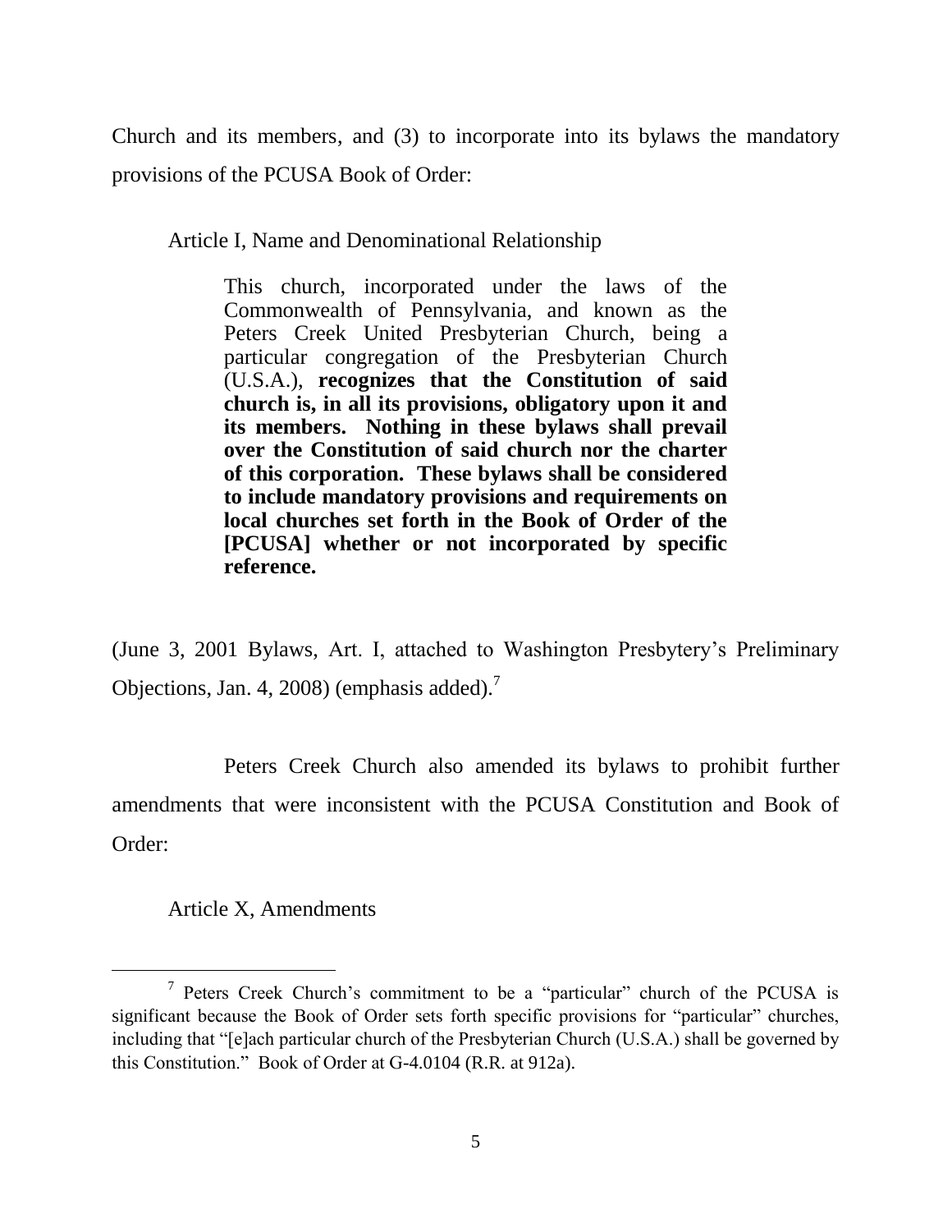Church and its members, and (3) to incorporate into its bylaws the mandatory provisions of the PCUSA Book of Order:

Article I, Name and Denominational Relationship

> This church, incorporated under the laws of the Commonwealth of Pennsylvania, and known as the Peters Creek United Presbyterian Church, being a particular congregation of the Presbyterian Church (U.S.A.), **recognizes that the Constitution of said church is, in all its provisions, obligatory upon it and its members. Nothing in these bylaws shall prevail over the Constitution of said church nor the charter of this corporation. These bylaws shall be considered to include mandatory provisions and requirements on local churches set forth in the Book of Order of the [PCUSA] whether or not incorporated by specific reference.**

(June 3, 2001 Bylaws, Art. I, attached to Washington Presbytery's Preliminary Objections, Jan. 4, 2008) (emphasis added).[7]

Peters Creek Church also amended its bylaws to prohibit further amendments that were inconsistent with the PCUSA Constitution and Book of Order:

Article X, Amendments

---

[7] Peters Creek Church's commitment to be a "particular" church of the PCUSA is significant because the Book of Order sets forth specific provisions for "particular" churches, including that "[e]ach particular church of the Presbyterian Church (U.S.A.) shall be governed by this Constitution." Book of Order at G-4.0104 (R.R. at 912a).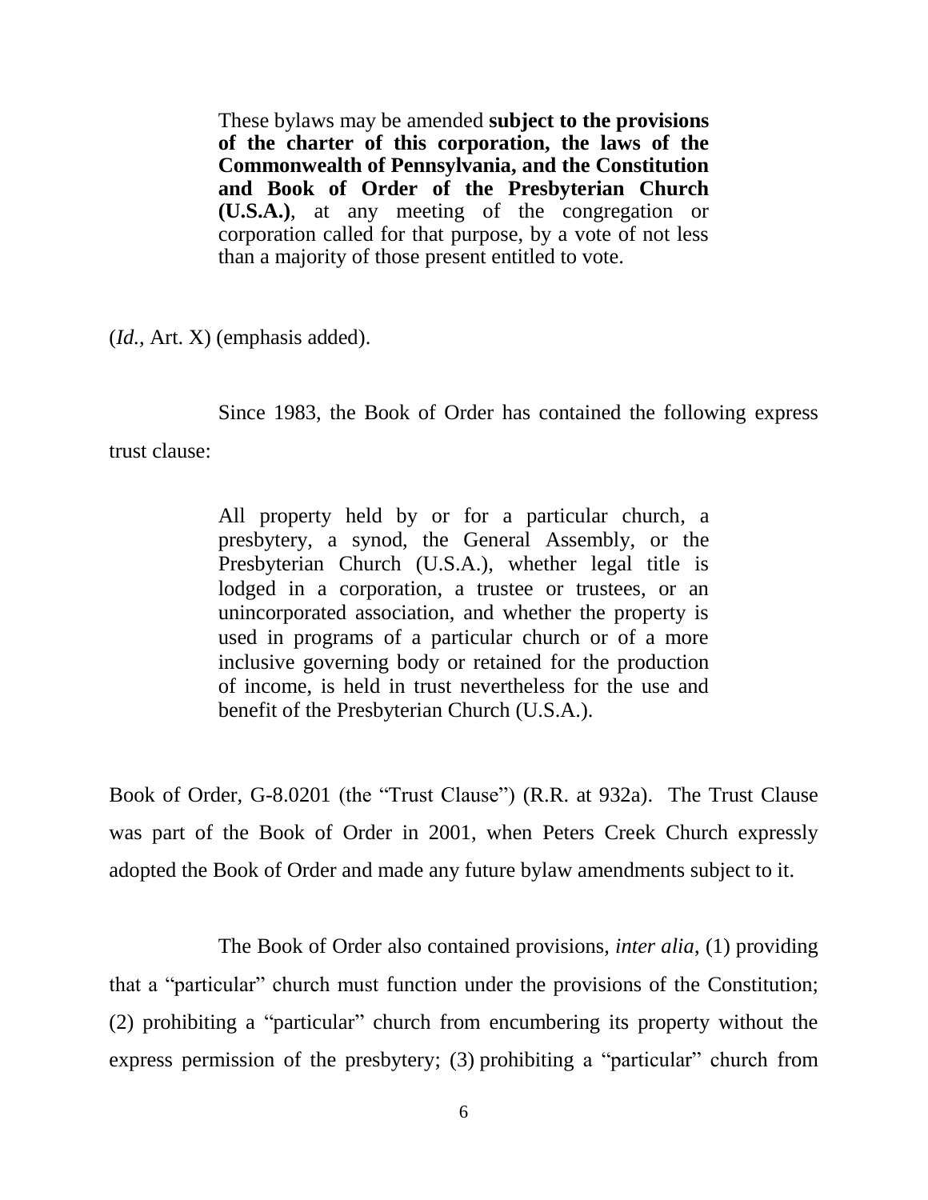> These bylaws may be amended **subject to the provisions of the charter of this corporation, the laws of the Commonwealth of Pennsylvania, and the Constitution and Book of Order of the Presbyterian Church (U.S.A.)**, at any meeting of the congregation or corporation called for that purpose, by a vote of not less than a majority of those present entitled to vote.

(*Id.*, Art. X) (emphasis added).

Since 1983, the Book of Order has contained the following express trust clause:

> All property held by or for a particular church, a presbytery, a synod, the General Assembly, or the Presbyterian Church (U.S.A.), whether legal title is lodged in a corporation, a trustee or trustees, or an unincorporated association, and whether the property is used in programs of a particular church or of a more inclusive governing body or retained for the production of income, is held in trust nevertheless for the use and benefit of the Presbyterian Church (U.S.A.).

Book of Order, G-8.0201 (the "Trust Clause") (R.R. at 932a). The Trust Clause was part of the Book of Order in 2001, when Peters Creek Church expressly adopted the Book of Order and made any future bylaw amendments subject to it.

The Book of Order also contained provisions, *inter alia*, (1) providing that a "particular" church must function under the provisions of the Constitution; (2) prohibiting a "particular" church from encumbering its property without the express permission of the presbytery; (3) prohibiting a "particular" church from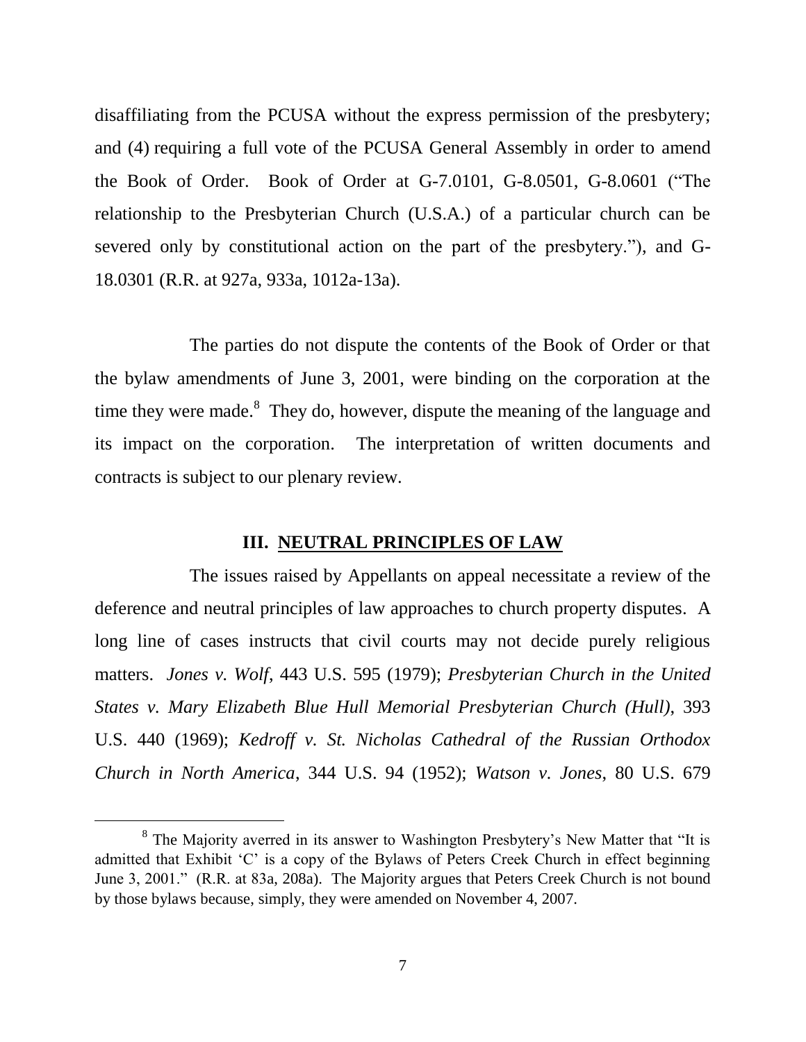disaffiliating from the PCUSA without the express permission of the presbytery; and (4) requiring a full vote of the PCUSA General Assembly in order to amend the Book of Order. Book of Order at G-7.0101, G-8.0501, G-8.0601 ("The relationship to the Presbyterian Church (U.S.A.) of a particular church can be severed only by constitutional action on the part of the presbytery."), and G-18.0301 (R.R. at 927a, 933a, 1012a-13a).

The parties do not dispute the contents of the Book of Order or that the bylaw amendments of June 3, 2001, were binding on the corporation at the time they were made.[8] They do, however, dispute the meaning of the language and its impact on the corporation. The interpretation of written documents and contracts is subject to our plenary review.

## III. NEUTRAL PRINCIPLES OF LAW

The issues raised by Appellants on appeal necessitate a review of the deference and neutral principles of law approaches to church property disputes. A long line of cases instructs that civil courts may not decide purely religious matters. *Jones v. Wolf*, 443 U.S. 595 (1979); *Presbyterian Church in the United States v. Mary Elizabeth Blue Hull Memorial Presbyterian Church (Hull)*, 393 U.S. 440 (1969); *Kedroff v. St. Nicholas Cathedral of the Russian Orthodox Church in North America*, 344 U.S. 94 (1952); *Watson v. Jones*, 80 U.S. 679

---

[8] The Majority averred in its answer to Washington Presbytery's New Matter that "It is admitted that Exhibit 'C' is a copy of the Bylaws of Peters Creek Church in effect beginning June 3, 2001." (R.R. at 83a, 208a). The Majority argues that Peters Creek Church is not bound by those bylaws because, simply, they were amended on November 4, 2007.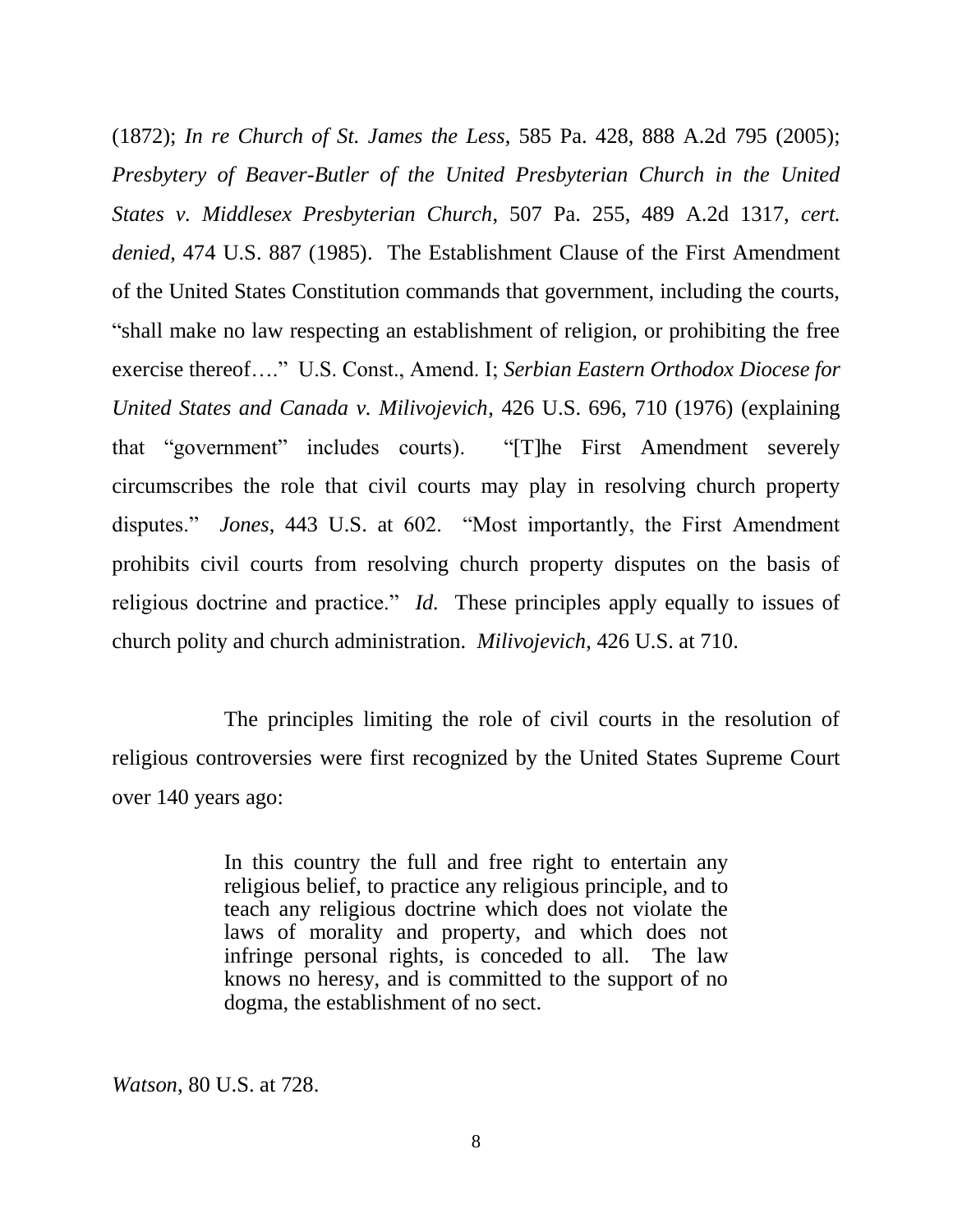(1872); *In re Church of St. James the Less*, 585 Pa. 428, 888 A.2d 795 (2005); *Presbytery of Beaver-Butler of the United Presbyterian Church in the United States v. Middlesex Presbyterian Church*, 507 Pa. 255, 489 A.2d 1317, *cert. denied*, 474 U.S. 887 (1985). The Establishment Clause of the First Amendment of the United States Constitution commands that government, including the courts, "shall make no law respecting an establishment of religion, or prohibiting the free exercise thereof…." U.S. Const., Amend. I; *Serbian Eastern Orthodox Diocese for United States and Canada v. Milivojevich*, 426 U.S. 696, 710 (1976) (explaining that "government" includes courts). "[T]he First Amendment severely circumscribes the role that civil courts may play in resolving church property disputes." *Jones*, 443 U.S. at 602. "Most importantly, the First Amendment prohibits civil courts from resolving church property disputes on the basis of religious doctrine and practice." *Id.* These principles apply equally to issues of church polity and church administration. *Milivojevich*, 426 U.S. at 710.

The principles limiting the role of civil courts in the resolution of religious controversies were first recognized by the United States Supreme Court over 140 years ago:

> In this country the full and free right to entertain any religious belief, to practice any religious principle, and to teach any religious doctrine which does not violate the laws of morality and property, and which does not infringe personal rights, is conceded to all. The law knows no heresy, and is committed to the support of no dogma, the establishment of no sect.

*Watson*, 80 U.S. at 728.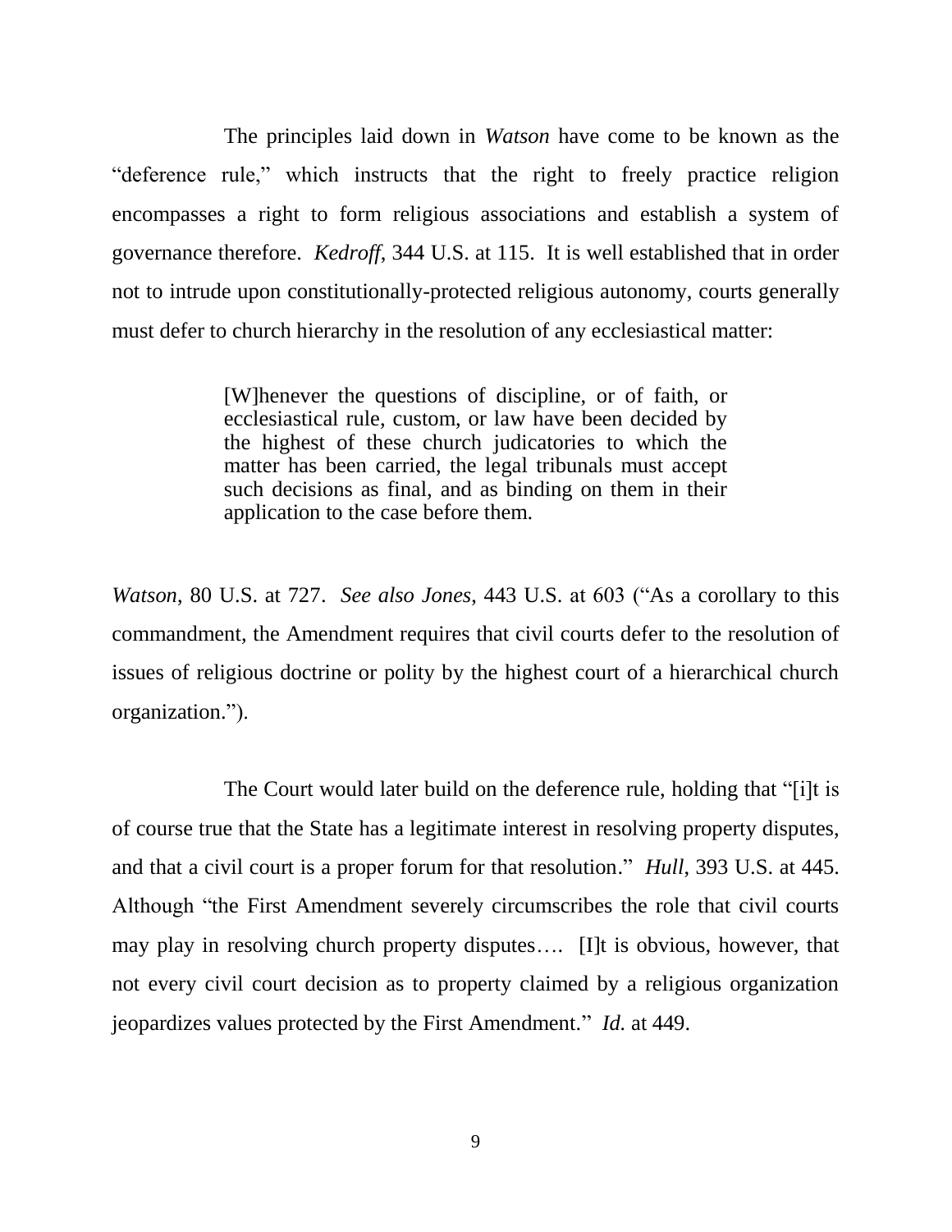The principles laid down in *Watson* have come to be known as the "deference rule," which instructs that the right to freely practice religion encompasses a right to form religious associations and establish a system of governance therefore. *Kedroff*, 344 U.S. at 115. It is well established that in order not to intrude upon constitutionally-protected religious autonomy, courts generally must defer to church hierarchy in the resolution of any ecclesiastical matter:

> [W]henever the questions of discipline, or of faith, or ecclesiastical rule, custom, or law have been decided by the highest of these church judicatories to which the matter has been carried, the legal tribunals must accept such decisions as final, and as binding on them in their application to the case before them.

*Watson*, 80 U.S. at 727. *See also Jones*, 443 U.S. at 603 ("As a corollary to this commandment, the Amendment requires that civil courts defer to the resolution of issues of religious doctrine or polity by the highest court of a hierarchical church organization.").

The Court would later build on the deference rule, holding that "[i]t is of course true that the State has a legitimate interest in resolving property disputes, and that a civil court is a proper forum for that resolution." *Hull*, 393 U.S. at 445. Although "the First Amendment severely circumscribes the role that civil courts may play in resolving church property disputes…. [I]t is obvious, however, that not every civil court decision as to property claimed by a religious organization jeopardizes values protected by the First Amendment." *Id.* at 449.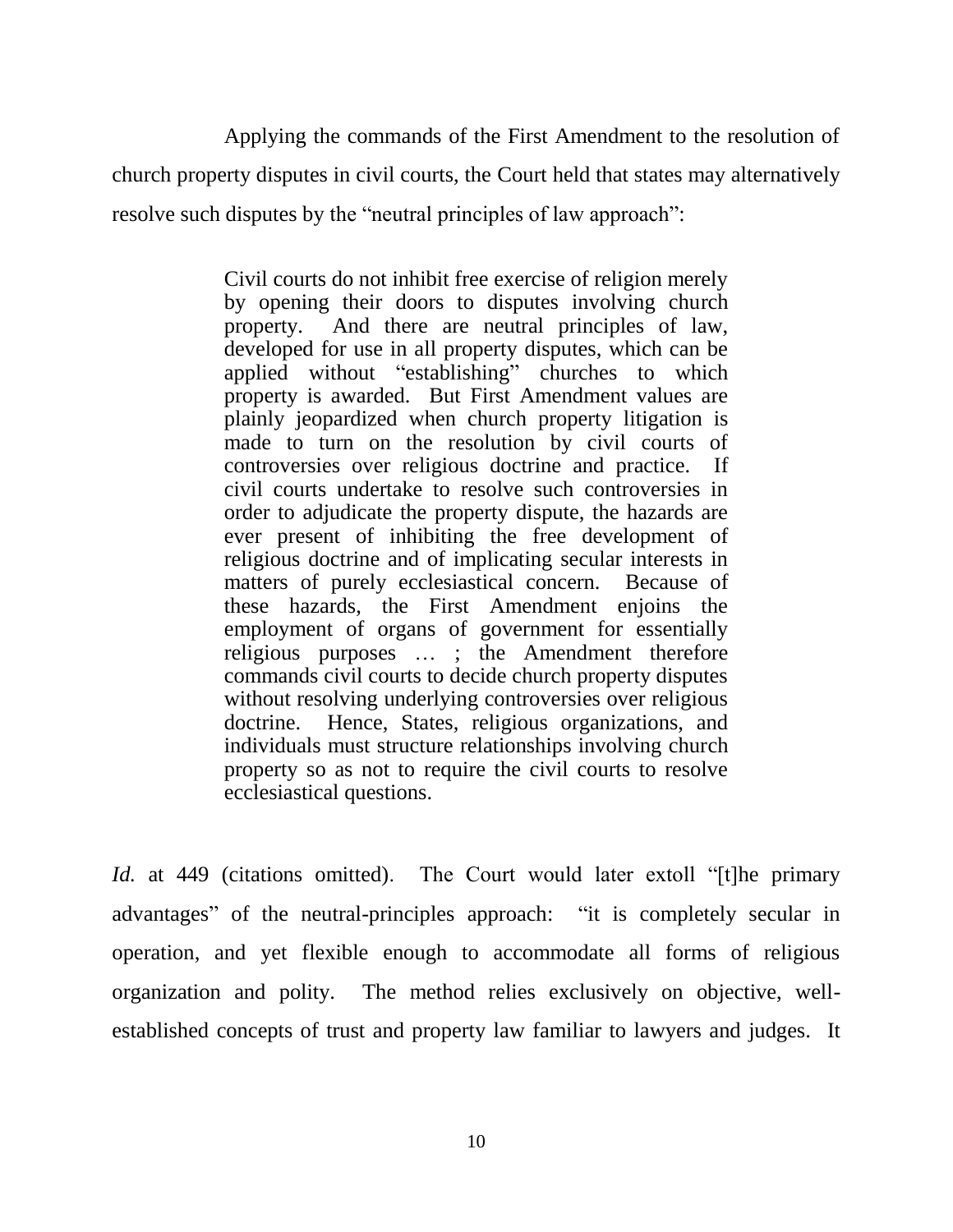Applying the commands of the First Amendment to the resolution of church property disputes in civil courts, the Court held that states may alternatively resolve such disputes by the "neutral principles of law approach":

> Civil courts do not inhibit free exercise of religion merely by opening their doors to disputes involving church property. And there are neutral principles of law, developed for use in all property disputes, which can be applied without "establishing" churches to which property is awarded. But First Amendment values are plainly jeopardized when church property litigation is made to turn on the resolution by civil courts of controversies over religious doctrine and practice. If civil courts undertake to resolve such controversies in order to adjudicate the property dispute, the hazards are ever present of inhibiting the free development of religious doctrine and of implicating secular interests in matters of purely ecclesiastical concern. Because of these hazards, the First Amendment enjoins the employment of organs of government for essentially religious purposes … ; the Amendment therefore commands civil courts to decide church property disputes without resolving underlying controversies over religious doctrine. Hence, States, religious organizations, and individuals must structure relationships involving church property so as not to require the civil courts to resolve ecclesiastical questions.

*Id.* at 449 (citations omitted). The Court would later extoll "[t]he primary advantages" of the neutral-principles approach: "it is completely secular in operation, and yet flexible enough to accommodate all forms of religious organization and polity. The method relies exclusively on objective, well-established concepts of trust and property law familiar to lawyers and judges. It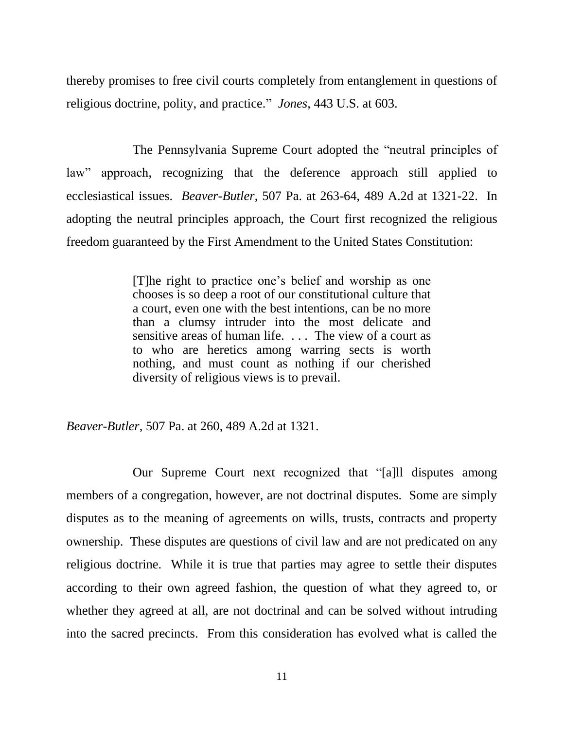thereby promises to free civil courts completely from entanglement in questions of religious doctrine, polity, and practice." *Jones*, 443 U.S. at 603.

The Pennsylvania Supreme Court adopted the "neutral principles of law" approach, recognizing that the deference approach still applied to ecclesiastical issues. *Beaver-Butler*, 507 Pa. at 263-64, 489 A.2d at 1321-22. In adopting the neutral principles approach, the Court first recognized the religious freedom guaranteed by the First Amendment to the United States Constitution:

> [T]he right to practice one's belief and worship as one chooses is so deep a root of our constitutional culture that a court, even one with the best intentions, can be no more than a clumsy intruder into the most delicate and sensitive areas of human life. . . . The view of a court as to who are heretics among warring sects is worth nothing, and must count as nothing if our cherished diversity of religious views is to prevail.

*Beaver-Butler*, 507 Pa. at 260, 489 A.2d at 1321.

Our Supreme Court next recognized that "[a]ll disputes among members of a congregation, however, are not doctrinal disputes. Some are simply disputes as to the meaning of agreements on wills, trusts, contracts and property ownership. These disputes are questions of civil law and are not predicated on any religious doctrine. While it is true that parties may agree to settle their disputes according to their own agreed fashion, the question of what they agreed to, or whether they agreed at all, are not doctrinal and can be solved without intruding into the sacred precincts. From this consideration has evolved what is called the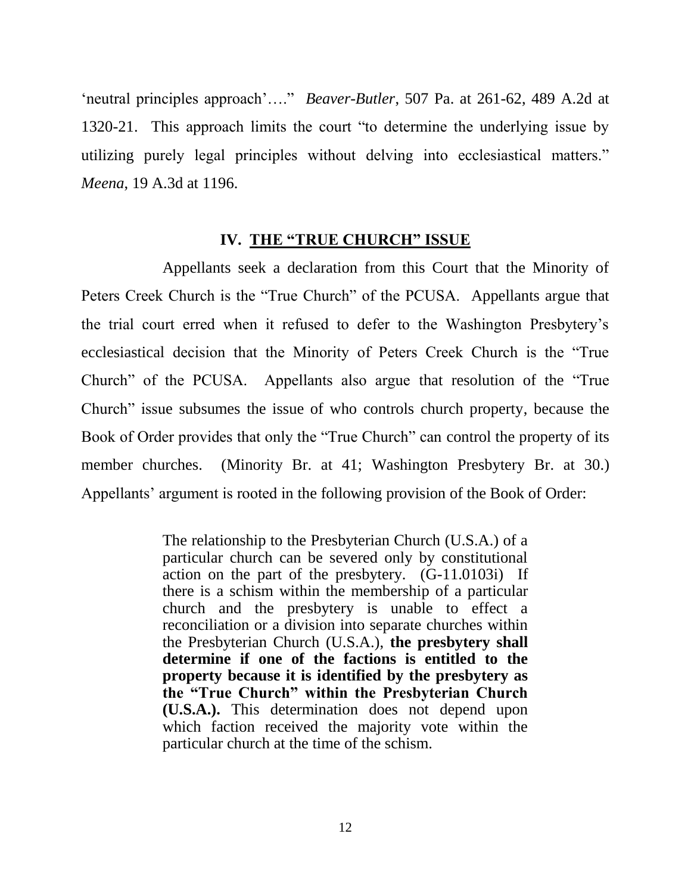'neutral principles approach'…." *Beaver-Butler*, 507 Pa. at 261-62, 489 A.2d at 1320-21. This approach limits the court "to determine the underlying issue by utilizing purely legal principles without delving into ecclesiastical matters." *Meena*, 19 A.3d at 1196.

## IV. THE "TRUE CHURCH" ISSUE

Appellants seek a declaration from this Court that the Minority of Peters Creek Church is the "True Church" of the PCUSA. Appellants argue that the trial court erred when it refused to defer to the Washington Presbytery's ecclesiastical decision that the Minority of Peters Creek Church is the "True Church" of the PCUSA. Appellants also argue that resolution of the "True Church" issue subsumes the issue of who controls church property, because the Book of Order provides that only the "True Church" can control the property of its member churches. (Minority Br. at 41; Washington Presbytery Br. at 30.) Appellants' argument is rooted in the following provision of the Book of Order:

> The relationship to the Presbyterian Church (U.S.A.) of a particular church can be severed only by constitutional action on the part of the presbytery. (G-11.0103i) If there is a schism within the membership of a particular church and the presbytery is unable to effect a reconciliation or a division into separate churches within the Presbyterian Church (U.S.A.), **the presbytery shall determine if one of the factions is entitled to the property because it is identified by the presbytery as the "True Church" within the Presbyterian Church (U.S.A.).** This determination does not depend upon which faction received the majority vote within the particular church at the time of the schism.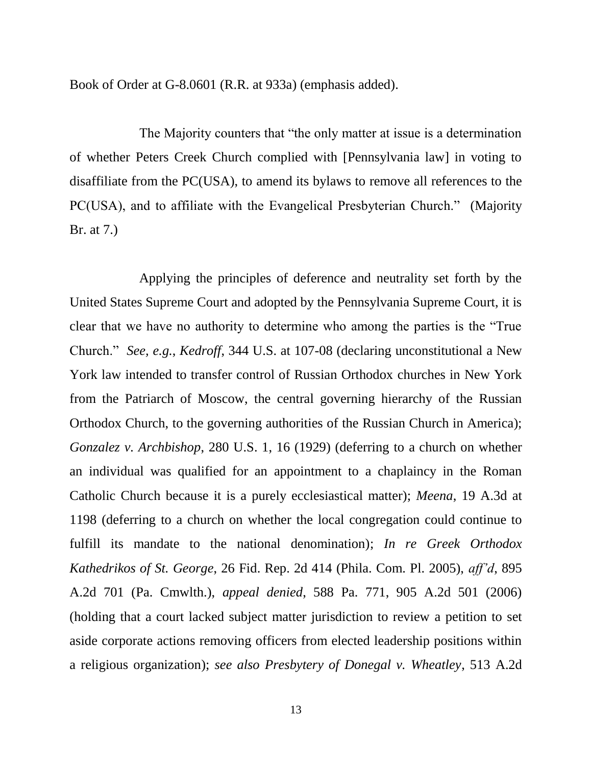Book of Order at G-8.0601 (R.R. at 933a) (emphasis added).

The Majority counters that "the only matter at issue is a determination of whether Peters Creek Church complied with [Pennsylvania law] in voting to disaffiliate from the PC(USA), to amend its bylaws to remove all references to the PC(USA), and to affiliate with the Evangelical Presbyterian Church." (Majority Br. at 7.)

Applying the principles of deference and neutrality set forth by the United States Supreme Court and adopted by the Pennsylvania Supreme Court, it is clear that we have no authority to determine who among the parties is the "True Church." *See, e.g.*, *Kedroff*, 344 U.S. at 107-08 (declaring unconstitutional a New York law intended to transfer control of Russian Orthodox churches in New York from the Patriarch of Moscow, the central governing hierarchy of the Russian Orthodox Church, to the governing authorities of the Russian Church in America); *Gonzalez v. Archbishop*, 280 U.S. 1, 16 (1929) (deferring to a church on whether an individual was qualified for an appointment to a chaplaincy in the Roman Catholic Church because it is a purely ecclesiastical matter); *Meena*, 19 A.3d at 1198 (deferring to a church on whether the local congregation could continue to fulfill its mandate to the national denomination); *In re Greek Orthodox Kathedrikos of St. George*, 26 Fid. Rep. 2d 414 (Phila. Com. Pl. 2005), *aff'd*, 895 A.2d 701 (Pa. Cmwlth.), *appeal denied*, 588 Pa. 771, 905 A.2d 501 (2006) (holding that a court lacked subject matter jurisdiction to review a petition to set aside corporate actions removing officers from elected leadership positions within a religious organization); *see also Presbytery of Donegal v. Wheatley*, 513 A.2d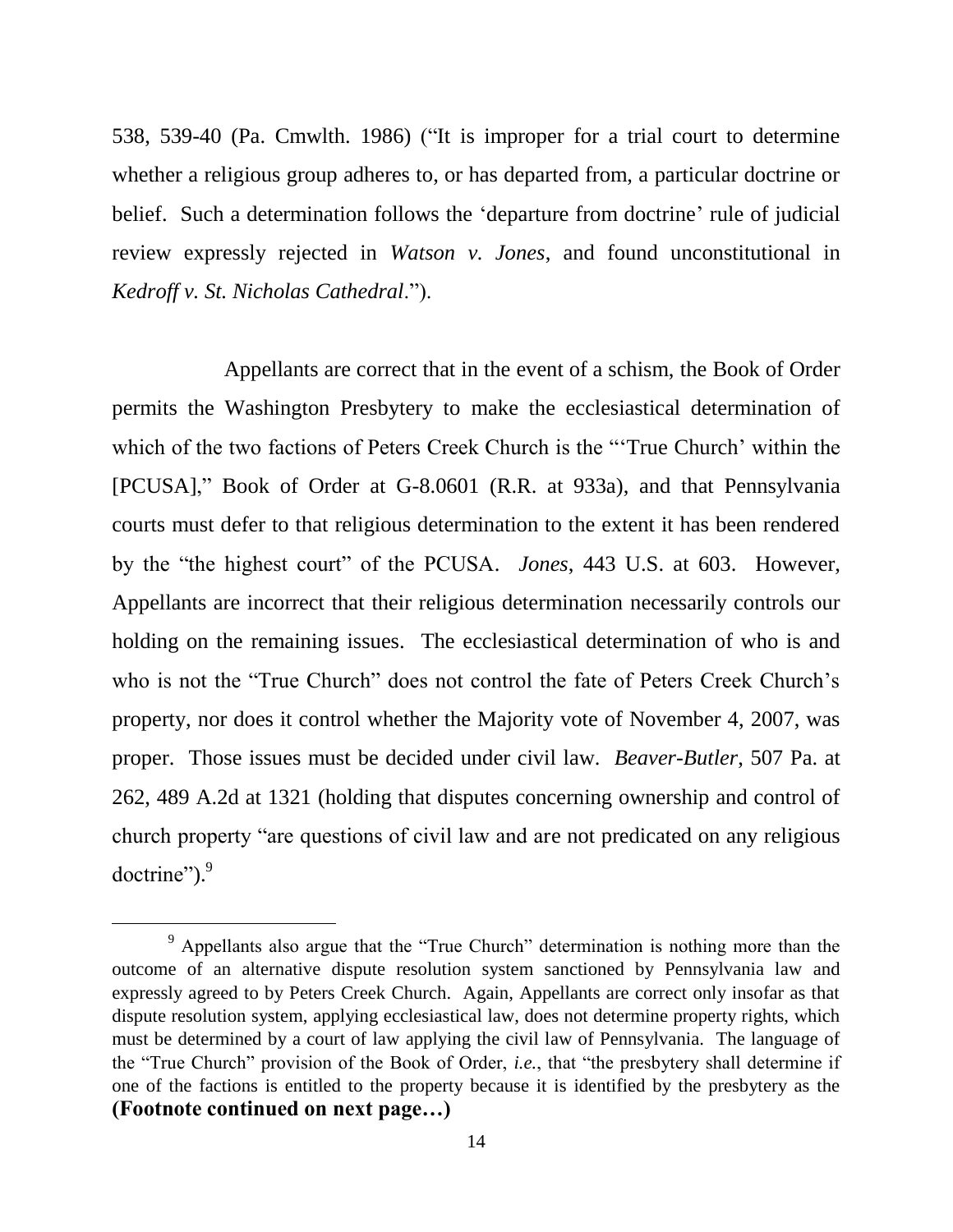538, 539-40 (Pa. Cmwlth. 1986) ("It is improper for a trial court to determine whether a religious group adheres to, or has departed from, a particular doctrine or belief. Such a determination follows the 'departure from doctrine' rule of judicial review expressly rejected in *Watson v. Jones*, and found unconstitutional in *Kedroff v. St. Nicholas Cathedral*.").

Appellants are correct that in the event of a schism, the Book of Order permits the Washington Presbytery to make the ecclesiastical determination of which of the two factions of Peters Creek Church is the "'True Church' within the [PCUSA]," Book of Order at G-8.0601 (R.R. at 933a), and that Pennsylvania courts must defer to that religious determination to the extent it has been rendered by the "the highest court" of the PCUSA. *Jones*, 443 U.S. at 603. However, Appellants are incorrect that their religious determination necessarily controls our holding on the remaining issues. The ecclesiastical determination of who is and who is not the "True Church" does not control the fate of Peters Creek Church's property, nor does it control whether the Majority vote of November 4, 2007, was proper. Those issues must be decided under civil law. *Beaver-Butler*, 507 Pa. at 262, 489 A.2d at 1321 (holding that disputes concerning ownership and control of church property "are questions of civil law and are not predicated on any religious doctrine").[9]

---

[9] Appellants also argue that the "True Church" determination is nothing more than the outcome of an alternative dispute resolution system sanctioned by Pennsylvania law and expressly agreed to by Peters Creek Church. Again, Appellants are correct only insofar as that dispute resolution system, applying ecclesiastical law, does not determine property rights, which must be determined by a court of law applying the civil law of Pennsylvania. The language of the "True Church" provision of the Book of Order, *i.e.*, that "the presbytery shall determine if one of the factions is entitled to the property because it is identified by the presbytery as the **(Footnote continued on next page…)**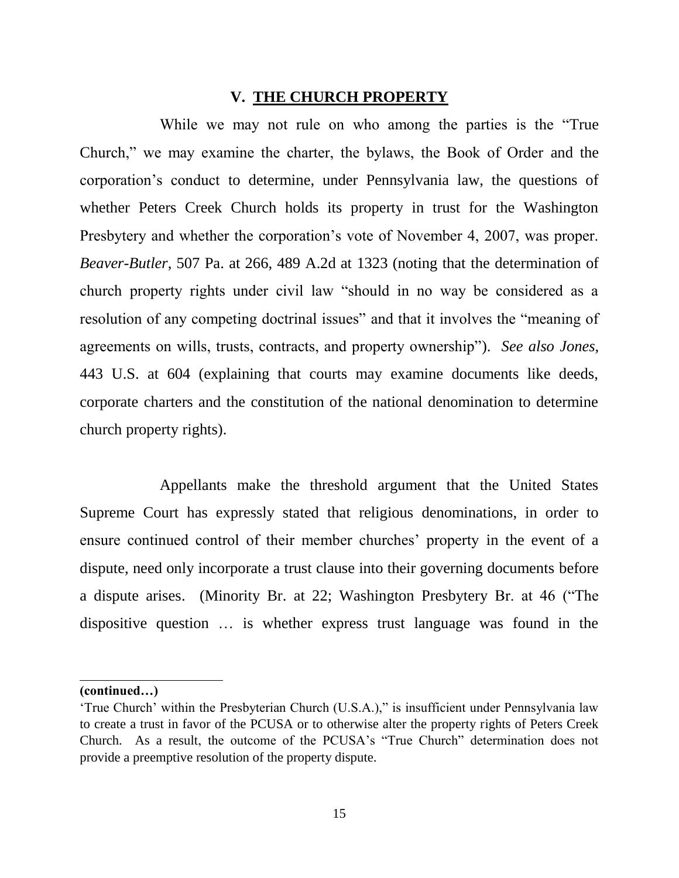## V. THE CHURCH PROPERTY

While we may not rule on who among the parties is the "True Church," we may examine the charter, the bylaws, the Book of Order and the corporation's conduct to determine, under Pennsylvania law, the questions of whether Peters Creek Church holds its property in trust for the Washington Presbytery and whether the corporation's vote of November 4, 2007, was proper. *Beaver-Butler*, 507 Pa. at 266, 489 A.2d at 1323 (noting that the determination of church property rights under civil law "should in no way be considered as a resolution of any competing doctrinal issues" and that it involves the "meaning of agreements on wills, trusts, contracts, and property ownership"). *See also Jones*, 443 U.S. at 604 (explaining that courts may examine documents like deeds, corporate charters and the constitution of the national denomination to determine church property rights).

Appellants make the threshold argument that the United States Supreme Court has expressly stated that religious denominations, in order to ensure continued control of their member churches' property in the event of a dispute, need only incorporate a trust clause into their governing documents before a dispute arises. (Minority Br. at 22; Washington Presbytery Br. at 46 ("The dispositive question … is whether express trust language was found in the

---

**(continued…)**

'True Church' within the Presbyterian Church (U.S.A.)," is insufficient under Pennsylvania law to create a trust in favor of the PCUSA or to otherwise alter the property rights of Peters Creek Church. As a result, the outcome of the PCUSA's "True Church" determination does not provide a preemptive resolution of the property dispute.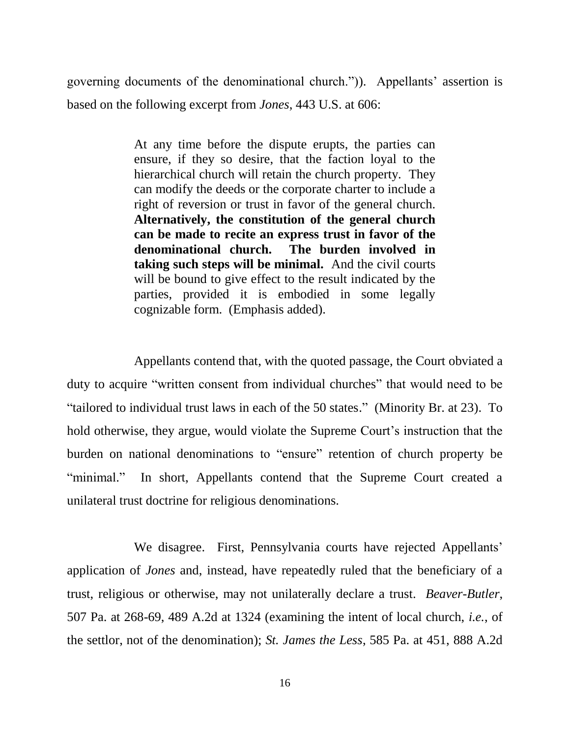governing documents of the denominational church.")). Appellants' assertion is based on the following excerpt from *Jones*, 443 U.S. at 606:

> At any time before the dispute erupts, the parties can ensure, if they so desire, that the faction loyal to the hierarchical church will retain the church property. They can modify the deeds or the corporate charter to include a right of reversion or trust in favor of the general church. **Alternatively, the constitution of the general church can be made to recite an express trust in favor of the denominational church. The burden involved in taking such steps will be minimal.** And the civil courts will be bound to give effect to the result indicated by the parties, provided it is embodied in some legally cognizable form. (Emphasis added).

Appellants contend that, with the quoted passage, the Court obviated a duty to acquire "written consent from individual churches" that would need to be "tailored to individual trust laws in each of the 50 states." (Minority Br. at 23). To hold otherwise, they argue, would violate the Supreme Court's instruction that the burden on national denominations to "ensure" retention of church property be "minimal." In short, Appellants contend that the Supreme Court created a unilateral trust doctrine for religious denominations.

We disagree. First, Pennsylvania courts have rejected Appellants' application of *Jones* and, instead, have repeatedly ruled that the beneficiary of a trust, religious or otherwise, may not unilaterally declare a trust. *Beaver-Butler*, 507 Pa. at 268-69, 489 A.2d at 1324 (examining the intent of local church, *i.e.*, of the settlor, not of the denomination); *St. James the Less*, 585 Pa. at 451, 888 A.2d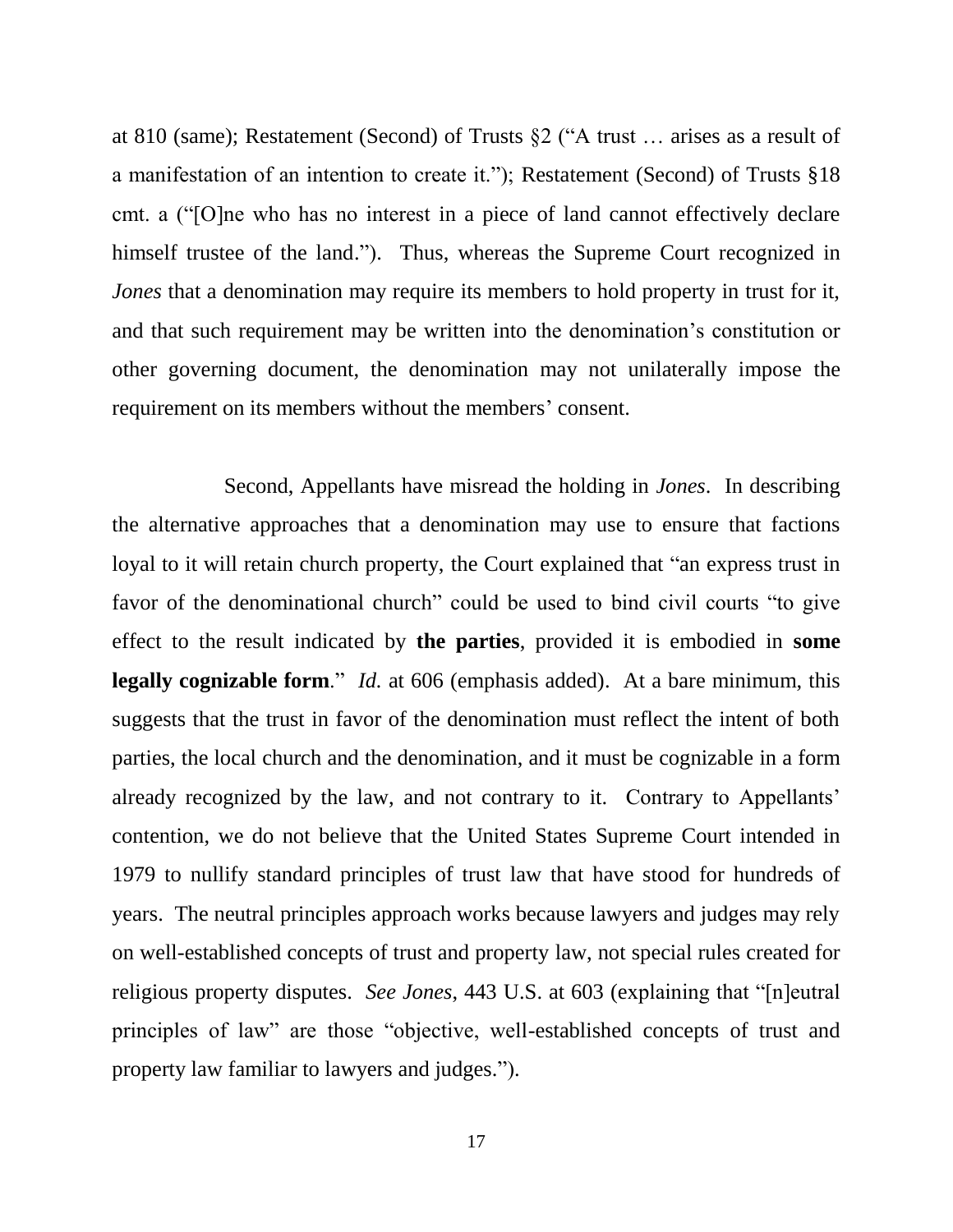at 810 (same); Restatement (Second) of Trusts §2 ("A trust … arises as a result of a manifestation of an intention to create it."); Restatement (Second) of Trusts §18 cmt. a ("[O]ne who has no interest in a piece of land cannot effectively declare himself trustee of the land."). Thus, whereas the Supreme Court recognized in *Jones* that a denomination may require its members to hold property in trust for it, and that such requirement may be written into the denomination's constitution or other governing document, the denomination may not unilaterally impose the requirement on its members without the members' consent.

Second, Appellants have misread the holding in *Jones*. In describing the alternative approaches that a denomination may use to ensure that factions loyal to it will retain church property, the Court explained that "an express trust in favor of the denominational church" could be used to bind civil courts "to give effect to the result indicated by **the parties**, provided it is embodied in **some legally cognizable form**." *Id.* at 606 (emphasis added). At a bare minimum, this suggests that the trust in favor of the denomination must reflect the intent of both parties, the local church and the denomination, and it must be cognizable in a form already recognized by the law, and not contrary to it. Contrary to Appellants' contention, we do not believe that the United States Supreme Court intended in 1979 to nullify standard principles of trust law that have stood for hundreds of years. The neutral principles approach works because lawyers and judges may rely on well-established concepts of trust and property law, not special rules created for religious property disputes. *See Jones*, 443 U.S. at 603 (explaining that "[n]eutral principles of law" are those "objective, well-established concepts of trust and property law familiar to lawyers and judges.").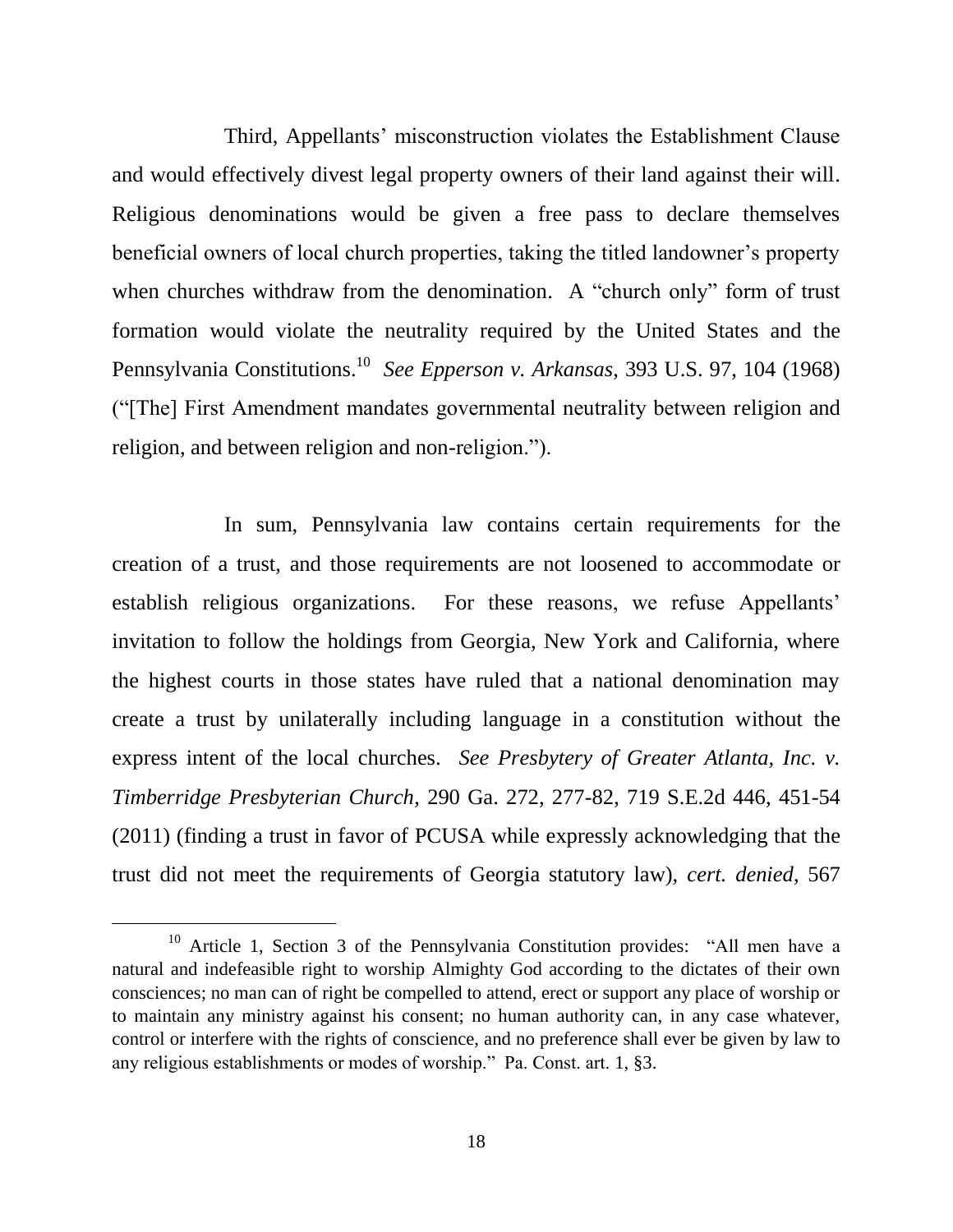Third, Appellants' misconstruction violates the Establishment Clause and would effectively divest legal property owners of their land against their will. Religious denominations would be given a free pass to declare themselves beneficial owners of local church properties, taking the titled landowner's property when churches withdraw from the denomination. A "church only" form of trust formation would violate the neutrality required by the United States and the Pennsylvania Constitutions.[10] *See Epperson v. Arkansas*, 393 U.S. 97, 104 (1968) ("[The] First Amendment mandates governmental neutrality between religion and religion, and between religion and non-religion.").

In sum, Pennsylvania law contains certain requirements for the creation of a trust, and those requirements are not loosened to accommodate or establish religious organizations. For these reasons, we refuse Appellants' invitation to follow the holdings from Georgia, New York and California, where the highest courts in those states have ruled that a national denomination may create a trust by unilaterally including language in a constitution without the express intent of the local churches. *See Presbytery of Greater Atlanta, Inc. v. Timberridge Presbyterian Church*, 290 Ga. 272, 277-82, 719 S.E.2d 446, 451-54 (2011) (finding a trust in favor of PCUSA while expressly acknowledging that the trust did not meet the requirements of Georgia statutory law), *cert. denied*, 567

---

[10] Article 1, Section 3 of the Pennsylvania Constitution provides: "All men have a natural and indefeasible right to worship Almighty God according to the dictates of their own consciences; no man can of right be compelled to attend, erect or support any place of worship or to maintain any ministry against his consent; no human authority can, in any case whatever, control or interfere with the rights of conscience, and no preference shall ever be given by law to any religious establishments or modes of worship." Pa. Const. art. 1, §3.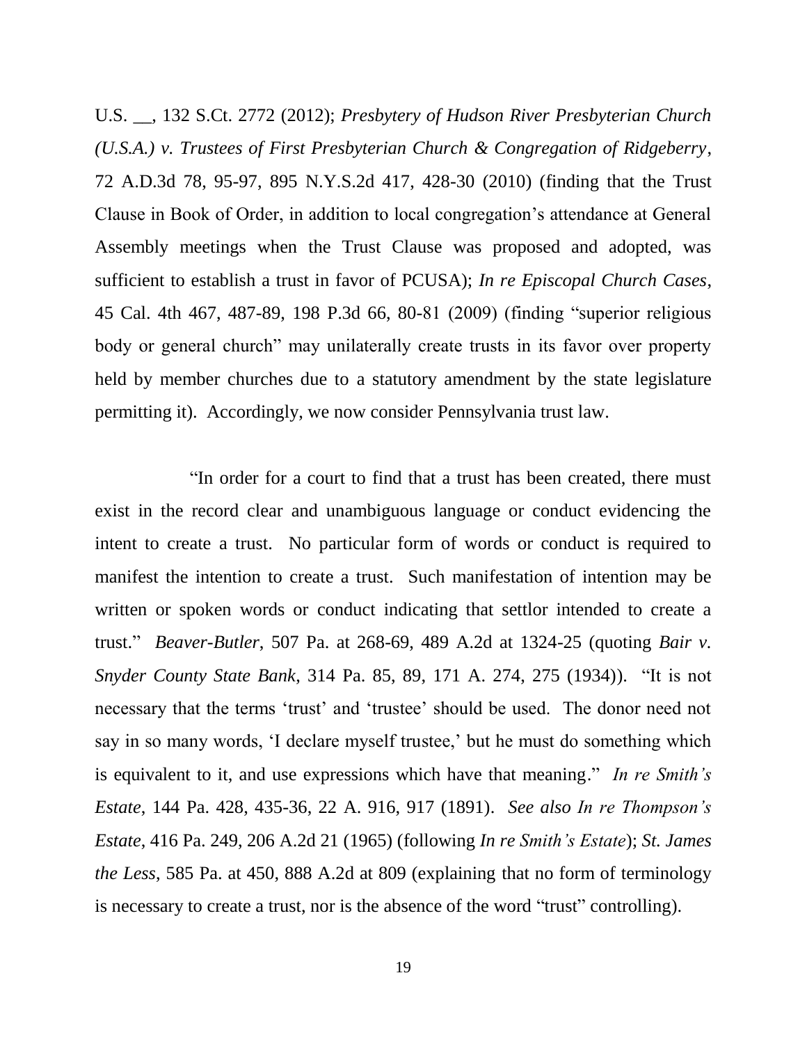U.S. __, 132 S.Ct. 2772 (2012); *Presbytery of Hudson River Presbyterian Church (U.S.A.) v. Trustees of First Presbyterian Church & Congregation of Ridgeberry*, 72 A.D.3d 78, 95-97, 895 N.Y.S.2d 417, 428-30 (2010) (finding that the Trust Clause in Book of Order, in addition to local congregation's attendance at General Assembly meetings when the Trust Clause was proposed and adopted, was sufficient to establish a trust in favor of PCUSA); *In re Episcopal Church Cases*, 45 Cal. 4th 467, 487-89, 198 P.3d 66, 80-81 (2009) (finding "superior religious body or general church" may unilaterally create trusts in its favor over property held by member churches due to a statutory amendment by the state legislature permitting it). Accordingly, we now consider Pennsylvania trust law.

"In order for a court to find that a trust has been created, there must exist in the record clear and unambiguous language or conduct evidencing the intent to create a trust. No particular form of words or conduct is required to manifest the intention to create a trust. Such manifestation of intention may be written or spoken words or conduct indicating that settlor intended to create a trust." *Beaver-Butler*, 507 Pa. at 268-69, 489 A.2d at 1324-25 (quoting *Bair v. Snyder County State Bank*, 314 Pa. 85, 89, 171 A. 274, 275 (1934)). "It is not necessary that the terms 'trust' and 'trustee' should be used. The donor need not say in so many words, 'I declare myself trustee,' but he must do something which is equivalent to it, and use expressions which have that meaning." *In re Smith's Estate*, 144 Pa. 428, 435-36, 22 A. 916, 917 (1891). *See also In re Thompson's Estate*, 416 Pa. 249, 206 A.2d 21 (1965) (following *In re Smith's Estate*); *St. James the Less*, 585 Pa. at 450, 888 A.2d at 809 (explaining that no form of terminology is necessary to create a trust, nor is the absence of the word "trust" controlling).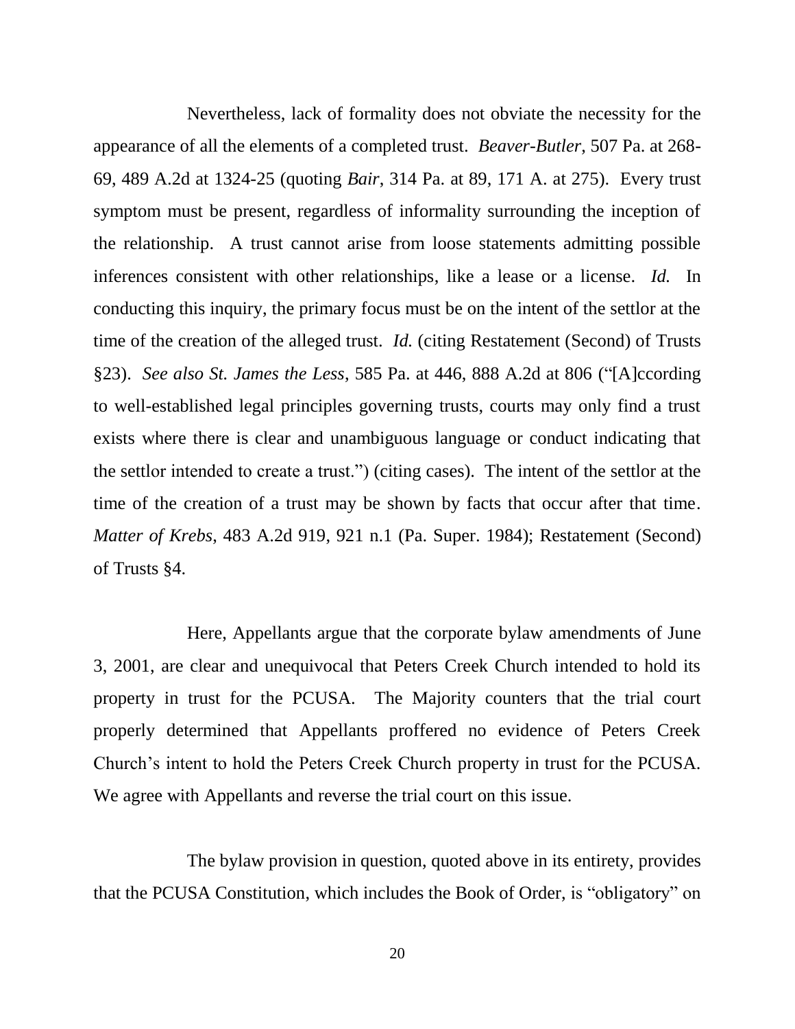Nevertheless, lack of formality does not obviate the necessity for the appearance of all the elements of a completed trust. *Beaver-Butler*, 507 Pa. at 268-69, 489 A.2d at 1324-25 (quoting *Bair*, 314 Pa. at 89, 171 A. at 275). Every trust symptom must be present, regardless of informality surrounding the inception of the relationship. A trust cannot arise from loose statements admitting possible inferences consistent with other relationships, like a lease or a license. *Id.* In conducting this inquiry, the primary focus must be on the intent of the settlor at the time of the creation of the alleged trust. *Id.* (citing Restatement (Second) of Trusts §23). *See also St. James the Less*, 585 Pa. at 446, 888 A.2d at 806 ("[A]ccording to well-established legal principles governing trusts, courts may only find a trust exists where there is clear and unambiguous language or conduct indicating that the settlor intended to create a trust.") (citing cases). The intent of the settlor at the time of the creation of a trust may be shown by facts that occur after that time. *Matter of Krebs*, 483 A.2d 919, 921 n.1 (Pa. Super. 1984); Restatement (Second) of Trusts §4.

Here, Appellants argue that the corporate bylaw amendments of June 3, 2001, are clear and unequivocal that Peters Creek Church intended to hold its property in trust for the PCUSA. The Majority counters that the trial court properly determined that Appellants proffered no evidence of Peters Creek Church's intent to hold the Peters Creek Church property in trust for the PCUSA. We agree with Appellants and reverse the trial court on this issue.

The bylaw provision in question, quoted above in its entirety, provides that the PCUSA Constitution, which includes the Book of Order, is "obligatory" on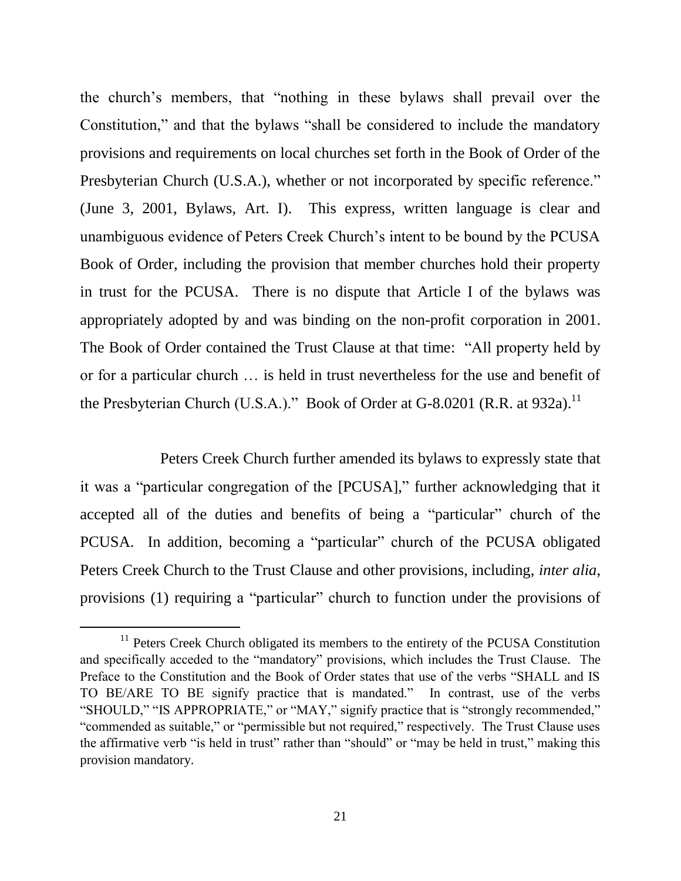the church's members, that "nothing in these bylaws shall prevail over the Constitution," and that the bylaws "shall be considered to include the mandatory provisions and requirements on local churches set forth in the Book of Order of the Presbyterian Church (U.S.A.), whether or not incorporated by specific reference." (June 3, 2001, Bylaws, Art. I). This express, written language is clear and unambiguous evidence of Peters Creek Church's intent to be bound by the PCUSA Book of Order, including the provision that member churches hold their property in trust for the PCUSA. There is no dispute that Article I of the bylaws was appropriately adopted by and was binding on the non-profit corporation in 2001. The Book of Order contained the Trust Clause at that time: "All property held by or for a particular church … is held in trust nevertheless for the use and benefit of the Presbyterian Church (U.S.A.)." Book of Order at G-8.0201 (R.R. at 932a).[11]

Peters Creek Church further amended its bylaws to expressly state that it was a "particular congregation of the [PCUSA]," further acknowledging that it accepted all of the duties and benefits of being a "particular" church of the PCUSA. In addition, becoming a "particular" church of the PCUSA obligated Peters Creek Church to the Trust Clause and other provisions, including, *inter alia*, provisions (1) requiring a "particular" church to function under the provisions of

---

[11] Peters Creek Church obligated its members to the entirety of the PCUSA Constitution and specifically acceded to the "mandatory" provisions, which includes the Trust Clause. The Preface to the Constitution and the Book of Order states that use of the verbs "SHALL and IS TO BE/ARE TO BE signify practice that is mandated." In contrast, use of the verbs "SHOULD," "IS APPROPRIATE," or "MAY," signify practice that is "strongly recommended," "commended as suitable," or "permissible but not required," respectively. The Trust Clause uses the affirmative verb "is held in trust" rather than "should" or "may be held in trust," making this provision mandatory.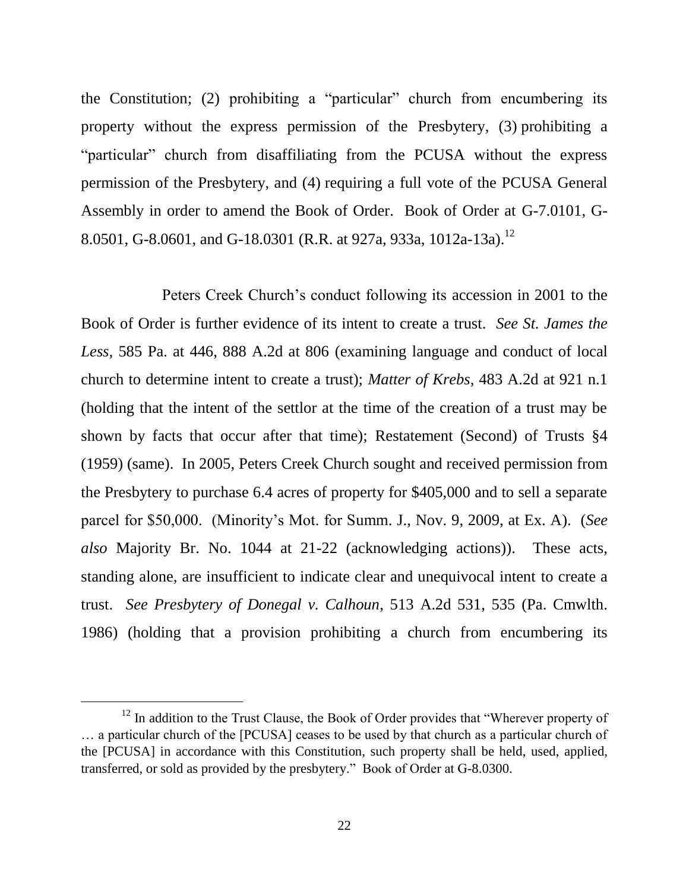the Constitution; (2) prohibiting a "particular" church from encumbering its property without the express permission of the Presbytery, (3) prohibiting a "particular" church from disaffiliating from the PCUSA without the express permission of the Presbytery, and (4) requiring a full vote of the PCUSA General Assembly in order to amend the Book of Order. Book of Order at G-7.0101, G-8.0501, G-8.0601, and G-18.0301 (R.R. at 927a, 933a, 1012a-13a).[12]

Peters Creek Church's conduct following its accession in 2001 to the Book of Order is further evidence of its intent to create a trust. *See St. James the Less*, 585 Pa. at 446, 888 A.2d at 806 (examining language and conduct of local church to determine intent to create a trust); *Matter of Krebs*, 483 A.2d at 921 n.1 (holding that the intent of the settlor at the time of the creation of a trust may be shown by facts that occur after that time); Restatement (Second) of Trusts §4 (1959) (same). In 2005, Peters Creek Church sought and received permission from the Presbytery to purchase 6.4 acres of property for $405,000 and to sell a separate parcel for $50,000. (Minority's Mot. for Summ. J., Nov. 9, 2009, at Ex. A). (*See also* Majority Br. No. 1044 at 21-22 (acknowledging actions)). These acts, standing alone, are insufficient to indicate clear and unequivocal intent to create a trust. *See Presbytery of Donegal v. Calhoun*, 513 A.2d 531, 535 (Pa. Cmwlth. 1986) (holding that a provision prohibiting a church from encumbering its

[12] In addition to the Trust Clause, the Book of Order provides that "Wherever property of … a particular church of the [PCUSA] ceases to be used by that church as a particular church of the [PCUSA] in accordance with this Constitution, such property shall be held, used, applied, transferred, or sold as provided by the presbytery." Book of Order at G-8.0300.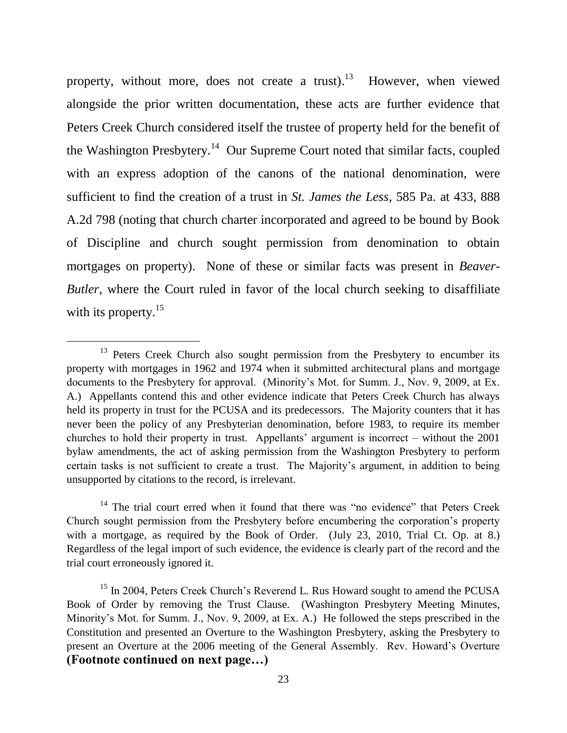property, without more, does not create a trust).[13] However, when viewed alongside the prior written documentation, these acts are further evidence that Peters Creek Church considered itself the trustee of property held for the benefit of the Washington Presbytery.[14] Our Supreme Court noted that similar facts, coupled with an express adoption of the canons of the national denomination, were sufficient to find the creation of a trust in *St. James the Less*, 585 Pa. at 433, 888 A.2d 798 (noting that church charter incorporated and agreed to be bound by Book of Discipline and church sought permission from denomination to obtain mortgages on property). None of these or similar facts was present in *Beaver-Butler*, where the Court ruled in favor of the local church seeking to disaffiliate with its property.[15]

---

[13] Peters Creek Church also sought permission from the Presbytery to encumber its property with mortgages in 1962 and 1974 when it submitted architectural plans and mortgage documents to the Presbytery for approval. (Minority's Mot. for Summ. J., Nov. 9, 2009, at Ex. A.) Appellants contend this and other evidence indicate that Peters Creek Church has always held its property in trust for the PCUSA and its predecessors. The Majority counters that it has never been the policy of any Presbyterian denomination, before 1983, to require its member churches to hold their property in trust. Appellants' argument is incorrect – without the 2001 bylaw amendments, the act of asking permission from the Washington Presbytery to perform certain tasks is not sufficient to create a trust. The Majority's argument, in addition to being unsupported by citations to the record, is irrelevant.

[14] The trial court erred when it found that there was "no evidence" that Peters Creek Church sought permission from the Presbytery before encumbering the corporation's property with a mortgage, as required by the Book of Order. (July 23, 2010, Trial Ct. Op. at 8.) Regardless of the legal import of such evidence, the evidence is clearly part of the record and the trial court erroneously ignored it.

[15] In 2004, Peters Creek Church's Reverend L. Rus Howard sought to amend the PCUSA Book of Order by removing the Trust Clause. (Washington Presbytery Meeting Minutes, Minority's Mot. for Summ. J., Nov. 9, 2009, at Ex. A.) He followed the steps prescribed in the Constitution and presented an Overture to the Washington Presbytery, asking the Presbytery to present an Overture at the 2006 meeting of the General Assembly. Rev. Howard's Overture

**(Footnote continued on next page…)**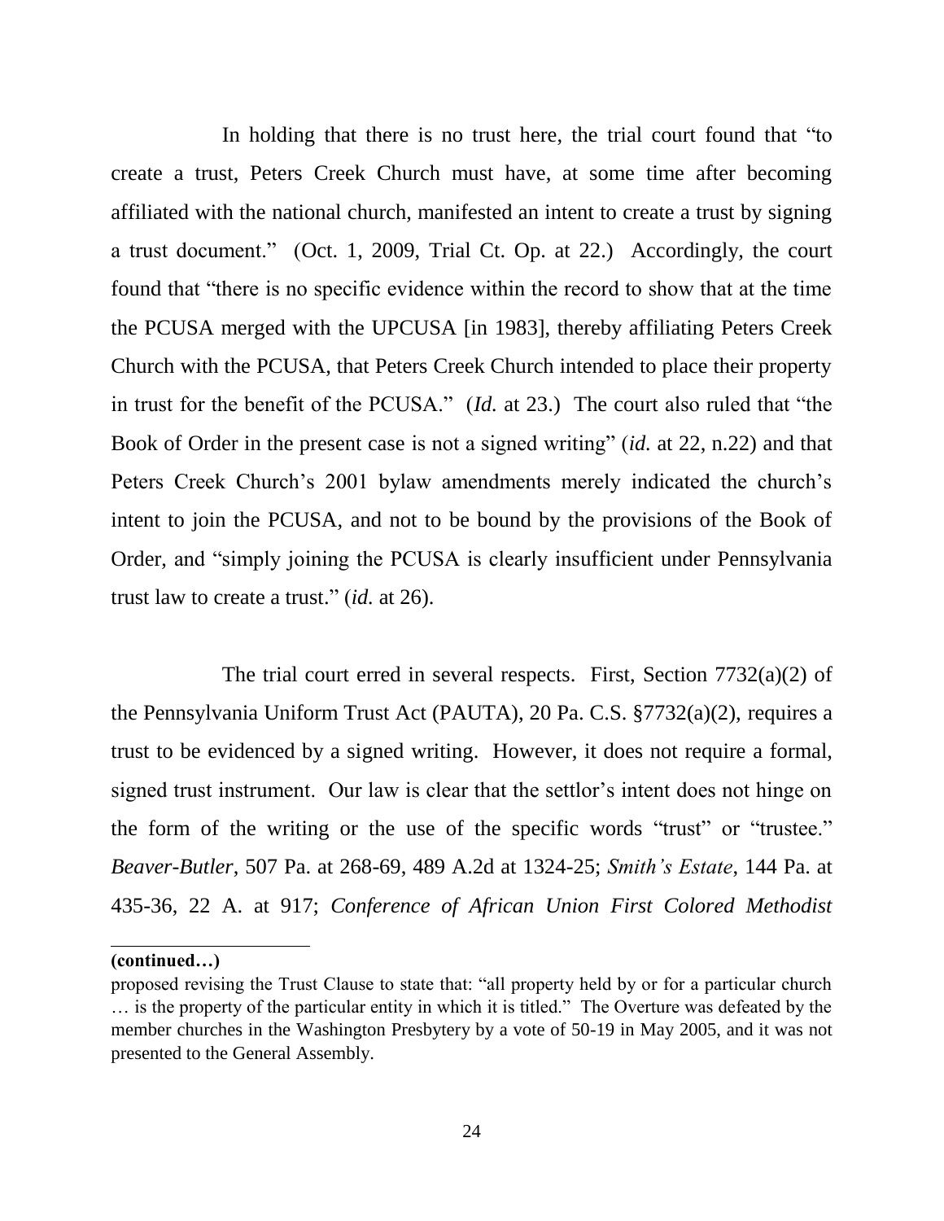In holding that there is no trust here, the trial court found that "to create a trust, Peters Creek Church must have, at some time after becoming affiliated with the national church, manifested an intent to create a trust by signing a trust document." (Oct. 1, 2009, Trial Ct. Op. at 22.) Accordingly, the court found that "there is no specific evidence within the record to show that at the time the PCUSA merged with the UPCUSA [in 1983], thereby affiliating Peters Creek Church with the PCUSA, that Peters Creek Church intended to place their property in trust for the benefit of the PCUSA." (*Id.* at 23.) The court also ruled that "the Book of Order in the present case is not a signed writing" (*id.* at 22, n.22) and that Peters Creek Church's 2001 bylaw amendments merely indicated the church's intent to join the PCUSA, and not to be bound by the provisions of the Book of Order, and "simply joining the PCUSA is clearly insufficient under Pennsylvania trust law to create a trust." (*id.* at 26).

The trial court erred in several respects. First, Section 7732(a)(2) of the Pennsylvania Uniform Trust Act (PAUTA), 20 Pa. C.S. §7732(a)(2), requires a trust to be evidenced by a signed writing. However, it does not require a formal, signed trust instrument. Our law is clear that the settlor's intent does not hinge on the form of the writing or the use of the specific words "trust" or "trustee." *Beaver-Butler*, 507 Pa. at 268-69, 489 A.2d at 1324-25; *Smith's Estate*, 144 Pa. at 435-36, 22 A. at 917; *Conference of African Union First Colored Methodist*

---

**(continued…)**

proposed revising the Trust Clause to state that: "all property held by or for a particular church … is the property of the particular entity in which it is titled." The Overture was defeated by the member churches in the Washington Presbytery by a vote of 50-19 in May 2005, and it was not presented to the General Assembly.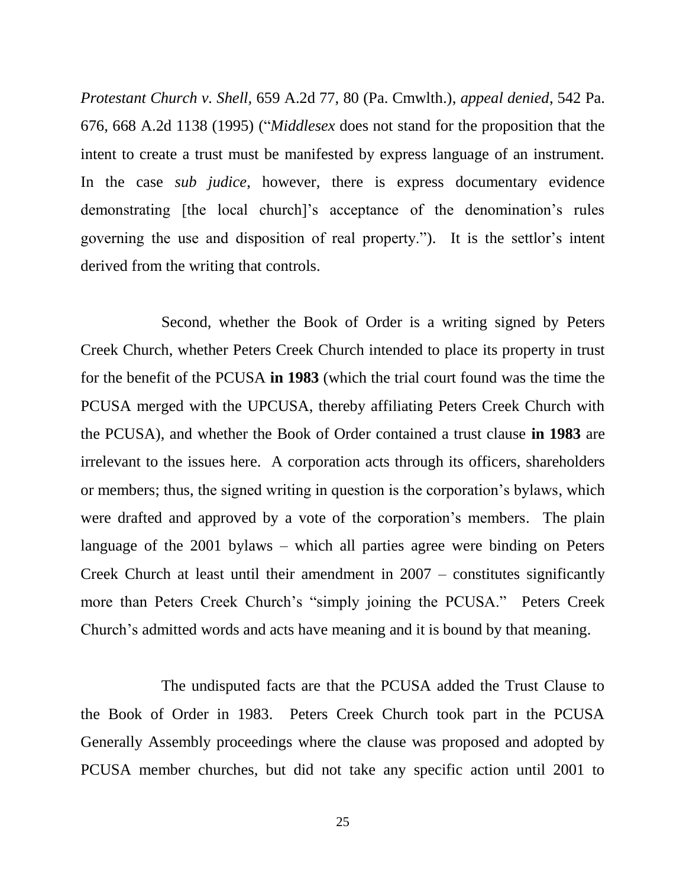*Protestant Church v. Shell*, 659 A.2d 77, 80 (Pa. Cmwlth.), *appeal denied*, 542 Pa. 676, 668 A.2d 1138 (1995) ("*Middlesex* does not stand for the proposition that the intent to create a trust must be manifested by express language of an instrument. In the case *sub judice*, however, there is express documentary evidence demonstrating [the local church]'s acceptance of the denomination's rules governing the use and disposition of real property."). It is the settlor's intent derived from the writing that controls.

Second, whether the Book of Order is a writing signed by Peters Creek Church, whether Peters Creek Church intended to place its property in trust for the benefit of the PCUSA **in 1983** (which the trial court found was the time the PCUSA merged with the UPCUSA, thereby affiliating Peters Creek Church with the PCUSA), and whether the Book of Order contained a trust clause **in 1983** are irrelevant to the issues here. A corporation acts through its officers, shareholders or members; thus, the signed writing in question is the corporation's bylaws, which were drafted and approved by a vote of the corporation's members. The plain language of the 2001 bylaws – which all parties agree were binding on Peters Creek Church at least until their amendment in 2007 – constitutes significantly more than Peters Creek Church's "simply joining the PCUSA." Peters Creek Church's admitted words and acts have meaning and it is bound by that meaning.

The undisputed facts are that the PCUSA added the Trust Clause to the Book of Order in 1983. Peters Creek Church took part in the PCUSA Generally Assembly proceedings where the clause was proposed and adopted by PCUSA member churches, but did not take any specific action until 2001 to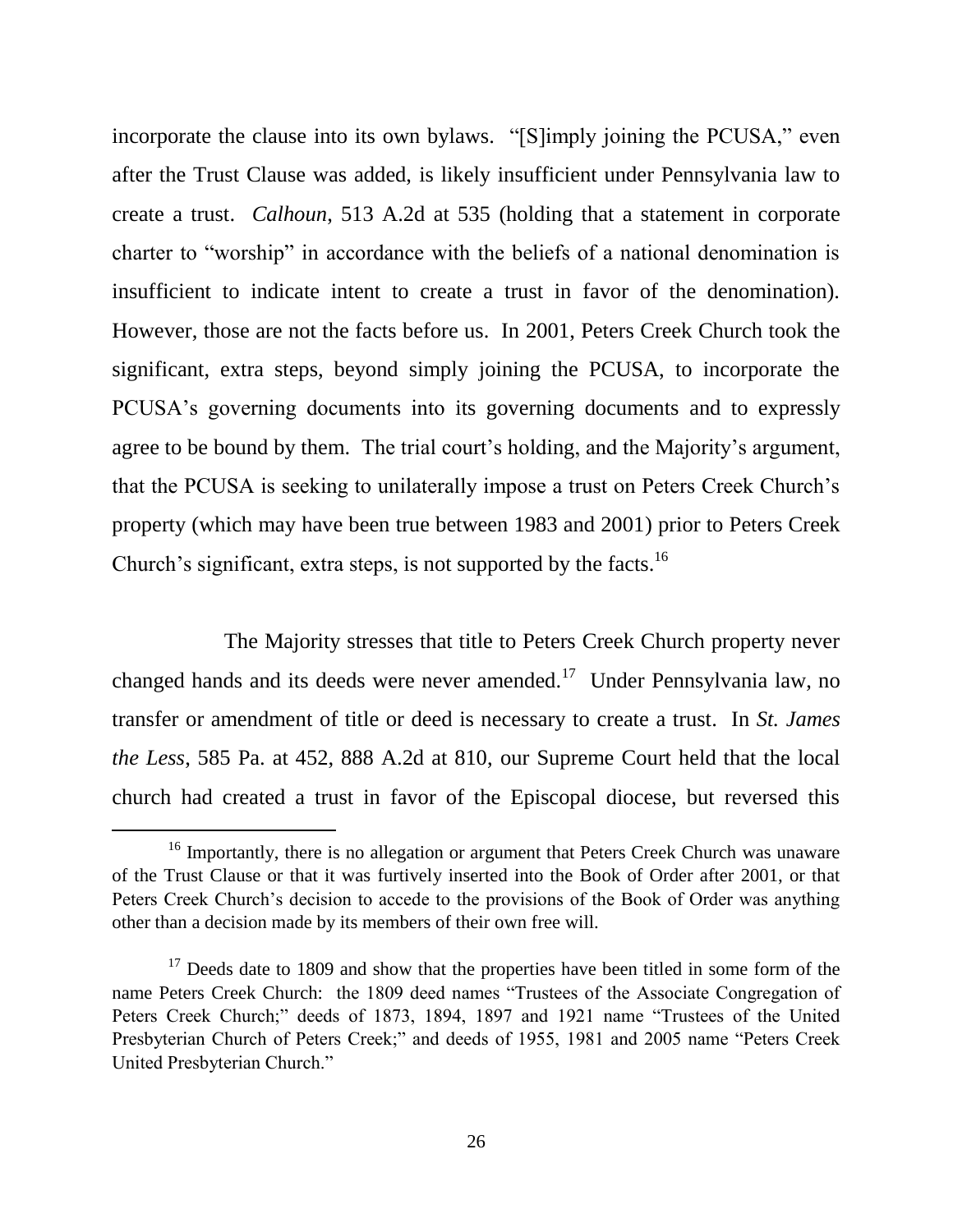incorporate the clause into its own bylaws. "[S]imply joining the PCUSA," even after the Trust Clause was added, is likely insufficient under Pennsylvania law to create a trust. *Calhoun*, 513 A.2d at 535 (holding that a statement in corporate charter to "worship" in accordance with the beliefs of a national denomination is insufficient to indicate intent to create a trust in favor of the denomination). However, those are not the facts before us. In 2001, Peters Creek Church took the significant, extra steps, beyond simply joining the PCUSA, to incorporate the PCUSA's governing documents into its governing documents and to expressly agree to be bound by them. The trial court's holding, and the Majority's argument, that the PCUSA is seeking to unilaterally impose a trust on Peters Creek Church's property (which may have been true between 1983 and 2001) prior to Peters Creek Church's significant, extra steps, is not supported by the facts.[16]

The Majority stresses that title to Peters Creek Church property never changed hands and its deeds were never amended.[17] Under Pennsylvania law, no transfer or amendment of title or deed is necessary to create a trust. In *St. James the Less*, 585 Pa. at 452, 888 A.2d at 810, our Supreme Court held that the local church had created a trust in favor of the Episcopal diocese, but reversed this

[16] Importantly, there is no allegation or argument that Peters Creek Church was unaware of the Trust Clause or that it was furtively inserted into the Book of Order after 2001, or that Peters Creek Church's decision to accede to the provisions of the Book of Order was anything other than a decision made by its members of their own free will.

[17] Deeds date to 1809 and show that the properties have been titled in some form of the name Peters Creek Church: the 1809 deed names "Trustees of the Associate Congregation of Peters Creek Church;" deeds of 1873, 1894, 1897 and 1921 name "Trustees of the United Presbyterian Church of Peters Creek;" and deeds of 1955, 1981 and 2005 name "Peters Creek United Presbyterian Church."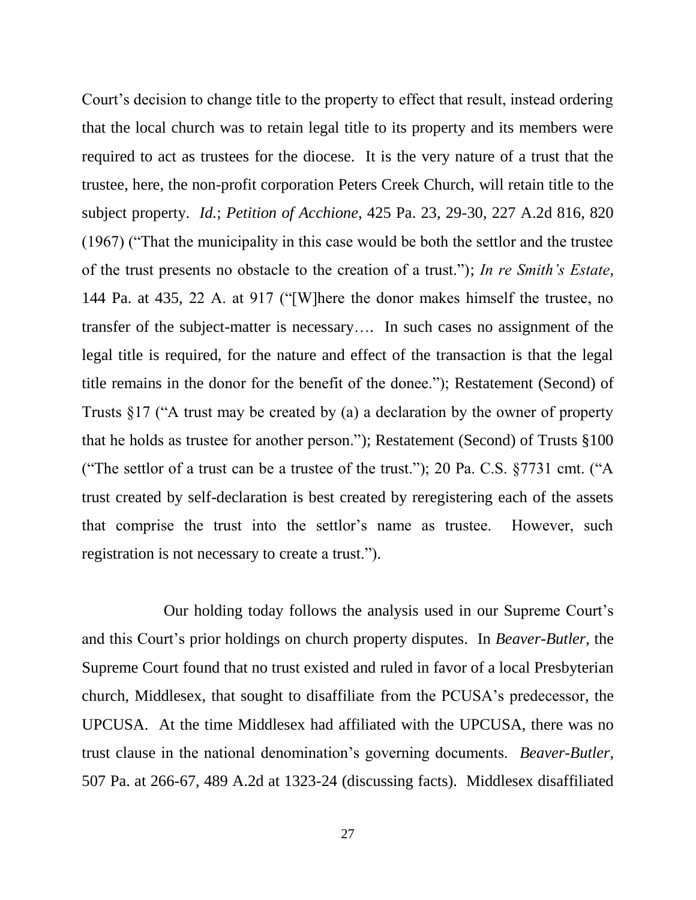Court's decision to change title to the property to effect that result, instead ordering that the local church was to retain legal title to its property and its members were required to act as trustees for the diocese. It is the very nature of a trust that the trustee, here, the non-profit corporation Peters Creek Church, will retain title to the subject property. *Id.*; *Petition of Acchione*, 425 Pa. 23, 29-30, 227 A.2d 816, 820 (1967) ("That the municipality in this case would be both the settlor and the trustee of the trust presents no obstacle to the creation of a trust."); *In re Smith's Estate*, 144 Pa. at 435, 22 A. at 917 ("[W]here the donor makes himself the trustee, no transfer of the subject-matter is necessary…. In such cases no assignment of the legal title is required, for the nature and effect of the transaction is that the legal title remains in the donor for the benefit of the donee."); Restatement (Second) of Trusts §17 ("A trust may be created by (a) a declaration by the owner of property that he holds as trustee for another person."); Restatement (Second) of Trusts §100 ("The settlor of a trust can be a trustee of the trust."); 20 Pa. C.S. §7731 cmt. ("A trust created by self-declaration is best created by reregistering each of the assets that comprise the trust into the settlor's name as trustee. However, such registration is not necessary to create a trust.").

Our holding today follows the analysis used in our Supreme Court's and this Court's prior holdings on church property disputes. In *Beaver-Butler*, the Supreme Court found that no trust existed and ruled in favor of a local Presbyterian church, Middlesex, that sought to disaffiliate from the PCUSA's predecessor, the UPCUSA. At the time Middlesex had affiliated with the UPCUSA, there was no trust clause in the national denomination's governing documents. *Beaver-Butler*, 507 Pa. at 266-67, 489 A.2d at 1323-24 (discussing facts). Middlesex disaffiliated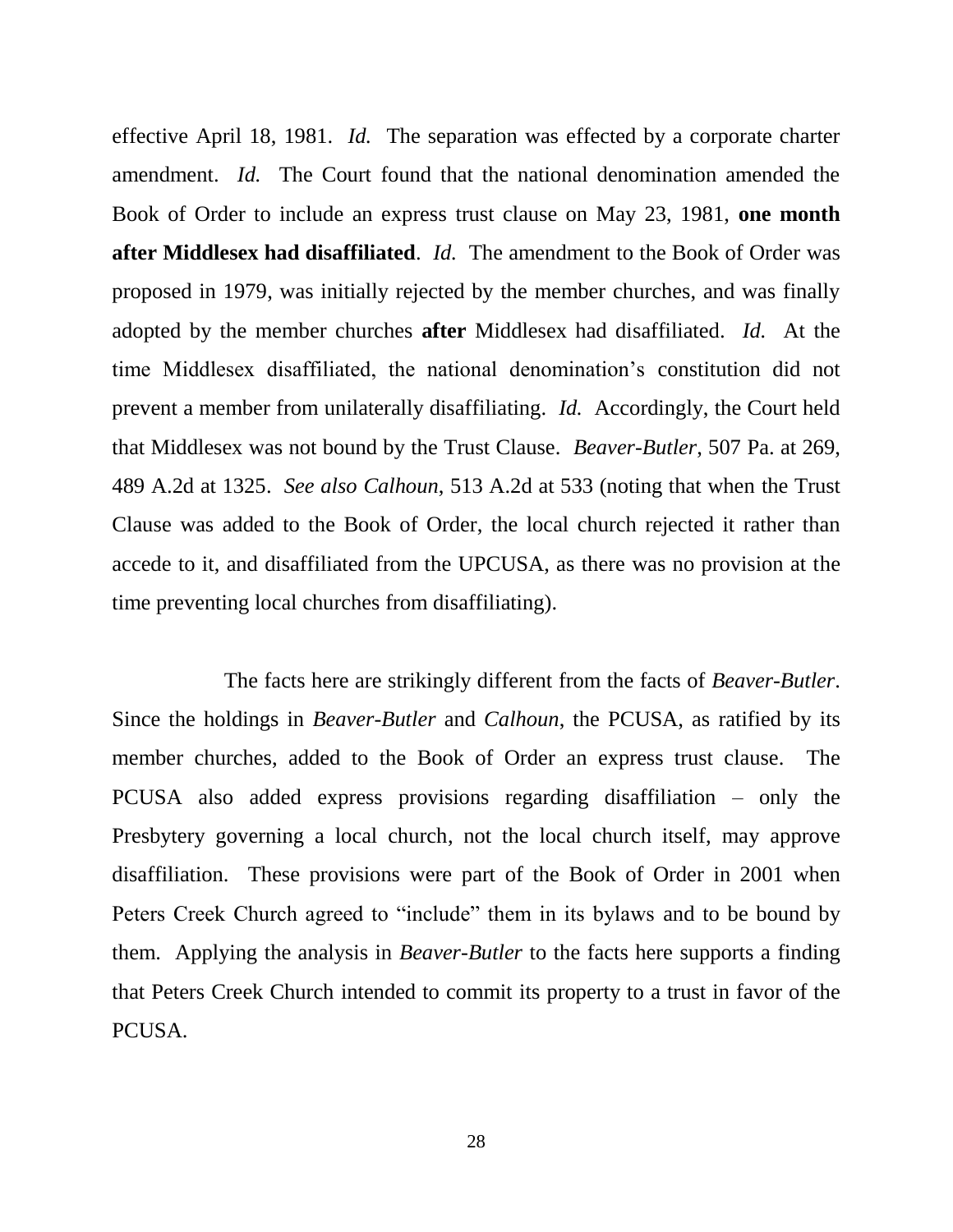effective April 18, 1981. *Id.* The separation was effected by a corporate charter amendment. *Id.* The Court found that the national denomination amended the Book of Order to include an express trust clause on May 23, 1981, **one month after Middlesex had disaffiliated**. *Id.* The amendment to the Book of Order was proposed in 1979, was initially rejected by the member churches, and was finally adopted by the member churches **after** Middlesex had disaffiliated. *Id.* At the time Middlesex disaffiliated, the national denomination's constitution did not prevent a member from unilaterally disaffiliating. *Id.* Accordingly, the Court held that Middlesex was not bound by the Trust Clause. *Beaver-Butler*, 507 Pa. at 269, 489 A.2d at 1325. *See also Calhoun*, 513 A.2d at 533 (noting that when the Trust Clause was added to the Book of Order, the local church rejected it rather than accede to it, and disaffiliated from the UPCUSA, as there was no provision at the time preventing local churches from disaffiliating).

The facts here are strikingly different from the facts of *Beaver-Butler*. Since the holdings in *Beaver-Butler* and *Calhoun*, the PCUSA, as ratified by its member churches, added to the Book of Order an express trust clause. The PCUSA also added express provisions regarding disaffiliation – only the Presbytery governing a local church, not the local church itself, may approve disaffiliation. These provisions were part of the Book of Order in 2001 when Peters Creek Church agreed to "include" them in its bylaws and to be bound by them. Applying the analysis in *Beaver-Butler* to the facts here supports a finding that Peters Creek Church intended to commit its property to a trust in favor of the PCUSA.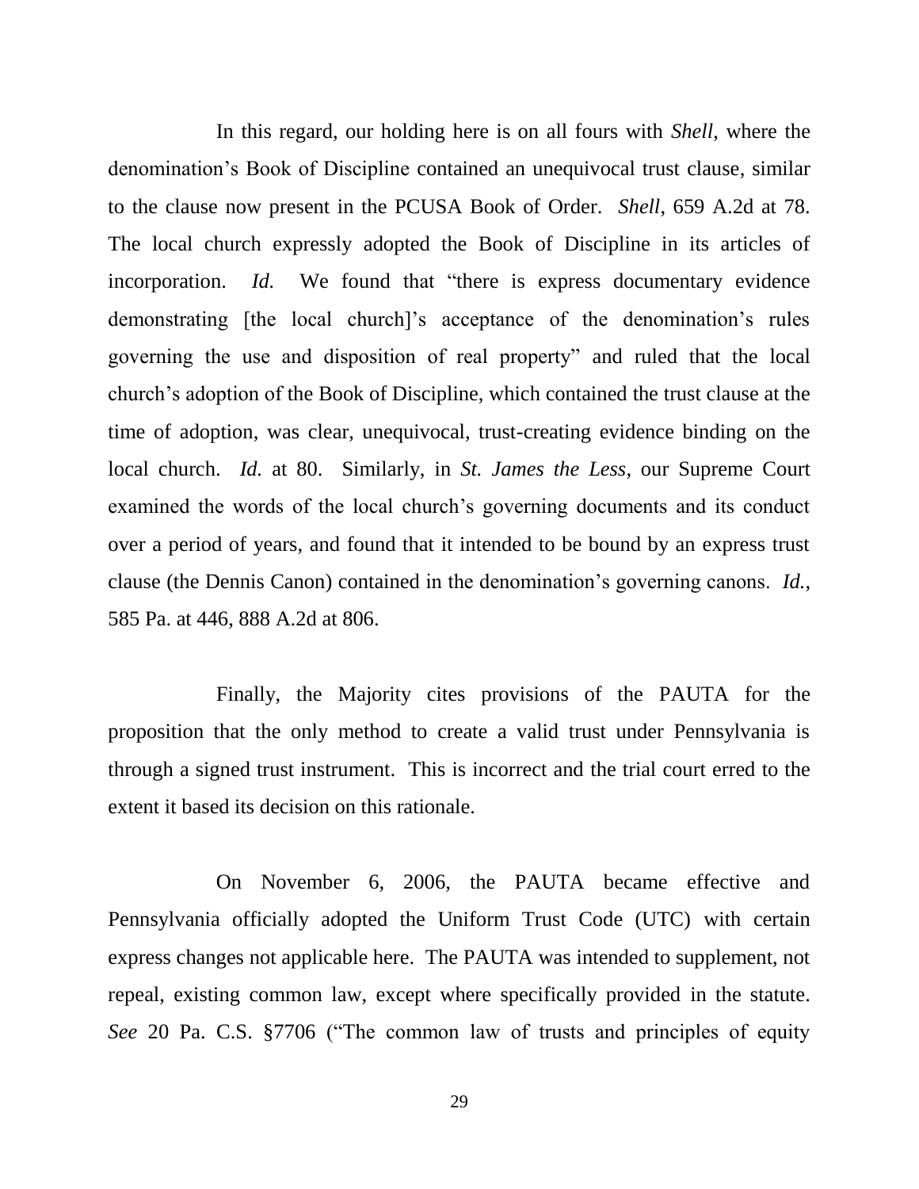In this regard, our holding here is on all fours with *Shell*, where the denomination's Book of Discipline contained an unequivocal trust clause, similar to the clause now present in the PCUSA Book of Order. *Shell*, 659 A.2d at 78. The local church expressly adopted the Book of Discipline in its articles of incorporation. *Id.* We found that "there is express documentary evidence demonstrating [the local church]'s acceptance of the denomination's rules governing the use and disposition of real property" and ruled that the local church's adoption of the Book of Discipline, which contained the trust clause at the time of adoption, was clear, unequivocal, trust-creating evidence binding on the local church. *Id.* at 80. Similarly, in *St. James the Less*, our Supreme Court examined the words of the local church's governing documents and its conduct over a period of years, and found that it intended to be bound by an express trust clause (the Dennis Canon) contained in the denomination's governing canons. *Id.*, 585 Pa. at 446, 888 A.2d at 806.

Finally, the Majority cites provisions of the PAUTA for the proposition that the only method to create a valid trust under Pennsylvania is through a signed trust instrument. This is incorrect and the trial court erred to the extent it based its decision on this rationale.

On November 6, 2006, the PAUTA became effective and Pennsylvania officially adopted the Uniform Trust Code (UTC) with certain express changes not applicable here. The PAUTA was intended to supplement, not repeal, existing common law, except where specifically provided in the statute. *See* 20 Pa. C.S. §7706 ("The common law of trusts and principles of equity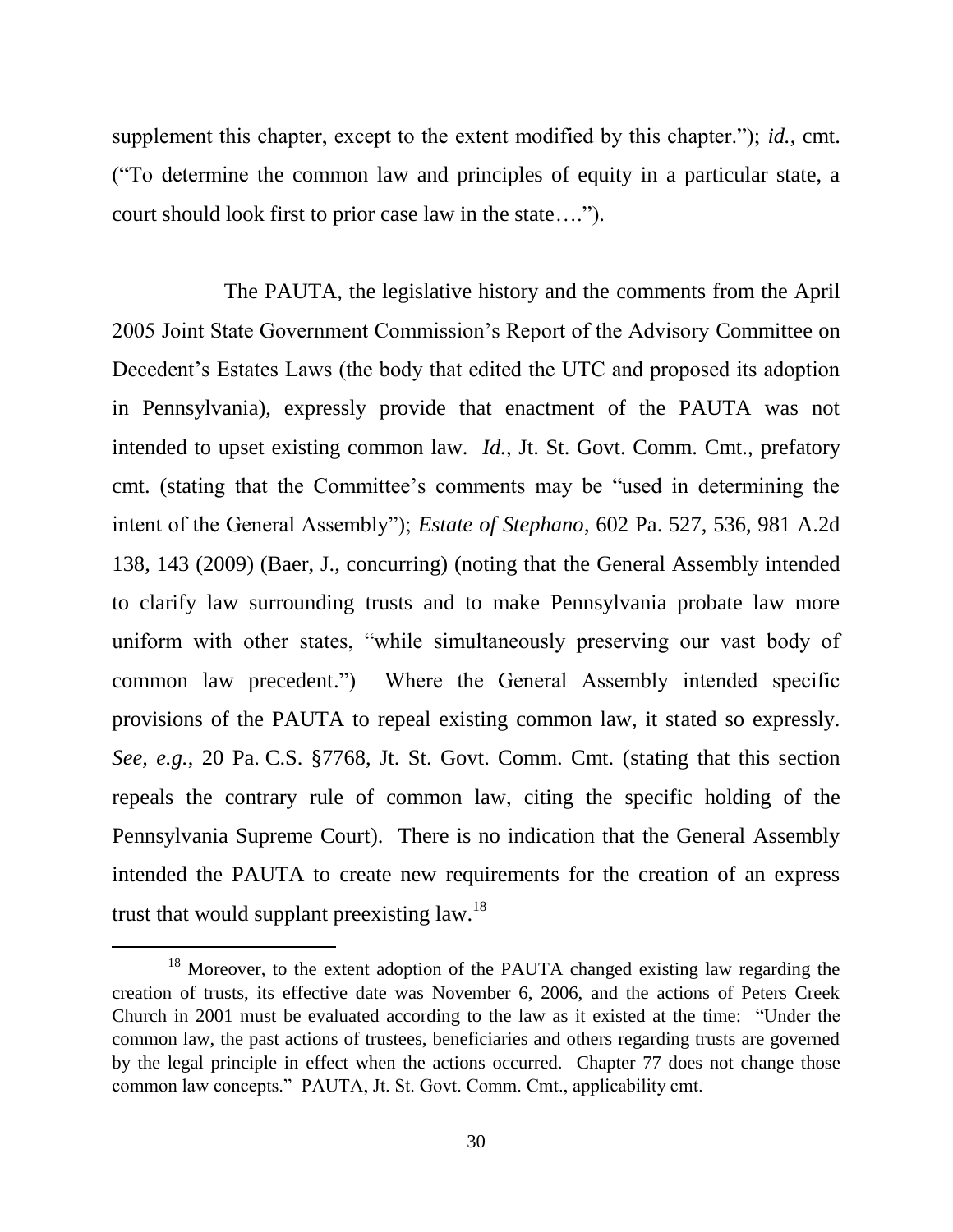supplement this chapter, except to the extent modified by this chapter."); *id.*, cmt. ("To determine the common law and principles of equity in a particular state, a court should look first to prior case law in the state….").

The PAUTA, the legislative history and the comments from the April 2005 Joint State Government Commission's Report of the Advisory Committee on Decedent's Estates Laws (the body that edited the UTC and proposed its adoption in Pennsylvania), expressly provide that enactment of the PAUTA was not intended to upset existing common law. *Id.*, Jt. St. Govt. Comm. Cmt., prefatory cmt. (stating that the Committee's comments may be "used in determining the intent of the General Assembly"); *Estate of Stephano*, 602 Pa. 527, 536, 981 A.2d 138, 143 (2009) (Baer, J., concurring) (noting that the General Assembly intended to clarify law surrounding trusts and to make Pennsylvania probate law more uniform with other states, "while simultaneously preserving our vast body of common law precedent.") Where the General Assembly intended specific provisions of the PAUTA to repeal existing common law, it stated so expressly. *See, e.g.*, 20 Pa. C.S. §7768, Jt. St. Govt. Comm. Cmt. (stating that this section repeals the contrary rule of common law, citing the specific holding of the Pennsylvania Supreme Court). There is no indication that the General Assembly intended the PAUTA to create new requirements for the creation of an express trust that would supplant preexisting law.[18]

[18] Moreover, to the extent adoption of the PAUTA changed existing law regarding the creation of trusts, its effective date was November 6, 2006, and the actions of Peters Creek Church in 2001 must be evaluated according to the law as it existed at the time: "Under the common law, the past actions of trustees, beneficiaries and others regarding trusts are governed by the legal principle in effect when the actions occurred. Chapter 77 does not change those common law concepts." PAUTA, Jt. St. Govt. Comm. Cmt., applicability cmt.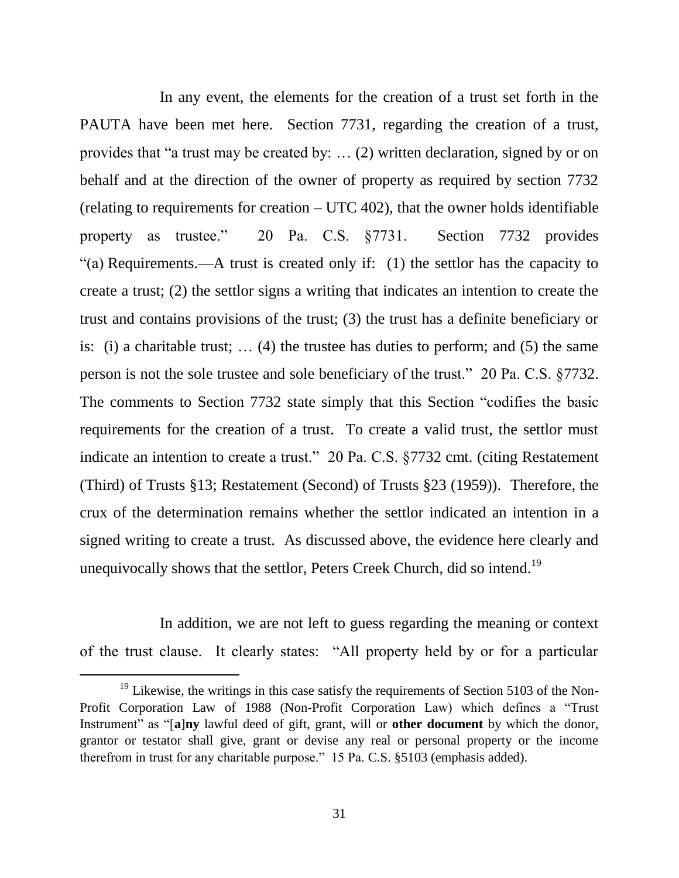In any event, the elements for the creation of a trust set forth in the PAUTA have been met here. Section 7731, regarding the creation of a trust, provides that "a trust may be created by: … (2) written declaration, signed by or on behalf and at the direction of the owner of property as required by section 7732 (relating to requirements for creation – UTC 402), that the owner holds identifiable property as trustee." 20 Pa. C.S. §7731. Section 7732 provides "(a) Requirements.—A trust is created only if: (1) the settlor has the capacity to create a trust; (2) the settlor signs a writing that indicates an intention to create the trust and contains provisions of the trust; (3) the trust has a definite beneficiary or is: (i) a charitable trust; … (4) the trustee has duties to perform; and (5) the same person is not the sole trustee and sole beneficiary of the trust." 20 Pa. C.S. §7732. The comments to Section 7732 state simply that this Section "codifies the basic requirements for the creation of a trust. To create a valid trust, the settlor must indicate an intention to create a trust." 20 Pa. C.S. §7732 cmt. (citing Restatement (Third) of Trusts §13; Restatement (Second) of Trusts §23 (1959)). Therefore, the crux of the determination remains whether the settlor indicated an intention in a signed writing to create a trust. As discussed above, the evidence here clearly and unequivocally shows that the settlor, Peters Creek Church, did so intend.[19]

In addition, we are not left to guess regarding the meaning or context of the trust clause. It clearly states: "All property held by or for a particular

[19] Likewise, the writings in this case satisfy the requirements of Section 5103 of the Non-Profit Corporation Law of 1988 (Non-Profit Corporation Law) which defines a "Trust Instrument" as "[**a**]**ny** lawful deed of gift, grant, will or **other document** by which the donor, grantor or testator shall give, grant or devise any real or personal property or the income therefrom in trust for any charitable purpose." 15 Pa. C.S. §5103 (emphasis added).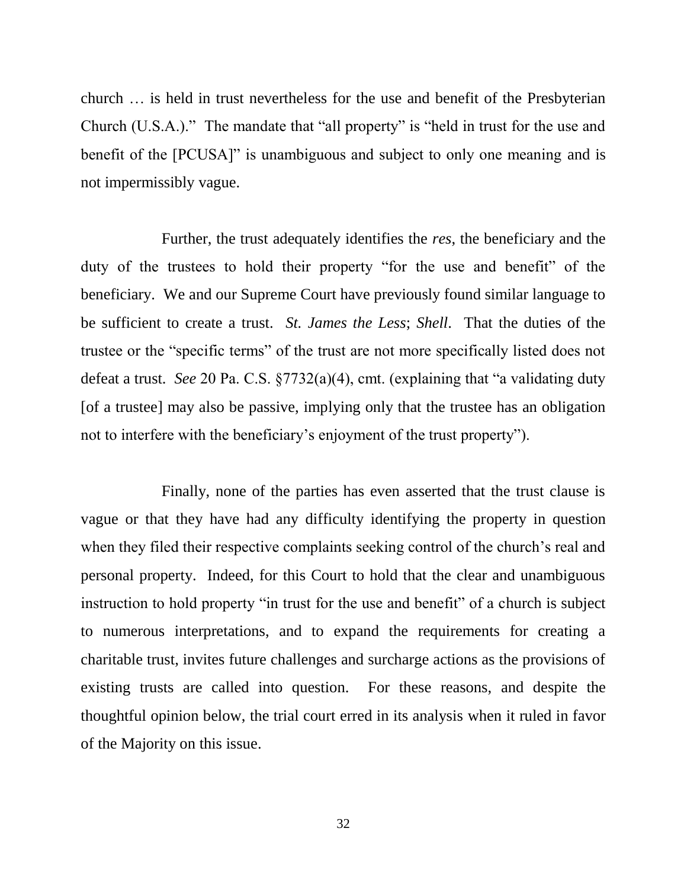church … is held in trust nevertheless for the use and benefit of the Presbyterian Church (U.S.A.)." The mandate that "all property" is "held in trust for the use and benefit of the [PCUSA]" is unambiguous and subject to only one meaning and is not impermissibly vague.

Further, the trust adequately identifies the *res*, the beneficiary and the duty of the trustees to hold their property "for the use and benefit" of the beneficiary. We and our Supreme Court have previously found similar language to be sufficient to create a trust. *St. James the Less*; *Shell*. That the duties of the trustee or the "specific terms" of the trust are not more specifically listed does not defeat a trust. *See* 20 Pa. C.S. §7732(a)(4), cmt. (explaining that "a validating duty [of a trustee] may also be passive, implying only that the trustee has an obligation not to interfere with the beneficiary's enjoyment of the trust property").

Finally, none of the parties has even asserted that the trust clause is vague or that they have had any difficulty identifying the property in question when they filed their respective complaints seeking control of the church's real and personal property. Indeed, for this Court to hold that the clear and unambiguous instruction to hold property "in trust for the use and benefit" of a church is subject to numerous interpretations, and to expand the requirements for creating a charitable trust, invites future challenges and surcharge actions as the provisions of existing trusts are called into question. For these reasons, and despite the thoughtful opinion below, the trial court erred in its analysis when it ruled in favor of the Majority on this issue.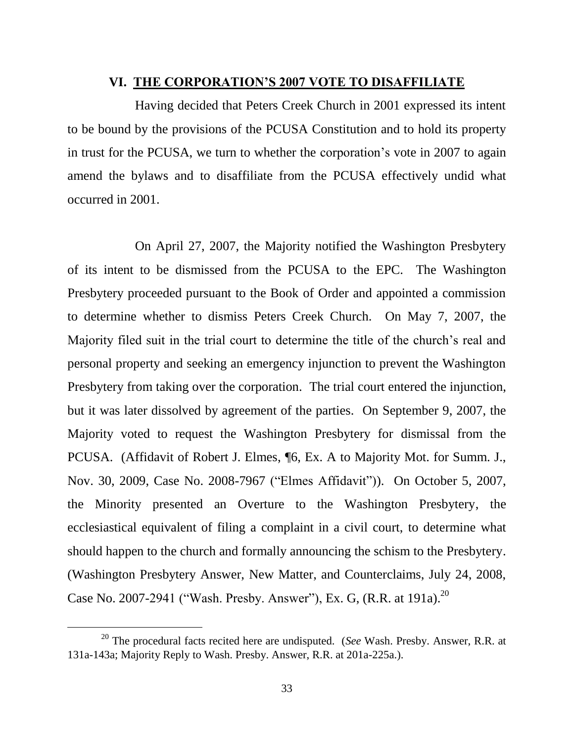## VI. **THE CORPORATION'S 2007 VOTE TO DISAFFILIATE**

Having decided that Peters Creek Church in 2001 expressed its intent to be bound by the provisions of the PCUSA Constitution and to hold its property in trust for the PCUSA, we turn to whether the corporation's vote in 2007 to again amend the bylaws and to disaffiliate from the PCUSA effectively undid what occurred in 2001.

On April 27, 2007, the Majority notified the Washington Presbytery of its intent to be dismissed from the PCUSA to the EPC. The Washington Presbytery proceeded pursuant to the Book of Order and appointed a commission to determine whether to dismiss Peters Creek Church. On May 7, 2007, the Majority filed suit in the trial court to determine the title of the church's real and personal property and seeking an emergency injunction to prevent the Washington Presbytery from taking over the corporation. The trial court entered the injunction, but it was later dissolved by agreement of the parties. On September 9, 2007, the Majority voted to request the Washington Presbytery for dismissal from the PCUSA. (Affidavit of Robert J. Elmes, ¶6, Ex. A to Majority Mot. for Summ. J., Nov. 30, 2009, Case No. 2008-7967 ("Elmes Affidavit")). On October 5, 2007, the Minority presented an Overture to the Washington Presbytery, the ecclesiastical equivalent of filing a complaint in a civil court, to determine what should happen to the church and formally announcing the schism to the Presbytery. (Washington Presbytery Answer, New Matter, and Counterclaims, July 24, 2008, Case No. 2007-2941 ("Wash. Presby. Answer"), Ex. G, (R.R. at 191a).[20]

[20] The procedural facts recited here are undisputed. (*See* Wash. Presby. Answer, R.R. at 131a-143a; Majority Reply to Wash. Presby. Answer, R.R. at 201a-225a.).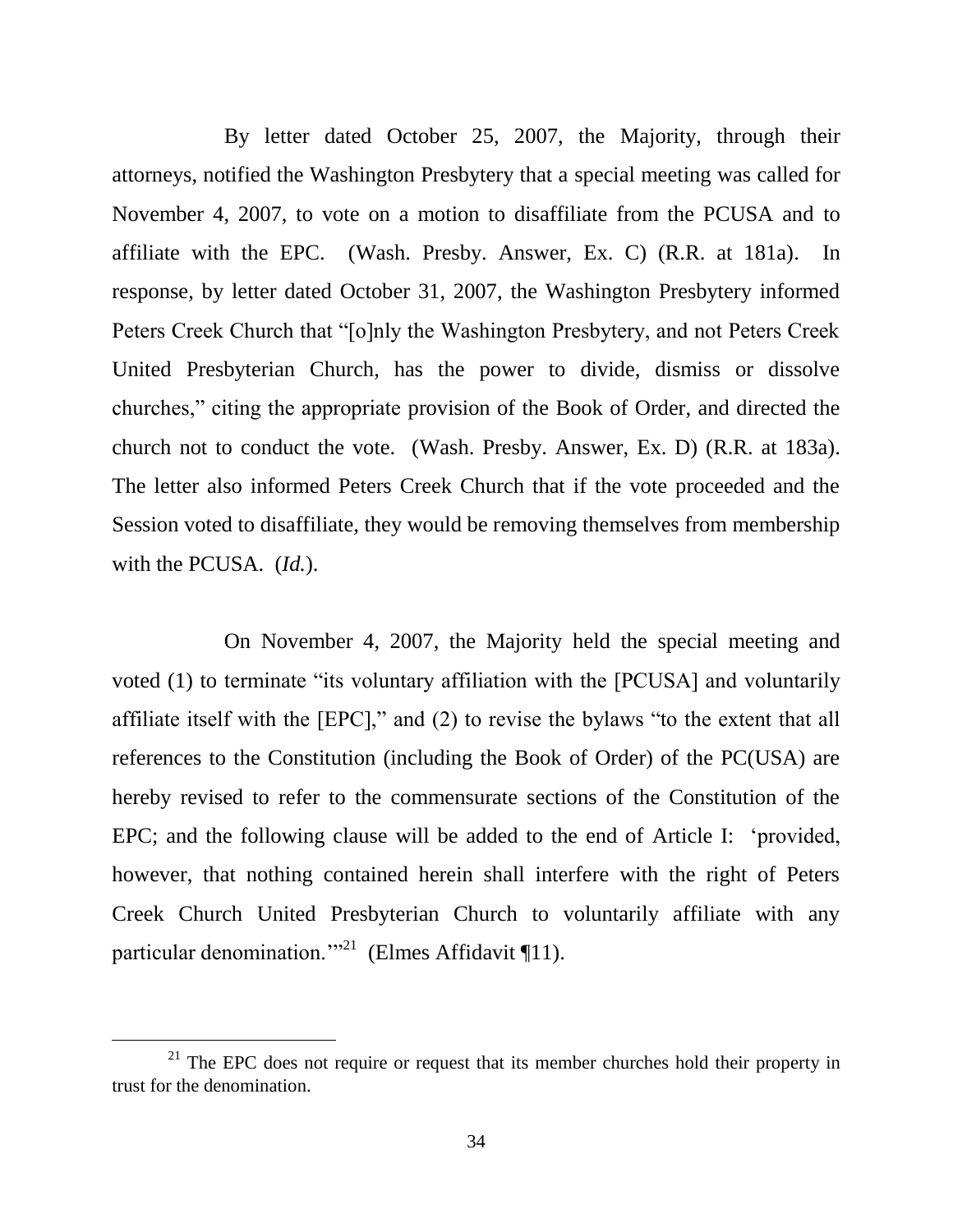By letter dated October 25, 2007, the Majority, through their attorneys, notified the Washington Presbytery that a special meeting was called for November 4, 2007, to vote on a motion to disaffiliate from the PCUSA and to affiliate with the EPC. (Wash. Presby. Answer, Ex. C) (R.R. at 181a). In response, by letter dated October 31, 2007, the Washington Presbytery informed Peters Creek Church that "[o]nly the Washington Presbytery, and not Peters Creek United Presbyterian Church, has the power to divide, dismiss or dissolve churches," citing the appropriate provision of the Book of Order, and directed the church not to conduct the vote. (Wash. Presby. Answer, Ex. D) (R.R. at 183a). The letter also informed Peters Creek Church that if the vote proceeded and the Session voted to disaffiliate, they would be removing themselves from membership with the PCUSA. (*Id.*).

On November 4, 2007, the Majority held the special meeting and voted (1) to terminate "its voluntary affiliation with the [PCUSA] and voluntarily affiliate itself with the [EPC]," and (2) to revise the bylaws "to the extent that all references to the Constitution (including the Book of Order) of the PC(USA) are hereby revised to refer to the commensurate sections of the Constitution of the EPC; and the following clause will be added to the end of Article I: 'provided, however, that nothing contained herein shall interfere with the right of Peters Creek Church United Presbyterian Church to voluntarily affiliate with any particular denomination.'"[21] (Elmes Affidavit ¶11).

[21] The EPC does not require or request that its member churches hold their property in trust for the denomination.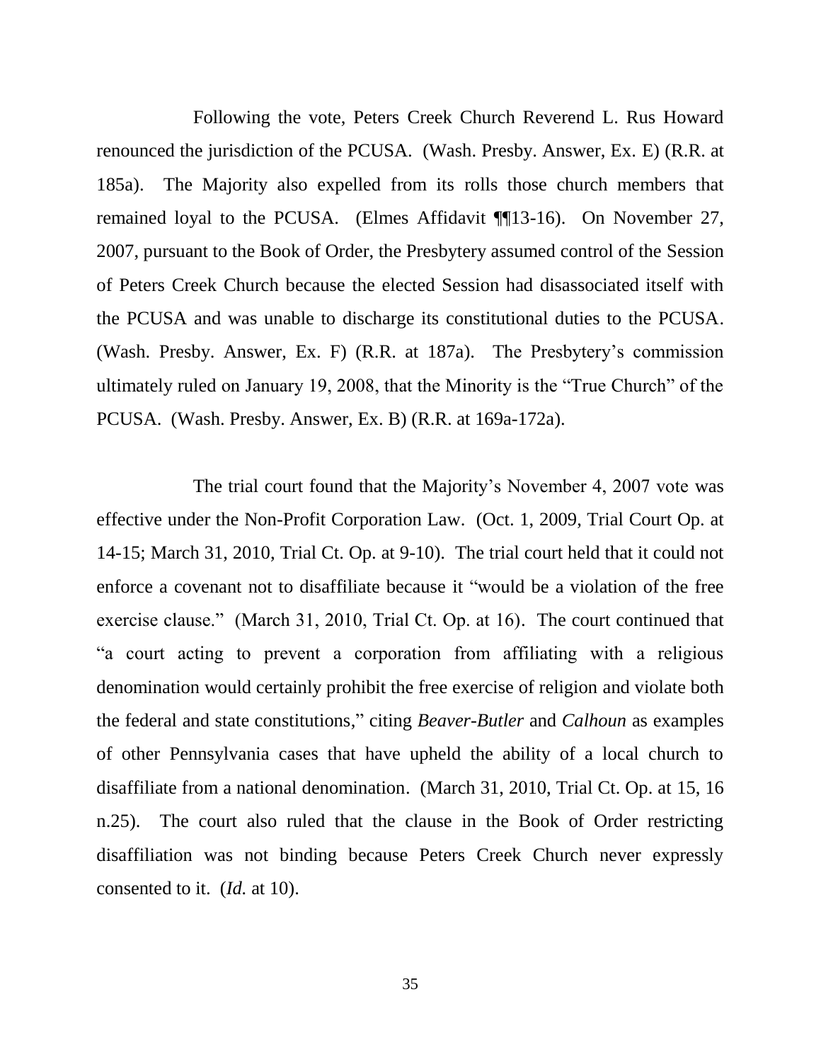Following the vote, Peters Creek Church Reverend L. Rus Howard renounced the jurisdiction of the PCUSA. (Wash. Presby. Answer, Ex. E) (R.R. at 185a). The Majority also expelled from its rolls those church members that remained loyal to the PCUSA. (Elmes Affidavit ¶¶13-16). On November 27, 2007, pursuant to the Book of Order, the Presbytery assumed control of the Session of Peters Creek Church because the elected Session had disassociated itself with the PCUSA and was unable to discharge its constitutional duties to the PCUSA. (Wash. Presby. Answer, Ex. F) (R.R. at 187a). The Presbytery's commission ultimately ruled on January 19, 2008, that the Minority is the "True Church" of the PCUSA. (Wash. Presby. Answer, Ex. B) (R.R. at 169a-172a).

The trial court found that the Majority's November 4, 2007 vote was effective under the Non-Profit Corporation Law. (Oct. 1, 2009, Trial Court Op. at 14-15; March 31, 2010, Trial Ct. Op. at 9-10). The trial court held that it could not enforce a covenant not to disaffiliate because it "would be a violation of the free exercise clause." (March 31, 2010, Trial Ct. Op. at 16). The court continued that "a court acting to prevent a corporation from affiliating with a religious denomination would certainly prohibit the free exercise of religion and violate both the federal and state constitutions," citing *Beaver-Butler* and *Calhoun* as examples of other Pennsylvania cases that have upheld the ability of a local church to disaffiliate from a national denomination. (March 31, 2010, Trial Ct. Op. at 15, 16 n.25). The court also ruled that the clause in the Book of Order restricting disaffiliation was not binding because Peters Creek Church never expressly consented to it. (*Id.* at 10).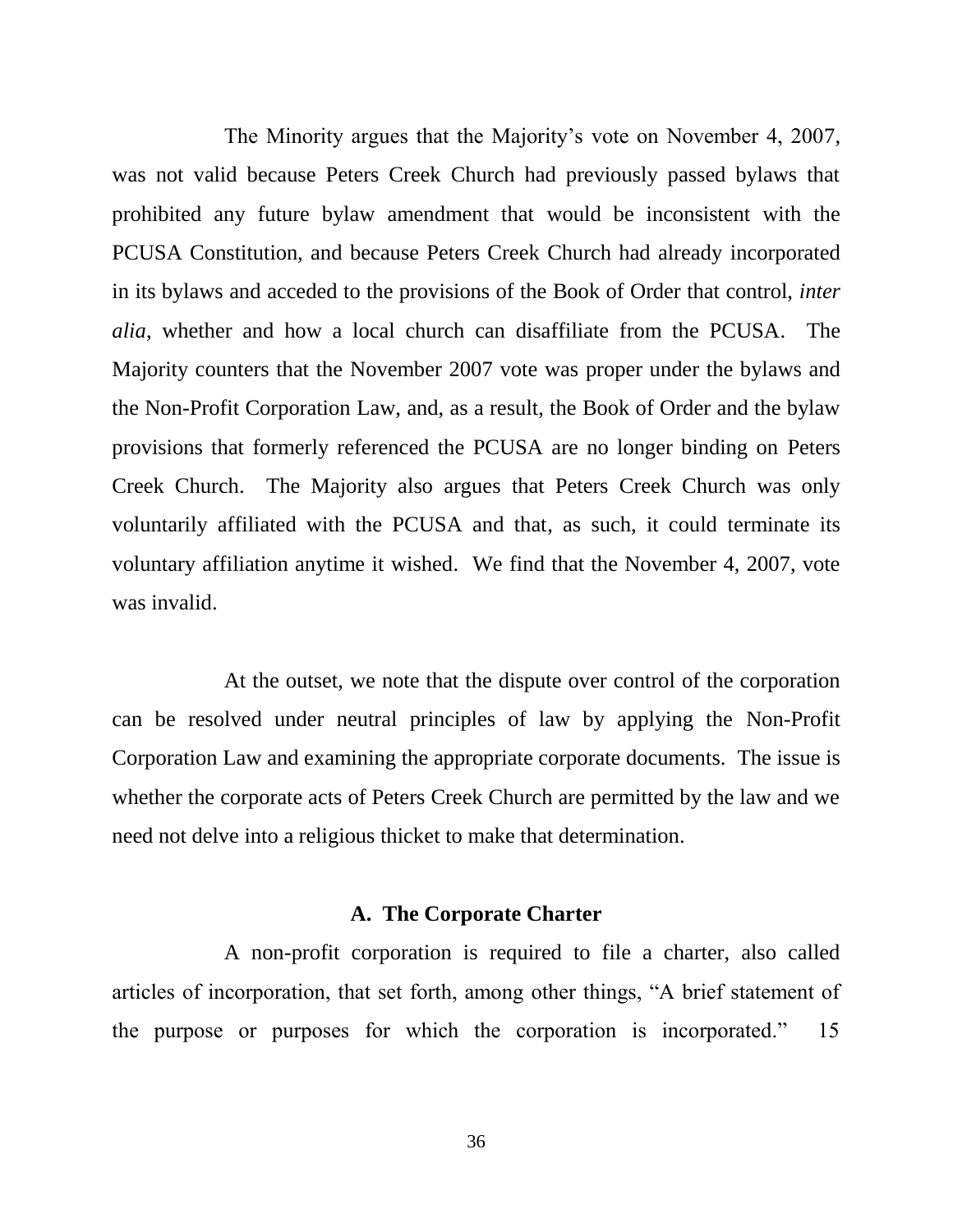The Minority argues that the Majority's vote on November 4, 2007, was not valid because Peters Creek Church had previously passed bylaws that prohibited any future bylaw amendment that would be inconsistent with the PCUSA Constitution, and because Peters Creek Church had already incorporated in its bylaws and acceded to the provisions of the Book of Order that control, *inter alia*, whether and how a local church can disaffiliate from the PCUSA. The Majority counters that the November 2007 vote was proper under the bylaws and the Non-Profit Corporation Law, and, as a result, the Book of Order and the bylaw provisions that formerly referenced the PCUSA are no longer binding on Peters Creek Church. The Majority also argues that Peters Creek Church was only voluntarily affiliated with the PCUSA and that, as such, it could terminate its voluntary affiliation anytime it wished. We find that the November 4, 2007, vote was invalid.

At the outset, we note that the dispute over control of the corporation can be resolved under neutral principles of law by applying the Non-Profit Corporation Law and examining the appropriate corporate documents. The issue is whether the corporate acts of Peters Creek Church are permitted by the law and we need not delve into a religious thicket to make that determination.

### A. The Corporate Charter

A non-profit corporation is required to file a charter, also called articles of incorporation, that set forth, among other things, "A brief statement of the purpose or purposes for which the corporation is incorporated." 15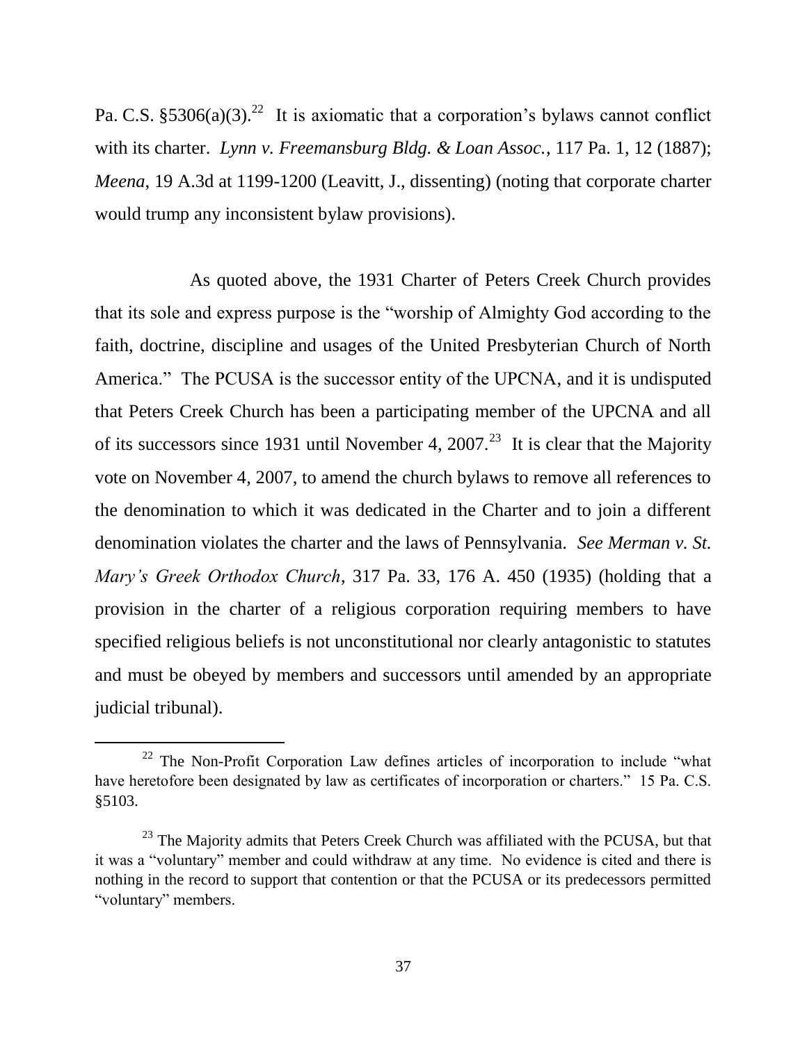Pa. C.S. §5306(a)(3).[22] It is axiomatic that a corporation's bylaws cannot conflict with its charter. *Lynn v. Freemansburg Bldg. & Loan Assoc.*, 117 Pa. 1, 12 (1887); *Meena*, 19 A.3d at 1199-1200 (Leavitt, J., dissenting) (noting that corporate charter would trump any inconsistent bylaw provisions).

As quoted above, the 1931 Charter of Peters Creek Church provides that its sole and express purpose is the "worship of Almighty God according to the faith, doctrine, discipline and usages of the United Presbyterian Church of North America." The PCUSA is the successor entity of the UPCNA, and it is undisputed that Peters Creek Church has been a participating member of the UPCNA and all of its successors since 1931 until November 4, 2007.[23] It is clear that the Majority vote on November 4, 2007, to amend the church bylaws to remove all references to the denomination to which it was dedicated in the Charter and to join a different denomination violates the charter and the laws of Pennsylvania. *See Merman v. St. Mary's Greek Orthodox Church*, 317 Pa. 33, 176 A. 450 (1935) (holding that a provision in the charter of a religious corporation requiring members to have specified religious beliefs is not unconstitutional nor clearly antagonistic to statutes and must be obeyed by members and successors until amended by an appropriate judicial tribunal).

---

[22] The Non-Profit Corporation Law defines articles of incorporation to include "what have heretofore been designated by law as certificates of incorporation or charters." 15 Pa. C.S. §5103.

[23] The Majority admits that Peters Creek Church was affiliated with the PCUSA, but that it was a "voluntary" member and could withdraw at any time. No evidence is cited and there is nothing in the record to support that contention or that the PCUSA or its predecessors permitted "voluntary" members.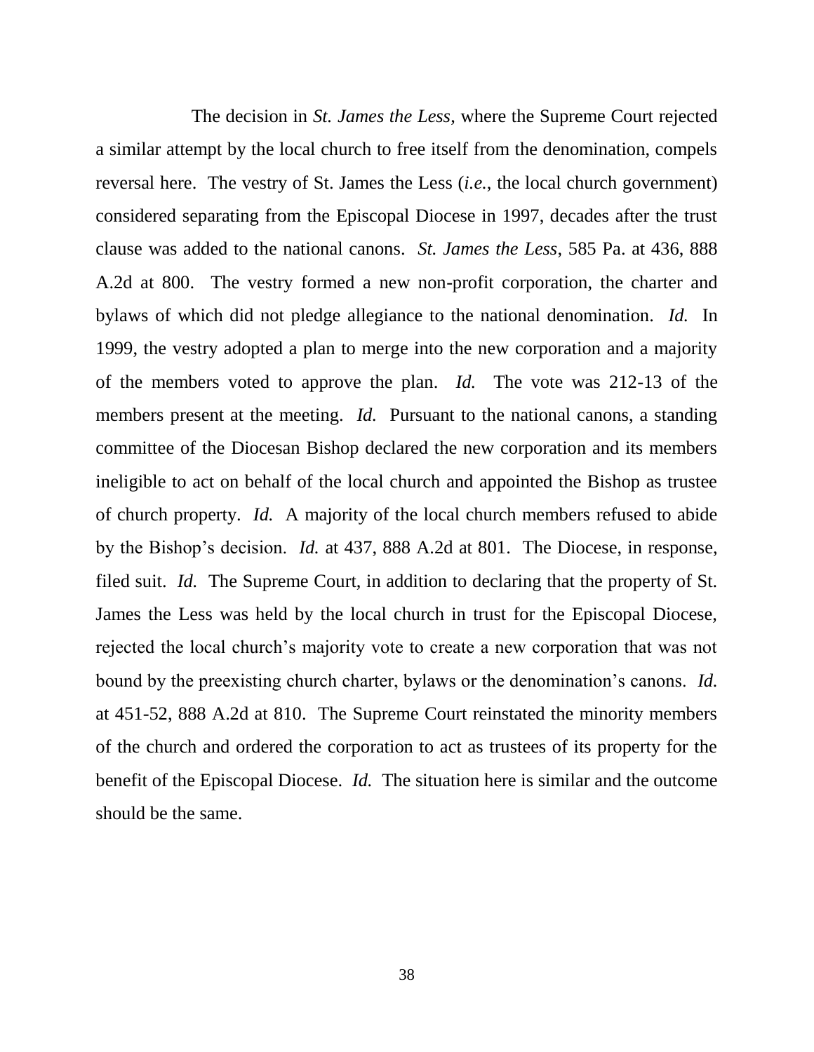The decision in *St. James the Less*, where the Supreme Court rejected a similar attempt by the local church to free itself from the denomination, compels reversal here. The vestry of St. James the Less (*i.e.*, the local church government) considered separating from the Episcopal Diocese in 1997, decades after the trust clause was added to the national canons. *St. James the Less*, 585 Pa. at 436, 888 A.2d at 800. The vestry formed a new non-profit corporation, the charter and bylaws of which did not pledge allegiance to the national denomination. *Id.* In 1999, the vestry adopted a plan to merge into the new corporation and a majority of the members voted to approve the plan. *Id.* The vote was 212-13 of the members present at the meeting. *Id.* Pursuant to the national canons, a standing committee of the Diocesan Bishop declared the new corporation and its members ineligible to act on behalf of the local church and appointed the Bishop as trustee of church property. *Id.* A majority of the local church members refused to abide by the Bishop's decision. *Id.* at 437, 888 A.2d at 801. The Diocese, in response, filed suit. *Id.* The Supreme Court, in addition to declaring that the property of St. James the Less was held by the local church in trust for the Episcopal Diocese, rejected the local church's majority vote to create a new corporation that was not bound by the preexisting church charter, bylaws or the denomination's canons. *Id.* at 451-52, 888 A.2d at 810. The Supreme Court reinstated the minority members of the church and ordered the corporation to act as trustees of its property for the benefit of the Episcopal Diocese. *Id.* The situation here is similar and the outcome should be the same.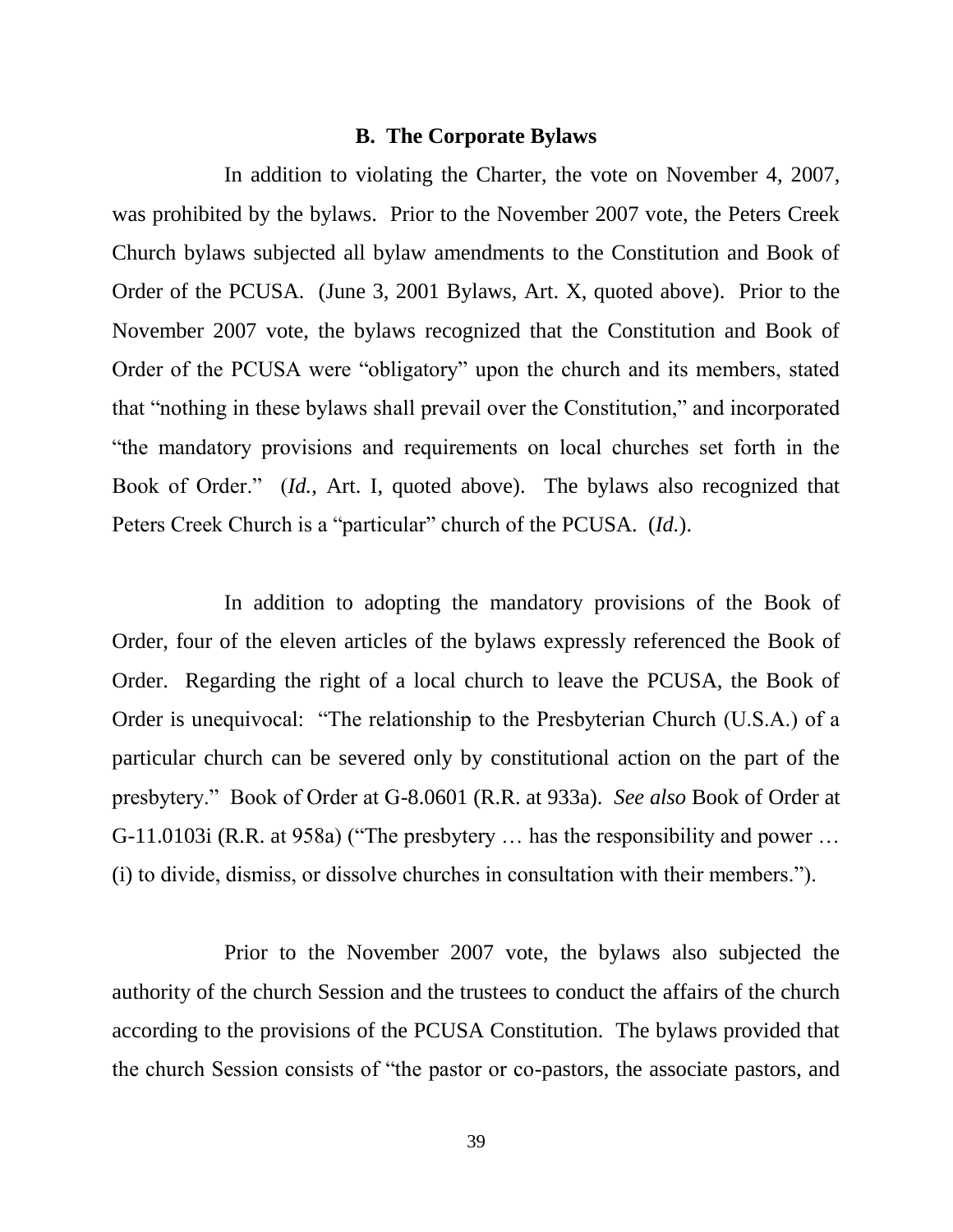### B. The Corporate Bylaws

In addition to violating the Charter, the vote on November 4, 2007, was prohibited by the bylaws. Prior to the November 2007 vote, the Peters Creek Church bylaws subjected all bylaw amendments to the Constitution and Book of Order of the PCUSA. (June 3, 2001 Bylaws, Art. X, quoted above). Prior to the November 2007 vote, the bylaws recognized that the Constitution and Book of Order of the PCUSA were "obligatory" upon the church and its members, stated that "nothing in these bylaws shall prevail over the Constitution," and incorporated "the mandatory provisions and requirements on local churches set forth in the Book of Order." (*Id.*, Art. I, quoted above). The bylaws also recognized that Peters Creek Church is a "particular" church of the PCUSA. (*Id.*).

In addition to adopting the mandatory provisions of the Book of Order, four of the eleven articles of the bylaws expressly referenced the Book of Order. Regarding the right of a local church to leave the PCUSA, the Book of Order is unequivocal: "The relationship to the Presbyterian Church (U.S.A.) of a particular church can be severed only by constitutional action on the part of the presbytery." Book of Order at G-8.0601 (R.R. at 933a). *See also* Book of Order at G-11.0103i (R.R. at 958a) ("The presbytery … has the responsibility and power … (i) to divide, dismiss, or dissolve churches in consultation with their members.").

Prior to the November 2007 vote, the bylaws also subjected the authority of the church Session and the trustees to conduct the affairs of the church according to the provisions of the PCUSA Constitution. The bylaws provided that the church Session consists of "the pastor or co-pastors, the associate pastors, and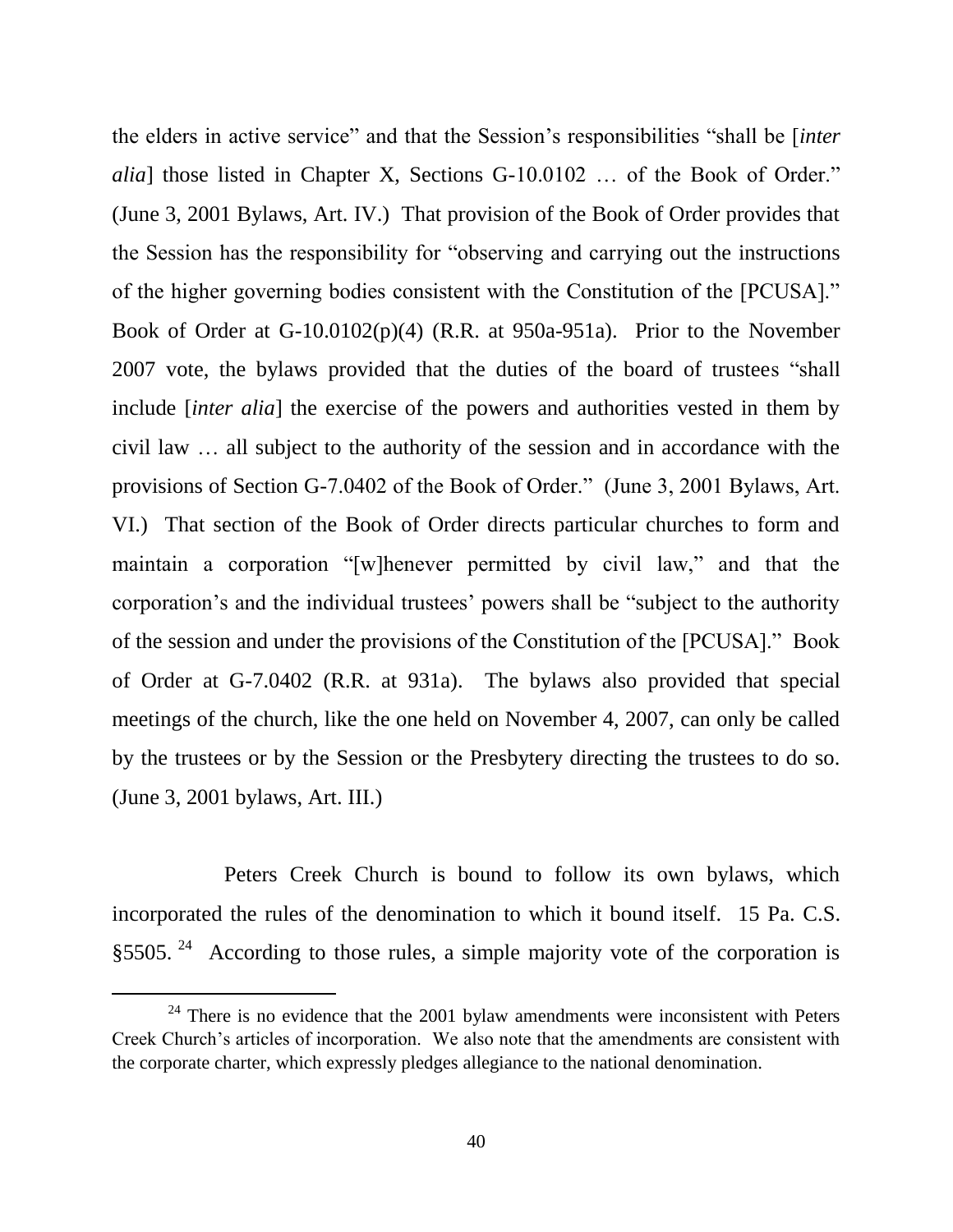the elders in active service" and that the Session's responsibilities "shall be [*inter alia*] those listed in Chapter X, Sections G-10.0102 … of the Book of Order." (June 3, 2001 Bylaws, Art. IV.) That provision of the Book of Order provides that the Session has the responsibility for "observing and carrying out the instructions of the higher governing bodies consistent with the Constitution of the [PCUSA]." Book of Order at G-10.0102(p)(4) (R.R. at 950a-951a). Prior to the November 2007 vote, the bylaws provided that the duties of the board of trustees "shall include [*inter alia*] the exercise of the powers and authorities vested in them by civil law … all subject to the authority of the session and in accordance with the provisions of Section G-7.0402 of the Book of Order." (June 3, 2001 Bylaws, Art. VI.) That section of the Book of Order directs particular churches to form and maintain a corporation "[w]henever permitted by civil law," and that the corporation's and the individual trustees' powers shall be "subject to the authority of the session and under the provisions of the Constitution of the [PCUSA]." Book of Order at G-7.0402 (R.R. at 931a). The bylaws also provided that special meetings of the church, like the one held on November 4, 2007, can only be called by the trustees or by the Session or the Presbytery directing the trustees to do so. (June 3, 2001 bylaws, Art. III.)

Peters Creek Church is bound to follow its own bylaws, which incorporated the rules of the denomination to which it bound itself. 15 Pa. C.S. §5505. [24] According to those rules, a simple majority vote of the corporation is

[24] There is no evidence that the 2001 bylaw amendments were inconsistent with Peters Creek Church's articles of incorporation. We also note that the amendments are consistent with the corporate charter, which expressly pledges allegiance to the national denomination.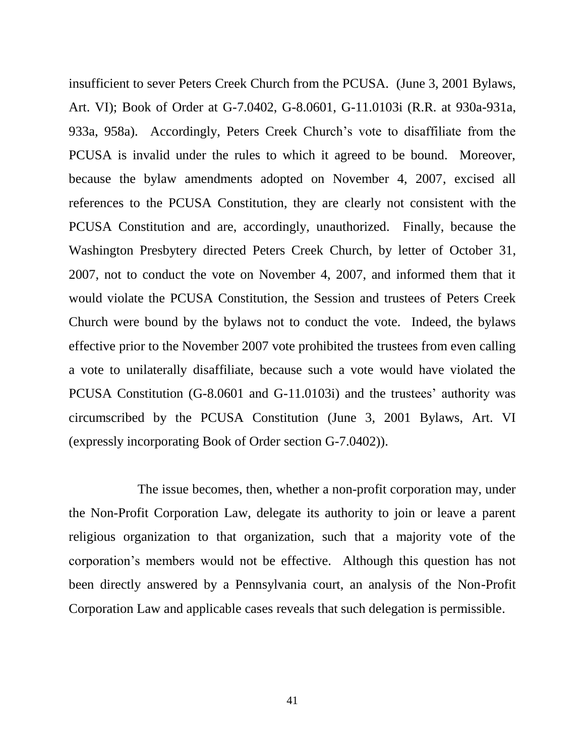insufficient to sever Peters Creek Church from the PCUSA. (June 3, 2001 Bylaws, Art. VI); Book of Order at G-7.0402, G-8.0601, G-11.0103i (R.R. at 930a-931a, 933a, 958a). Accordingly, Peters Creek Church's vote to disaffiliate from the PCUSA is invalid under the rules to which it agreed to be bound. Moreover, because the bylaw amendments adopted on November 4, 2007, excised all references to the PCUSA Constitution, they are clearly not consistent with the PCUSA Constitution and are, accordingly, unauthorized. Finally, because the Washington Presbytery directed Peters Creek Church, by letter of October 31, 2007, not to conduct the vote on November 4, 2007, and informed them that it would violate the PCUSA Constitution, the Session and trustees of Peters Creek Church were bound by the bylaws not to conduct the vote. Indeed, the bylaws effective prior to the November 2007 vote prohibited the trustees from even calling a vote to unilaterally disaffiliate, because such a vote would have violated the PCUSA Constitution (G-8.0601 and G-11.0103i) and the trustees' authority was circumscribed by the PCUSA Constitution (June 3, 2001 Bylaws, Art. VI (expressly incorporating Book of Order section G-7.0402)).

The issue becomes, then, whether a non-profit corporation may, under the Non-Profit Corporation Law, delegate its authority to join or leave a parent religious organization to that organization, such that a majority vote of the corporation's members would not be effective. Although this question has not been directly answered by a Pennsylvania court, an analysis of the Non-Profit Corporation Law and applicable cases reveals that such delegation is permissible.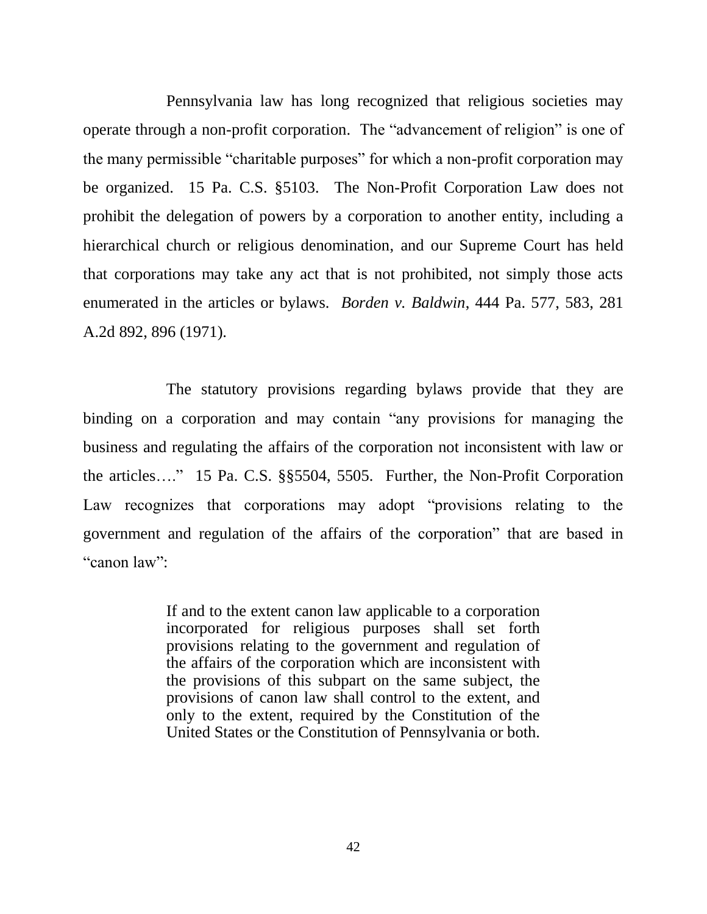Pennsylvania law has long recognized that religious societies may operate through a non-profit corporation. The "advancement of religion" is one of the many permissible "charitable purposes" for which a non-profit corporation may be organized. 15 Pa. C.S. §5103. The Non-Profit Corporation Law does not prohibit the delegation of powers by a corporation to another entity, including a hierarchical church or religious denomination, and our Supreme Court has held that corporations may take any act that is not prohibited, not simply those acts enumerated in the articles or bylaws. *Borden v. Baldwin*, 444 Pa. 577, 583, 281 A.2d 892, 896 (1971).

The statutory provisions regarding bylaws provide that they are binding on a corporation and may contain "any provisions for managing the business and regulating the affairs of the corporation not inconsistent with law or the articles…." 15 Pa. C.S. §§5504, 5505. Further, the Non-Profit Corporation Law recognizes that corporations may adopt "provisions relating to the government and regulation of the affairs of the corporation" that are based in "canon law":

> If and to the extent canon law applicable to a corporation incorporated for religious purposes shall set forth provisions relating to the government and regulation of the affairs of the corporation which are inconsistent with the provisions of this subpart on the same subject, the provisions of canon law shall control to the extent, and only to the extent, required by the Constitution of the United States or the Constitution of Pennsylvania or both.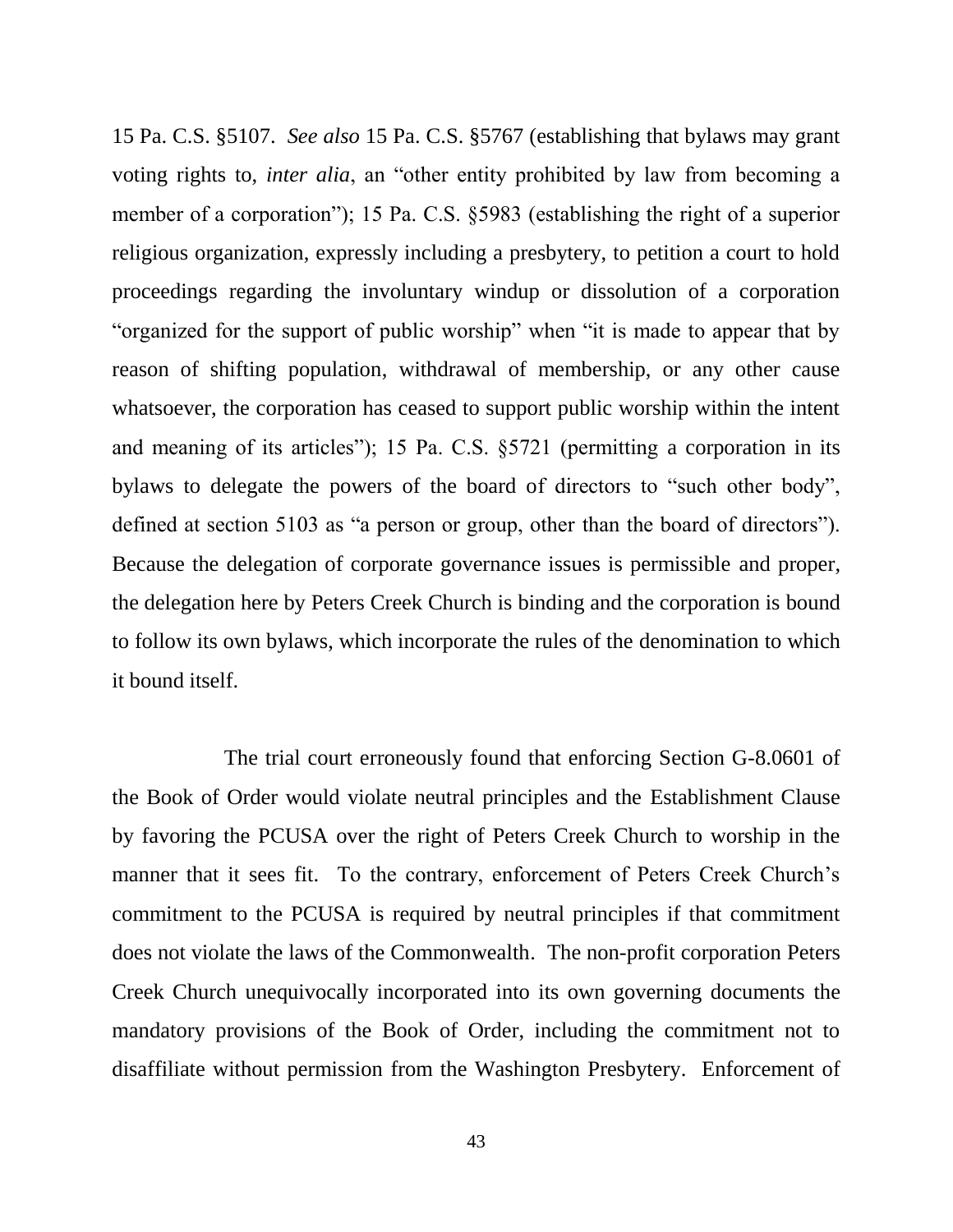15 Pa. C.S. §5107. *See also* 15 Pa. C.S. §5767 (establishing that bylaws may grant voting rights to, *inter alia*, an "other entity prohibited by law from becoming a member of a corporation"); 15 Pa. C.S. §5983 (establishing the right of a superior religious organization, expressly including a presbytery, to petition a court to hold proceedings regarding the involuntary windup or dissolution of a corporation "organized for the support of public worship" when "it is made to appear that by reason of shifting population, withdrawal of membership, or any other cause whatsoever, the corporation has ceased to support public worship within the intent and meaning of its articles"); 15 Pa. C.S. §5721 (permitting a corporation in its bylaws to delegate the powers of the board of directors to "such other body", defined at section 5103 as "a person or group, other than the board of directors"). Because the delegation of corporate governance issues is permissible and proper, the delegation here by Peters Creek Church is binding and the corporation is bound to follow its own bylaws, which incorporate the rules of the denomination to which it bound itself.

The trial court erroneously found that enforcing Section G-8.0601 of the Book of Order would violate neutral principles and the Establishment Clause by favoring the PCUSA over the right of Peters Creek Church to worship in the manner that it sees fit. To the contrary, enforcement of Peters Creek Church's commitment to the PCUSA is required by neutral principles if that commitment does not violate the laws of the Commonwealth. The non-profit corporation Peters Creek Church unequivocally incorporated into its own governing documents the mandatory provisions of the Book of Order, including the commitment not to disaffiliate without permission from the Washington Presbytery. Enforcement of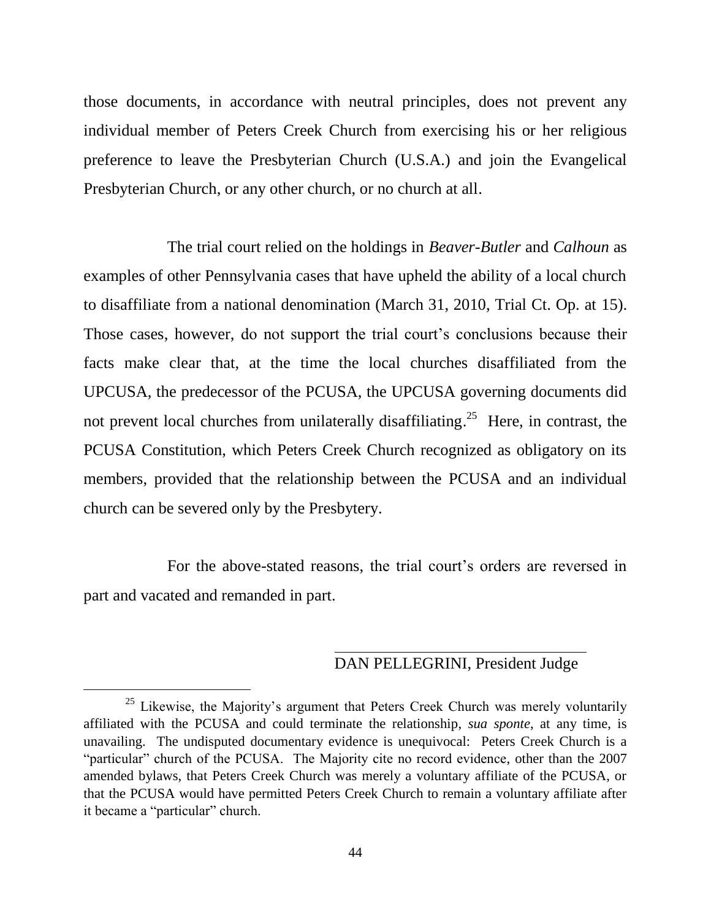those documents, in accordance with neutral principles, does not prevent any individual member of Peters Creek Church from exercising his or her religious preference to leave the Presbyterian Church (U.S.A.) and join the Evangelical Presbyterian Church, or any other church, or no church at all.

The trial court relied on the holdings in *Beaver-Butler* and *Calhoun* as examples of other Pennsylvania cases that have upheld the ability of a local church to disaffiliate from a national denomination (March 31, 2010, Trial Ct. Op. at 15). Those cases, however, do not support the trial court's conclusions because their facts make clear that, at the time the local churches disaffiliated from the UPCUSA, the predecessor of the PCUSA, the UPCUSA governing documents did not prevent local churches from unilaterally disaffiliating.[25] Here, in contrast, the PCUSA Constitution, which Peters Creek Church recognized as obligatory on its members, provided that the relationship between the PCUSA and an individual church can be severed only by the Presbytery.

For the above-stated reasons, the trial court's orders are reversed in part and vacated and remanded in part.

DAN PELLEGRINI, President Judge

---

[25] Likewise, the Majority's argument that Peters Creek Church was merely voluntarily affiliated with the PCUSA and could terminate the relationship, *sua sponte*, at any time, is unavailing. The undisputed documentary evidence is unequivocal: Peters Creek Church is a "particular" church of the PCUSA. The Majority cite no record evidence, other than the 2007 amended bylaws, that Peters Creek Church was merely a voluntary affiliate of the PCUSA, or that the PCUSA would have permitted Peters Creek Church to remain a voluntary affiliate after it became a "particular" church.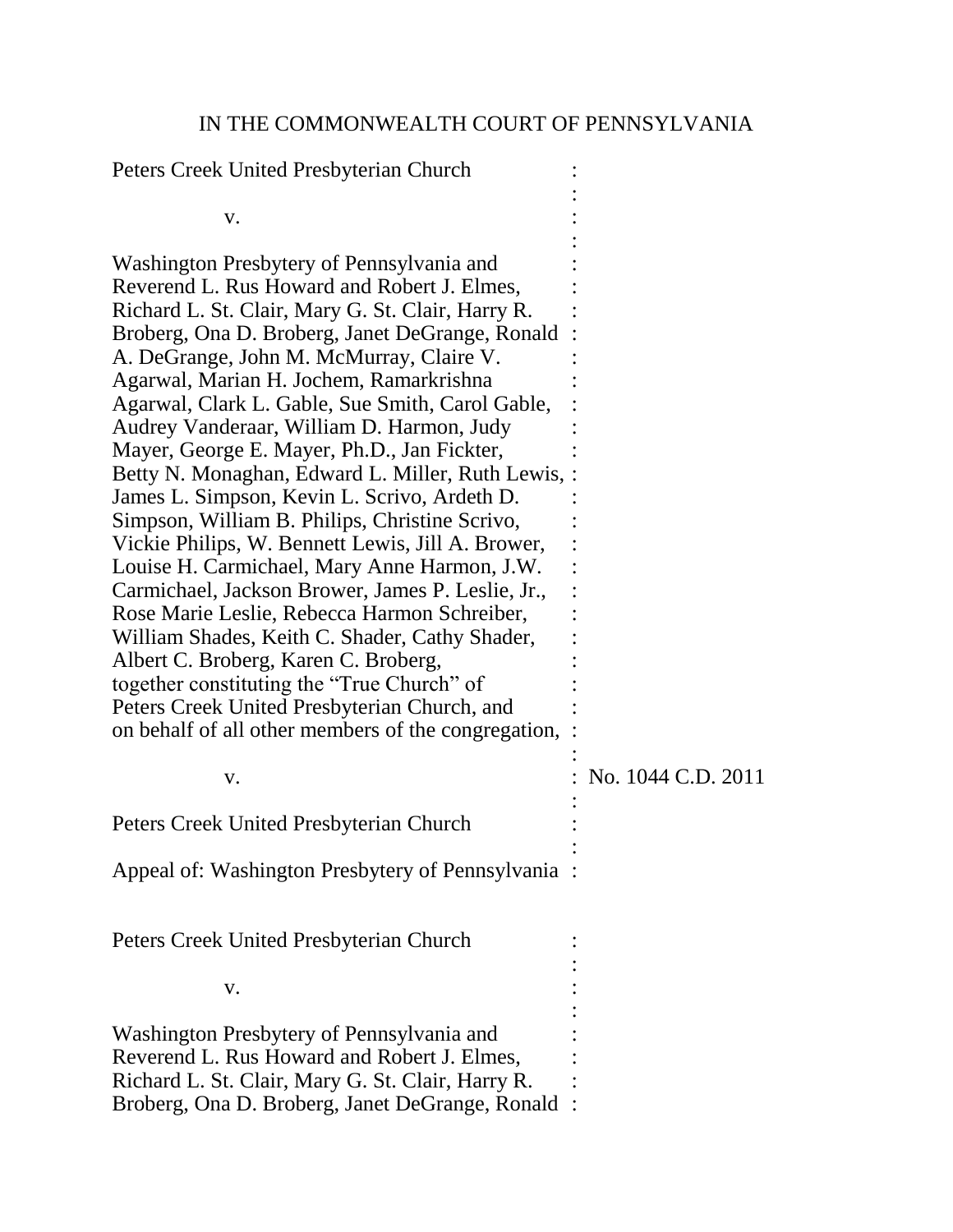IN THE COMMONWEALTH COURT OF PENNSYLVANIA

Peters Creek United Presbyterian Church

v.

Washington Presbytery of Pennsylvania and Reverend L. Rus Howard and Robert J. Elmes, Richard L. St. Clair, Mary G. St. Clair, Harry R. Broberg, Ona D. Broberg, Janet DeGrange, Ronald A. DeGrange, John M. McMurray, Claire V. Agarwal, Marian H. Jochem, Ramarkrishna Agarwal, Clark L. Gable, Sue Smith, Carol Gable, Audrey Vanderaar, William D. Harmon, Judy Mayer, George E. Mayer, Ph.D., Jan Fickter, Betty N. Monaghan, Edward L. Miller, Ruth Lewis, James L. Simpson, Kevin L. Scrivo, Ardeth D. Simpson, William B. Philips, Christine Scrivo, Vickie Philips, W. Bennett Lewis, Jill A. Brower, Louise H. Carmichael, Mary Anne Harmon, J.W. Carmichael, Jackson Brower, James P. Leslie, Jr., Rose Marie Leslie, Rebecca Harmon Schreiber, William Shades, Keith C. Shader, Cathy Shader, Albert C. Broberg, Karen C. Broberg, together constituting the "True Church" of Peters Creek United Presbyterian Church, and on behalf of all other members of the congregation,

v. : No. 1044 C.D. 2011

Peters Creek United Presbyterian Church

Appeal of: Washington Presbytery of Pennsylvania

Peters Creek United Presbyterian Church

v.

Washington Presbytery of Pennsylvania and Reverend L. Rus Howard and Robert J. Elmes, Richard L. St. Clair, Mary G. St. Clair, Harry R. Broberg, Ona D. Broberg, Janet DeGrange, Ronald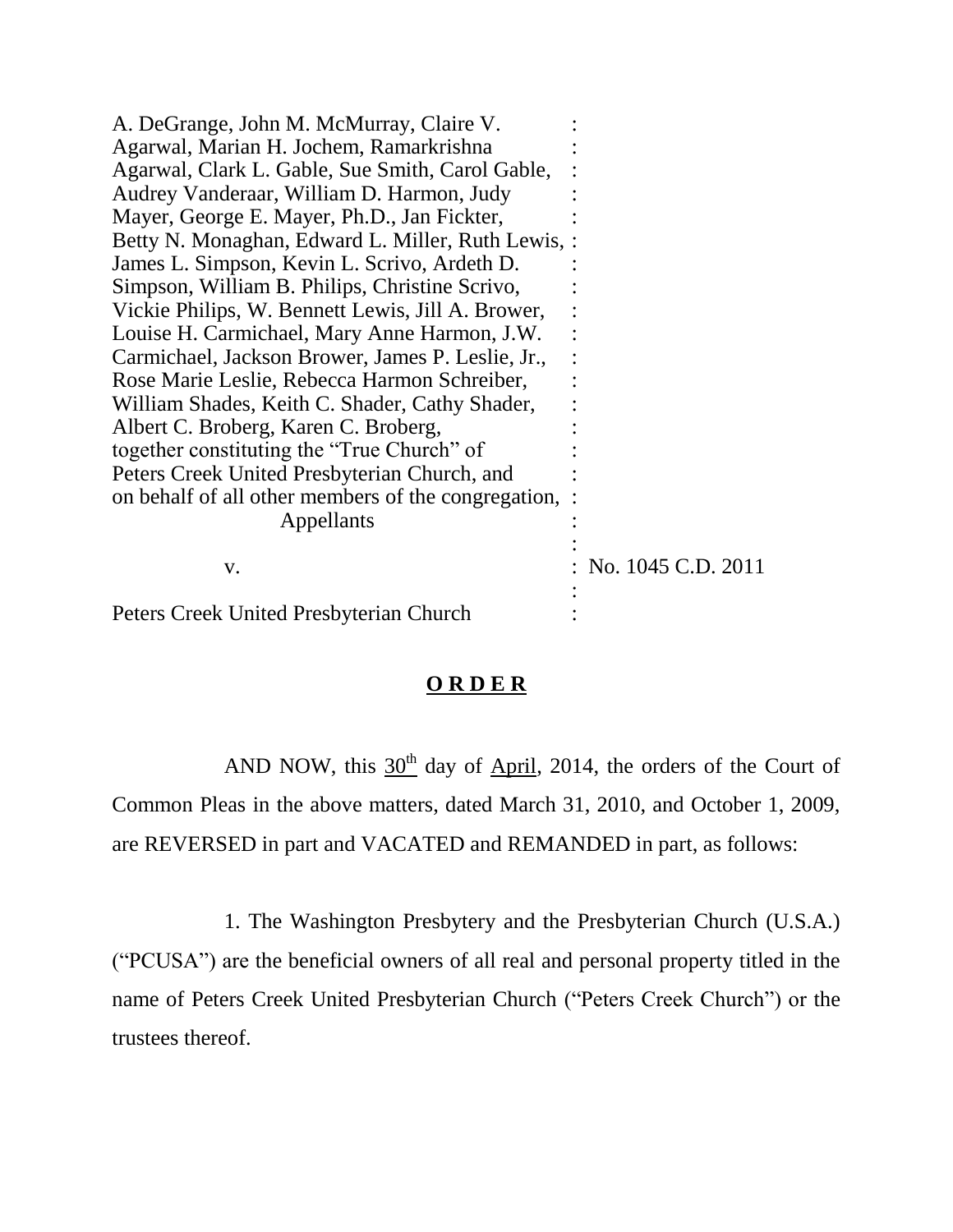A. DeGrange, John M. McMurray, Claire V. Agarwal, Marian H. Jochem, Ramarkrishna Agarwal, Clark L. Gable, Sue Smith, Carol Gable, Audrey Vanderaar, William D. Harmon, Judy Mayer, George E. Mayer, Ph.D., Jan Fickter, Betty N. Monaghan, Edward L. Miller, Ruth Lewis, James L. Simpson, Kevin L. Scrivo, Ardeth D. Simpson, William B. Philips, Christine Scrivo, Vickie Philips, W. Bennett Lewis, Jill A. Brower, Louise H. Carmichael, Mary Anne Harmon, J.W. Carmichael, Jackson Brower, James P. Leslie, Jr., Rose Marie Leslie, Rebecca Harmon Schreiber, William Shades, Keith C. Shader, Cathy Shader, Albert C. Broberg, Karen C. Broberg, together constituting the "True Church" of Peters Creek United Presbyterian Church, and on behalf of all other members of the congregation,
Appellants

v. : No. 1045 C.D. 2011

Peters Creek United Presbyterian Church

**O R D E R**

AND NOW, this 30th day of April, 2014, the orders of the Court of Common Pleas in the above matters, dated March 31, 2010, and October 1, 2009, are REVERSED in part and VACATED and REMANDED in part, as follows:

1. The Washington Presbytery and the Presbyterian Church (U.S.A.) ("PCUSA") are the beneficial owners of all real and personal property titled in the name of Peters Creek United Presbyterian Church ("Peters Creek Church") or the trustees thereof.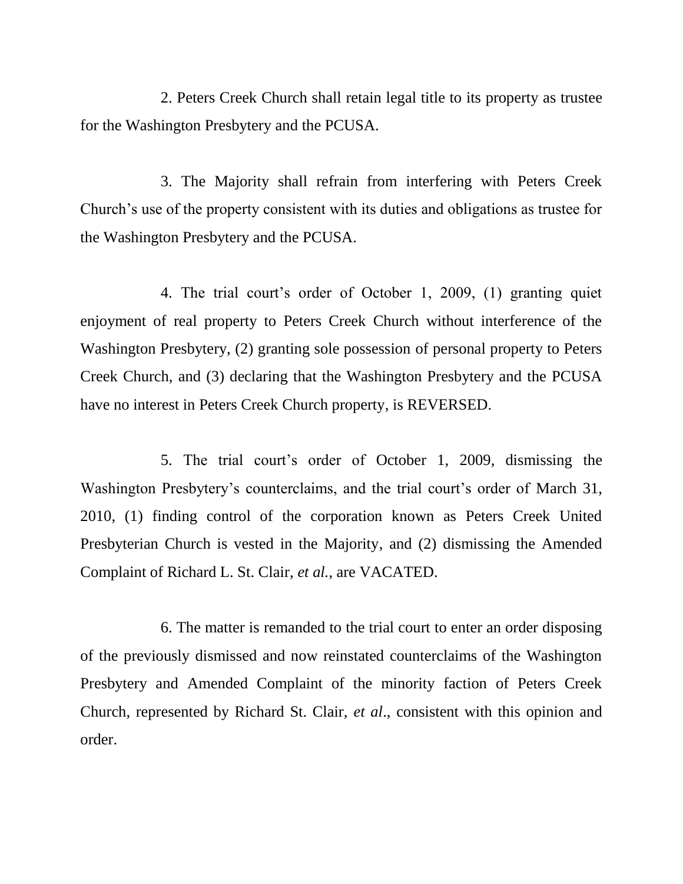2. Peters Creek Church shall retain legal title to its property as trustee for the Washington Presbytery and the PCUSA.

3. The Majority shall refrain from interfering with Peters Creek Church's use of the property consistent with its duties and obligations as trustee for the Washington Presbytery and the PCUSA.

4. The trial court's order of October 1, 2009, (1) granting quiet enjoyment of real property to Peters Creek Church without interference of the Washington Presbytery, (2) granting sole possession of personal property to Peters Creek Church, and (3) declaring that the Washington Presbytery and the PCUSA have no interest in Peters Creek Church property, is REVERSED.

5. The trial court's order of October 1, 2009, dismissing the Washington Presbytery's counterclaims, and the trial court's order of March 31, 2010, (1) finding control of the corporation known as Peters Creek United Presbyterian Church is vested in the Majority, and (2) dismissing the Amended Complaint of Richard L. St. Clair, *et al.*, are VACATED.

6. The matter is remanded to the trial court to enter an order disposing of the previously dismissed and now reinstated counterclaims of the Washington Presbytery and Amended Complaint of the minority faction of Peters Creek Church, represented by Richard St. Clair, *et al*., consistent with this opinion and order.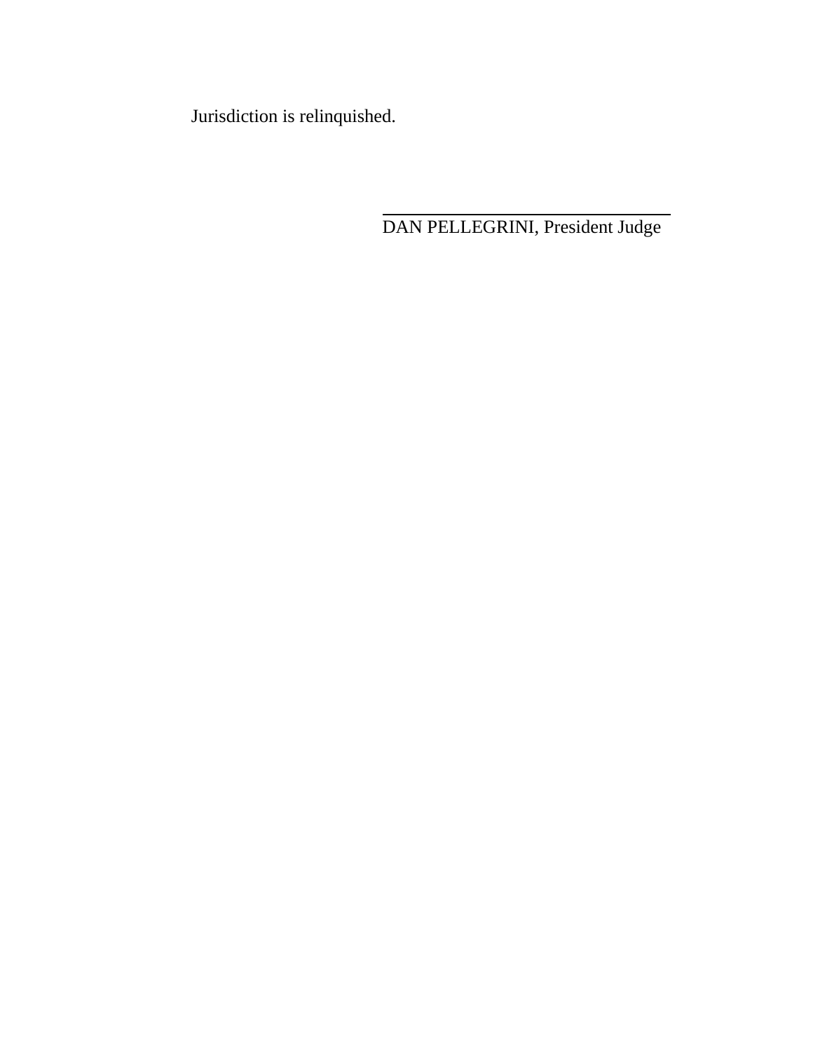Jurisdiction is relinquished.

\_\_\_\_\_\_\_\_\_\_\_\_\_\_\_\_\_\_\_\_\_\_\_\_\_\_\_\_\_\_\_\_\_\_\_\_

DAN PELLEGRINI, President Judge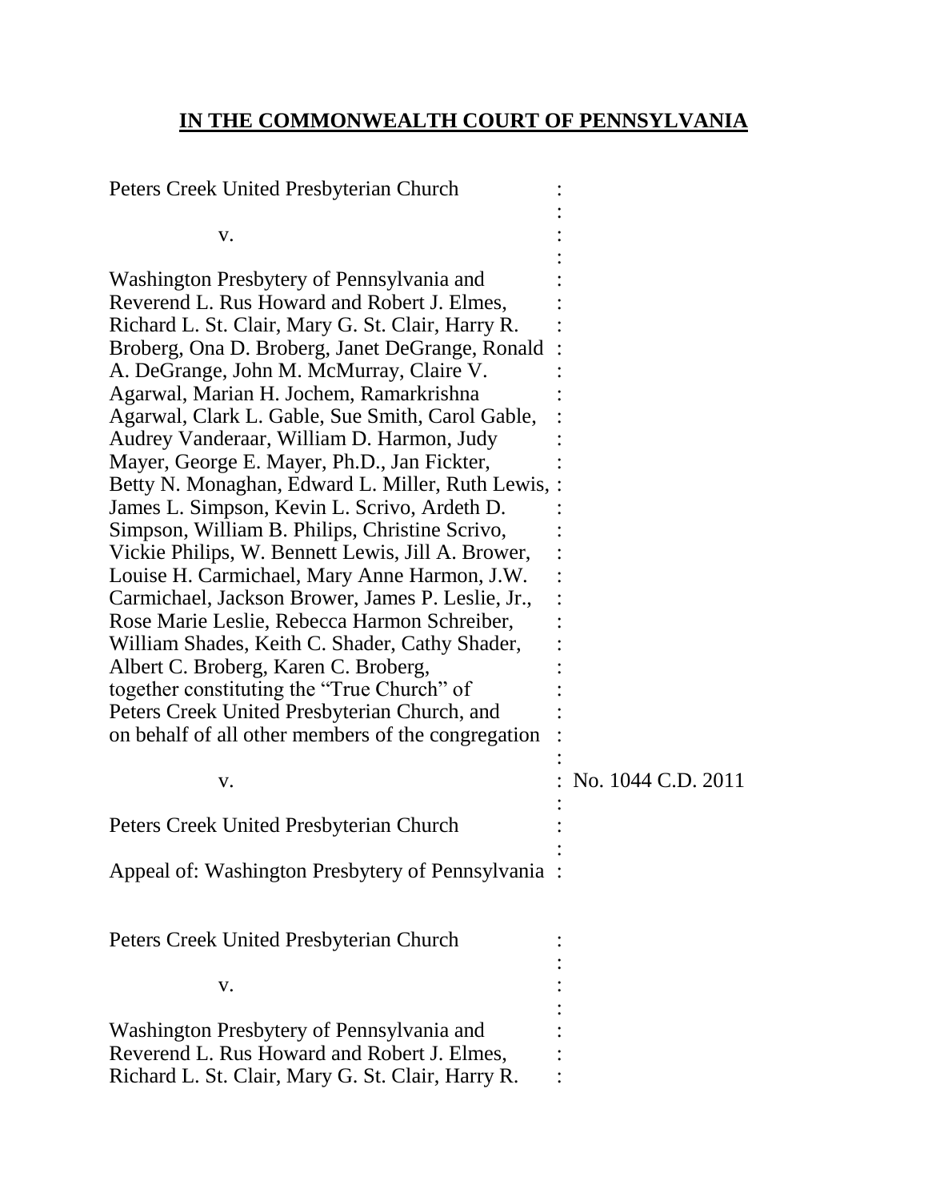**IN THE COMMONWEALTH COURT OF PENNSYLVANIA**

Peters Creek United Presbyterian Church

v.

Washington Presbytery of Pennsylvania and Reverend L. Rus Howard and Robert J. Elmes, Richard L. St. Clair, Mary G. St. Clair, Harry R. Broberg, Ona D. Broberg, Janet DeGrange, Ronald A. DeGrange, John M. McMurray, Claire V. Agarwal, Marian H. Jochem, Ramarkrishna Agarwal, Clark L. Gable, Sue Smith, Carol Gable, Audrey Vanderaar, William D. Harmon, Judy Mayer, George E. Mayer, Ph.D., Jan Fickter, Betty N. Monaghan, Edward L. Miller, Ruth Lewis, James L. Simpson, Kevin L. Scrivo, Ardeth D. Simpson, William B. Philips, Christine Scrivo, Vickie Philips, W. Bennett Lewis, Jill A. Brower, Louise H. Carmichael, Mary Anne Harmon, J.W. Carmichael, Jackson Brower, James P. Leslie, Jr., Rose Marie Leslie, Rebecca Harmon Schreiber, William Shades, Keith C. Shader, Cathy Shader, Albert C. Broberg, Karen C. Broberg, together constituting the "True Church" of Peters Creek United Presbyterian Church, and on behalf of all other members of the congregation

v. : No. 1044 C.D. 2011

Peters Creek United Presbyterian Church

Appeal of: Washington Presbytery of Pennsylvania

Peters Creek United Presbyterian Church

v.

Washington Presbytery of Pennsylvania and Reverend L. Rus Howard and Robert J. Elmes, Richard L. St. Clair, Mary G. St. Clair, Harry R.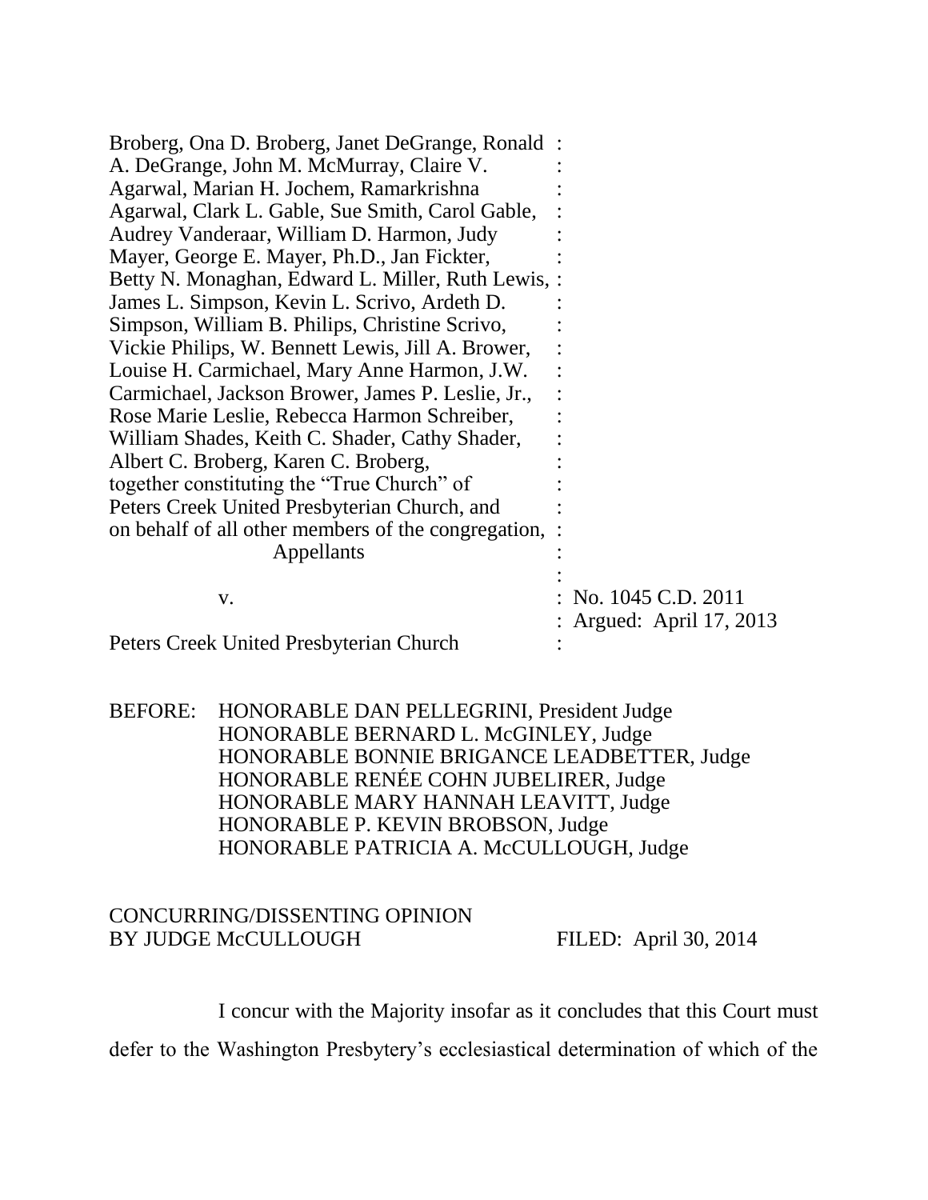Broberg, Ona D. Broberg, Janet DeGrange, Ronald A. DeGrange, John M. McMurray, Claire V. Agarwal, Marian H. Jochem, Ramarkrishna Agarwal, Clark L. Gable, Sue Smith, Carol Gable, Audrey Vanderaar, William D. Harmon, Judy Mayer, George E. Mayer, Ph.D., Jan Fickter, Betty N. Monaghan, Edward L. Miller, Ruth Lewis, James L. Simpson, Kevin L. Scrivo, Ardeth D. Simpson, William B. Philips, Christine Scrivo, Vickie Philips, W. Bennett Lewis, Jill A. Brower, Louise H. Carmichael, Mary Anne Harmon, J.W. Carmichael, Jackson Brower, James P. Leslie, Jr., Rose Marie Leslie, Rebecca Harmon Schreiber, William Shades, Keith C. Shader, Cathy Shader, Albert C. Broberg, Karen C. Broberg, together constituting the "True Church" of Peters Creek United Presbyterian Church, and on behalf of all other members of the congregation,
Appellants

v.

Peters Creek United Presbyterian Church

No. 1045 C.D. 2011
Argued: April 17, 2013

BEFORE: HONORABLE DAN PELLEGRINI, President Judge
HONORABLE BERNARD L. McGINLEY, Judge
HONORABLE BONNIE BRIGANCE LEADBETTER, Judge
HONORABLE RENÉE COHN JUBELIRER, Judge
HONORABLE MARY HANNAH LEAVITT, Judge
HONORABLE P. KEVIN BROBSON, Judge
HONORABLE PATRICIA A. McCULLOUGH, Judge

CONCURRING/DISSENTING OPINION
BY JUDGE McCULLOUGH

FILED: April 30, 2014

I concur with the Majority insofar as it concludes that this Court must defer to the Washington Presbytery's ecclesiastical determination of which of the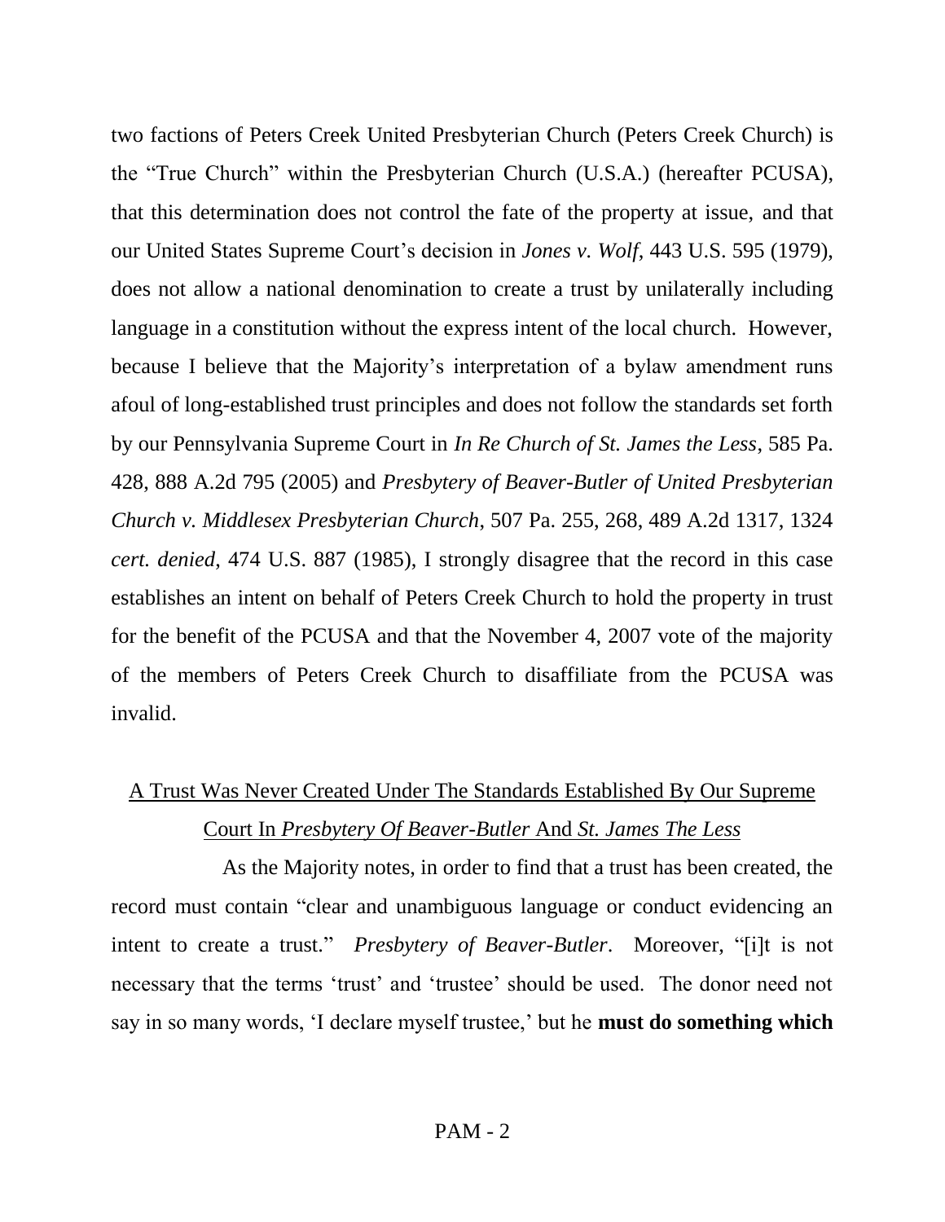two factions of Peters Creek United Presbyterian Church (Peters Creek Church) is the "True Church" within the Presbyterian Church (U.S.A.) (hereafter PCUSA), that this determination does not control the fate of the property at issue, and that our United States Supreme Court's decision in *Jones v. Wolf*, 443 U.S. 595 (1979), does not allow a national denomination to create a trust by unilaterally including language in a constitution without the express intent of the local church. However, because I believe that the Majority's interpretation of a bylaw amendment runs afoul of long-established trust principles and does not follow the standards set forth by our Pennsylvania Supreme Court in *In Re Church of St. James the Less*, 585 Pa. 428, 888 A.2d 795 (2005) and *Presbytery of Beaver-Butler of United Presbyterian Church v. Middlesex Presbyterian Church*, 507 Pa. 255, 268, 489 A.2d 1317, 1324 *cert. denied*, 474 U.S. 887 (1985), I strongly disagree that the record in this case establishes an intent on behalf of Peters Creek Church to hold the property in trust for the benefit of the PCUSA and that the November 4, 2007 vote of the majority of the members of Peters Creek Church to disaffiliate from the PCUSA was invalid.

<u>A Trust Was Never Created Under The Standards Established By Our Supreme Court In *Presbytery Of Beaver-Butler* And *St. James The Less*</u>

As the Majority notes, in order to find that a trust has been created, the record must contain "clear and unambiguous language or conduct evidencing an intent to create a trust." *Presbytery of Beaver-Butler*. Moreover, "[i]t is not necessary that the terms 'trust' and 'trustee' should be used. The donor need not say in so many words, 'I declare myself trustee,' but he **must do something which**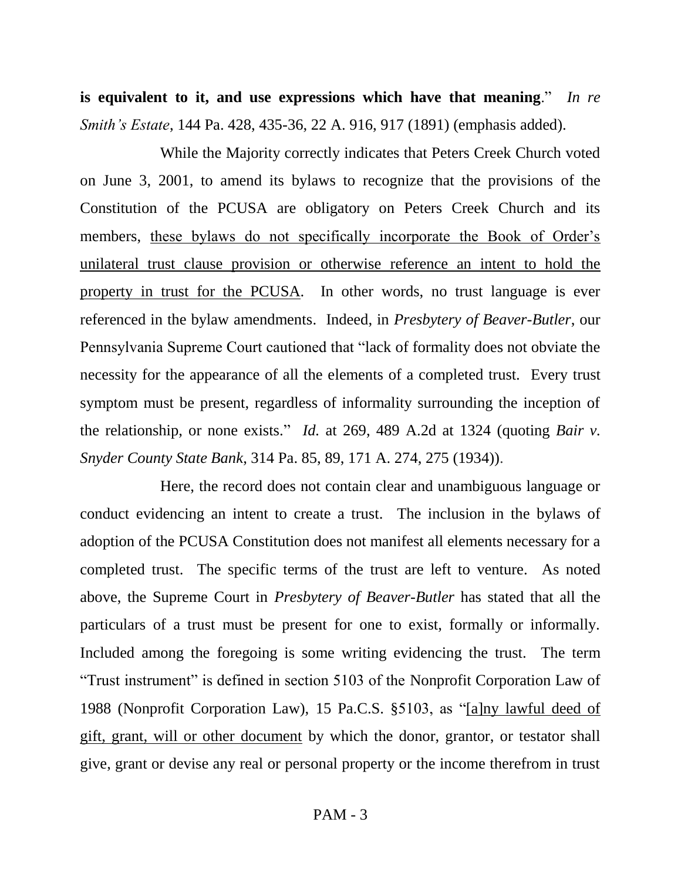**is equivalent to it, and use expressions which have that meaning**." *In re Smith's Estate*, 144 Pa. 428, 435-36, 22 A. 916, 917 (1891) (emphasis added).

While the Majority correctly indicates that Peters Creek Church voted on June 3, 2001, to amend its bylaws to recognize that the provisions of the Constitution of the PCUSA are obligatory on Peters Creek Church and its members, <u>these bylaws do not specifically incorporate the Book of Order's unilateral trust clause provision or otherwise reference an intent to hold the property in trust for the PCUSA</u>. In other words, no trust language is ever referenced in the bylaw amendments. Indeed, in *Presbytery of Beaver-Butler*, our Pennsylvania Supreme Court cautioned that "lack of formality does not obviate the necessity for the appearance of all the elements of a completed trust. Every trust symptom must be present, regardless of informality surrounding the inception of the relationship, or none exists." *Id.* at 269, 489 A.2d at 1324 (quoting *Bair v. Snyder County State Bank*, 314 Pa. 85, 89, 171 A. 274, 275 (1934)).

Here, the record does not contain clear and unambiguous language or conduct evidencing an intent to create a trust. The inclusion in the bylaws of adoption of the PCUSA Constitution does not manifest all elements necessary for a completed trust. The specific terms of the trust are left to venture. As noted above, the Supreme Court in *Presbytery of Beaver-Butler* has stated that all the particulars of a trust must be present for one to exist, formally or informally. Included among the foregoing is some writing evidencing the trust. The term "Trust instrument" is defined in section 5103 of the Nonprofit Corporation Law of 1988 (Nonprofit Corporation Law), 15 Pa.C.S. §5103, as "<u>[a]ny lawful deed of gift, grant, will or other document</u> by which the donor, grantor, or testator shall give, grant or devise any real or personal property or the income therefrom in trust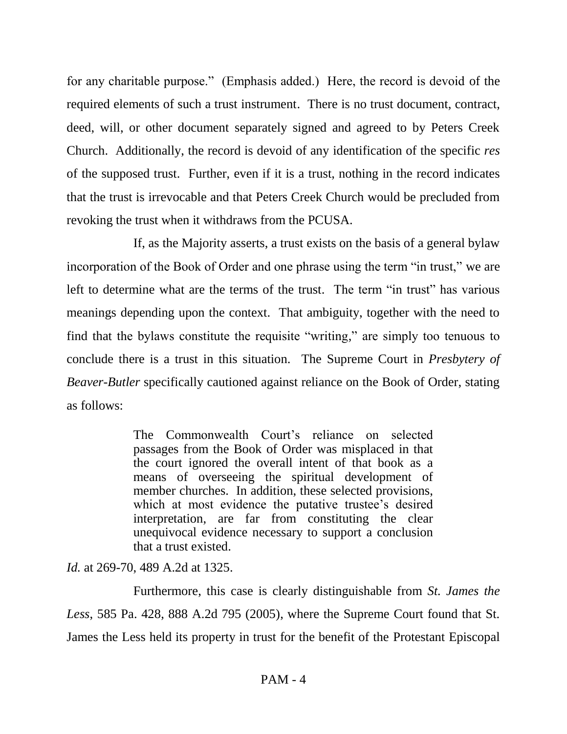for any charitable purpose." (Emphasis added.) Here, the record is devoid of the required elements of such a trust instrument. There is no trust document, contract, deed, will, or other document separately signed and agreed to by Peters Creek Church. Additionally, the record is devoid of any identification of the specific *res* of the supposed trust. Further, even if it is a trust, nothing in the record indicates that the trust is irrevocable and that Peters Creek Church would be precluded from revoking the trust when it withdraws from the PCUSA.

If, as the Majority asserts, a trust exists on the basis of a general bylaw incorporation of the Book of Order and one phrase using the term "in trust," we are left to determine what are the terms of the trust. The term "in trust" has various meanings depending upon the context. That ambiguity, together with the need to find that the bylaws constitute the requisite "writing," are simply too tenuous to conclude there is a trust in this situation. The Supreme Court in *Presbytery of Beaver-Butler* specifically cautioned against reliance on the Book of Order, stating as follows:

> The Commonwealth Court's reliance on selected passages from the Book of Order was misplaced in that the court ignored the overall intent of that book as a means of overseeing the spiritual development of member churches. In addition, these selected provisions, which at most evidence the putative trustee's desired interpretation, are far from constituting the clear unequivocal evidence necessary to support a conclusion that a trust existed.

*Id.* at 269-70, 489 A.2d at 1325.

Furthermore, this case is clearly distinguishable from *St. James the Less*, 585 Pa. 428, 888 A.2d 795 (2005), where the Supreme Court found that St. James the Less held its property in trust for the benefit of the Protestant Episcopal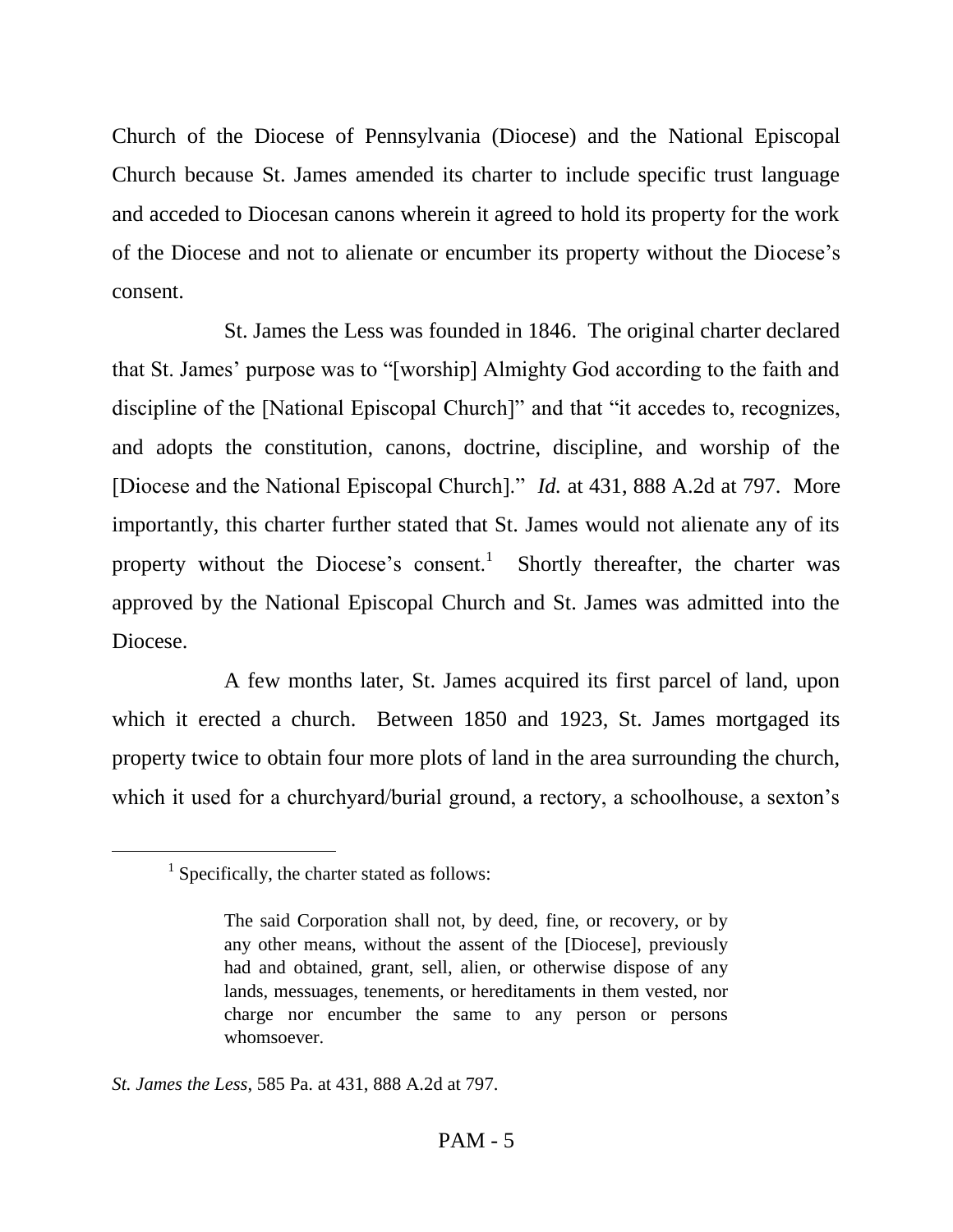Church of the Diocese of Pennsylvania (Diocese) and the National Episcopal Church because St. James amended its charter to include specific trust language and acceded to Diocesan canons wherein it agreed to hold its property for the work of the Diocese and not to alienate or encumber its property without the Diocese's consent.

St. James the Less was founded in 1846. The original charter declared that St. James' purpose was to "[worship] Almighty God according to the faith and discipline of the [National Episcopal Church]" and that "it accedes to, recognizes, and adopts the constitution, canons, doctrine, discipline, and worship of the [Diocese and the National Episcopal Church]." *Id.* at 431, 888 A.2d at 797. More importantly, this charter further stated that St. James would not alienate any of its property without the Diocese's consent.[1] Shortly thereafter, the charter was approved by the National Episcopal Church and St. James was admitted into the Diocese.

A few months later, St. James acquired its first parcel of land, upon which it erected a church. Between 1850 and 1923, St. James mortgaged its property twice to obtain four more plots of land in the area surrounding the church, which it used for a churchyard/burial ground, a rectory, a schoolhouse, a sexton's

---

[1] Specifically, the charter stated as follows:

> The said Corporation shall not, by deed, fine, or recovery, or by any other means, without the assent of the [Diocese], previously had and obtained, grant, sell, alien, or otherwise dispose of any lands, messuages, tenements, or hereditaments in them vested, nor charge nor encumber the same to any person or persons whomsoever.

*St. James the Less*, 585 Pa. at 431, 888 A.2d at 797.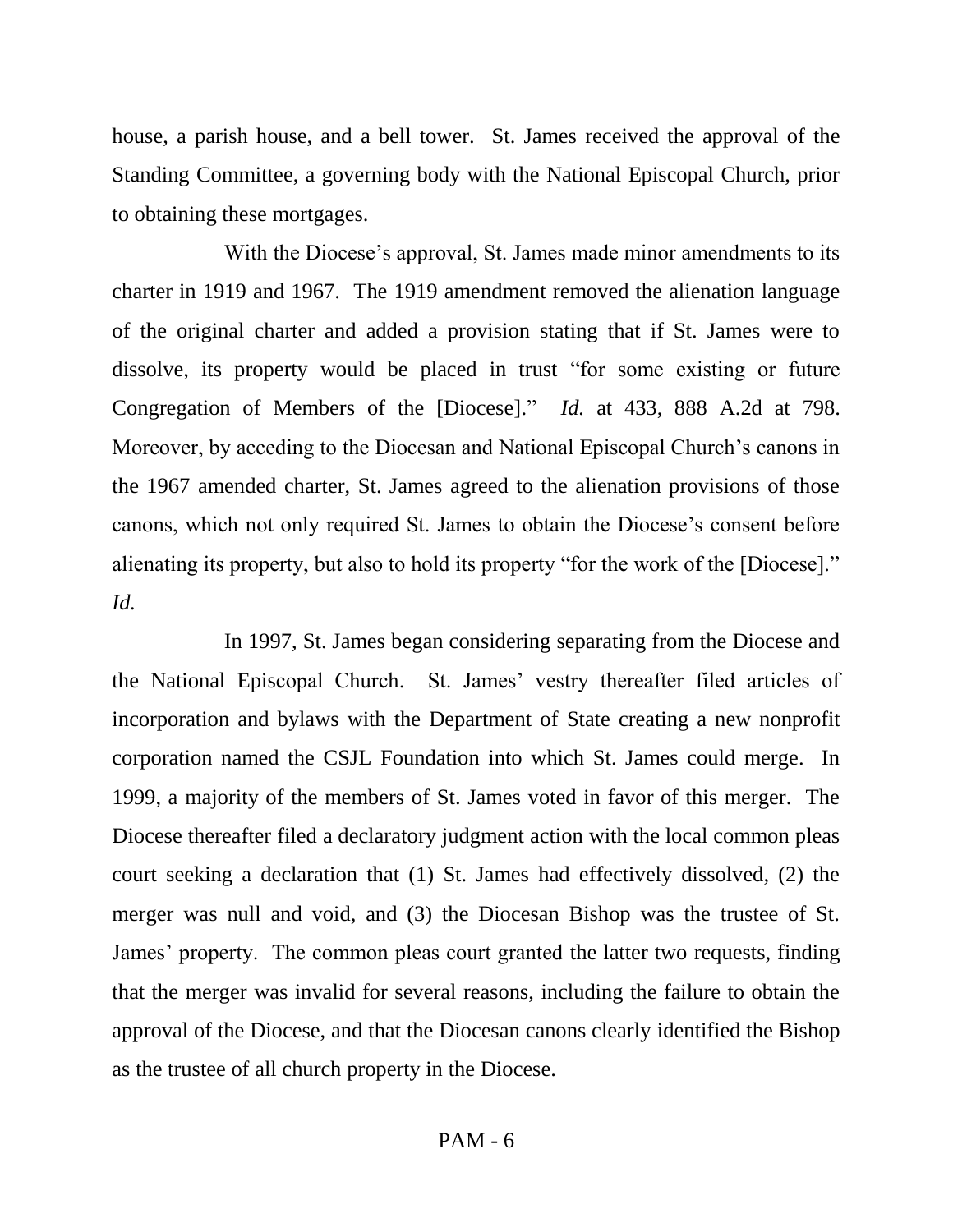house, a parish house, and a bell tower. St. James received the approval of the Standing Committee, a governing body with the National Episcopal Church, prior to obtaining these mortgages.

With the Diocese's approval, St. James made minor amendments to its charter in 1919 and 1967. The 1919 amendment removed the alienation language of the original charter and added a provision stating that if St. James were to dissolve, its property would be placed in trust "for some existing or future Congregation of Members of the [Diocese]." *Id.* at 433, 888 A.2d at 798. Moreover, by acceding to the Diocesan and National Episcopal Church's canons in the 1967 amended charter, St. James agreed to the alienation provisions of those canons, which not only required St. James to obtain the Diocese's consent before alienating its property, but also to hold its property "for the work of the [Diocese]." *Id.*

In 1997, St. James began considering separating from the Diocese and the National Episcopal Church. St. James' vestry thereafter filed articles of incorporation and bylaws with the Department of State creating a new nonprofit corporation named the CSJL Foundation into which St. James could merge. In 1999, a majority of the members of St. James voted in favor of this merger. The Diocese thereafter filed a declaratory judgment action with the local common pleas court seeking a declaration that (1) St. James had effectively dissolved, (2) the merger was null and void, and (3) the Diocesan Bishop was the trustee of St. James' property. The common pleas court granted the latter two requests, finding that the merger was invalid for several reasons, including the failure to obtain the approval of the Diocese, and that the Diocesan canons clearly identified the Bishop as the trustee of all church property in the Diocese.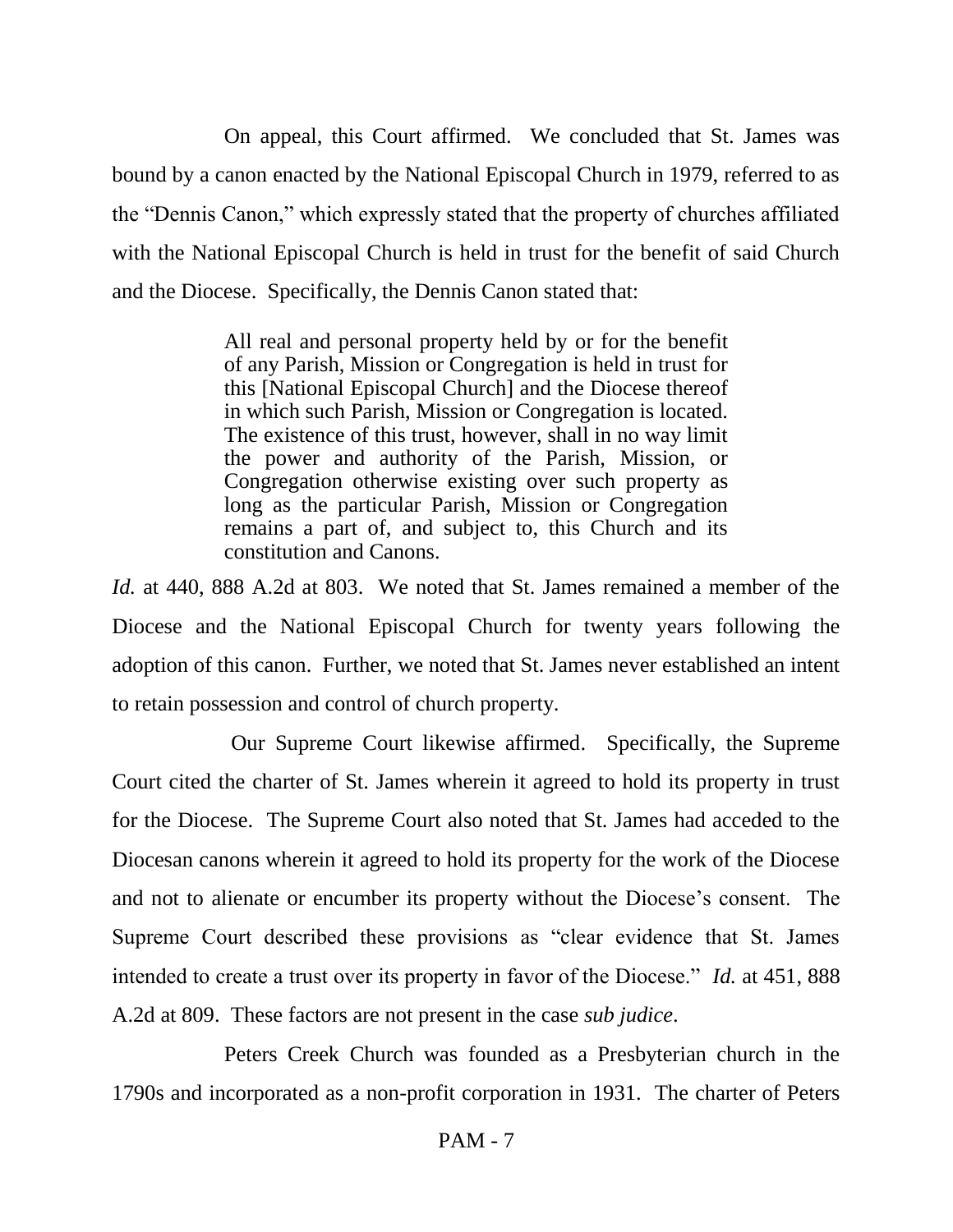On appeal, this Court affirmed. We concluded that St. James was bound by a canon enacted by the National Episcopal Church in 1979, referred to as the "Dennis Canon," which expressly stated that the property of churches affiliated with the National Episcopal Church is held in trust for the benefit of said Church and the Diocese. Specifically, the Dennis Canon stated that:

> All real and personal property held by or for the benefit of any Parish, Mission or Congregation is held in trust for this [National Episcopal Church] and the Diocese thereof in which such Parish, Mission or Congregation is located. The existence of this trust, however, shall in no way limit the power and authority of the Parish, Mission, or Congregation otherwise existing over such property as long as the particular Parish, Mission or Congregation remains a part of, and subject to, this Church and its constitution and Canons.

*Id.* at 440, 888 A.2d at 803. We noted that St. James remained a member of the Diocese and the National Episcopal Church for twenty years following the adoption of this canon. Further, we noted that St. James never established an intent to retain possession and control of church property.

Our Supreme Court likewise affirmed. Specifically, the Supreme Court cited the charter of St. James wherein it agreed to hold its property in trust for the Diocese. The Supreme Court also noted that St. James had acceded to the Diocesan canons wherein it agreed to hold its property for the work of the Diocese and not to alienate or encumber its property without the Diocese's consent. The Supreme Court described these provisions as "clear evidence that St. James intended to create a trust over its property in favor of the Diocese." *Id.* at 451, 888 A.2d at 809. These factors are not present in the case *sub judice*.

Peters Creek Church was founded as a Presbyterian church in the 1790s and incorporated as a non-profit corporation in 1931. The charter of Peters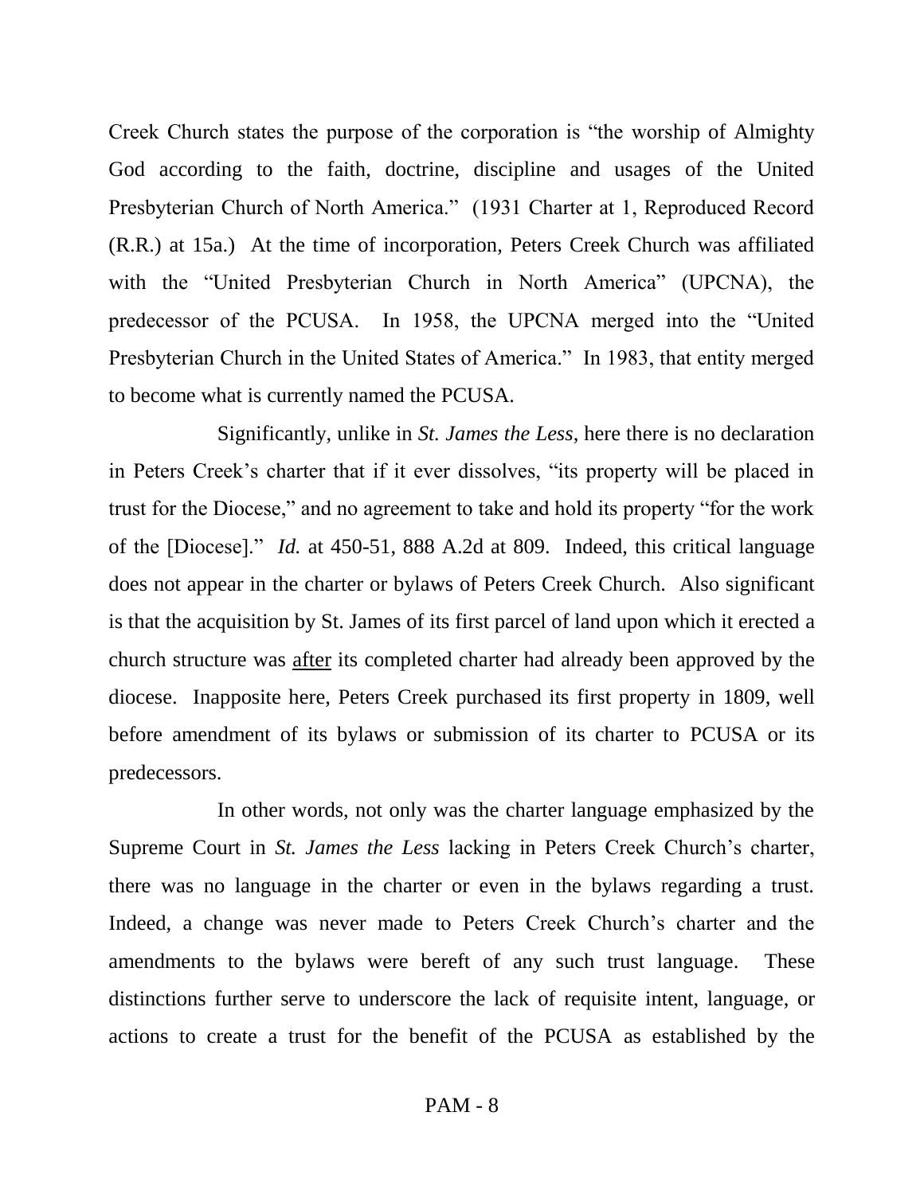Creek Church states the purpose of the corporation is "the worship of Almighty God according to the faith, doctrine, discipline and usages of the United Presbyterian Church of North America." (1931 Charter at 1, Reproduced Record (R.R.) at 15a.) At the time of incorporation, Peters Creek Church was affiliated with the "United Presbyterian Church in North America" (UPCNA), the predecessor of the PCUSA. In 1958, the UPCNA merged into the "United Presbyterian Church in the United States of America." In 1983, that entity merged to become what is currently named the PCUSA.

Significantly, unlike in *St. James the Less*, here there is no declaration in Peters Creek's charter that if it ever dissolves, "its property will be placed in trust for the Diocese," and no agreement to take and hold its property "for the work of the [Diocese]." *Id.* at 450-51, 888 A.2d at 809. Indeed, this critical language does not appear in the charter or bylaws of Peters Creek Church. Also significant is that the acquisition by St. James of its first parcel of land upon which it erected a church structure was <u>after</u> its completed charter had already been approved by the diocese. Inapposite here, Peters Creek purchased its first property in 1809, well before amendment of its bylaws or submission of its charter to PCUSA or its predecessors.

In other words, not only was the charter language emphasized by the Supreme Court in *St. James the Less* lacking in Peters Creek Church's charter, there was no language in the charter or even in the bylaws regarding a trust. Indeed, a change was never made to Peters Creek Church's charter and the amendments to the bylaws were bereft of any such trust language. These distinctions further serve to underscore the lack of requisite intent, language, or actions to create a trust for the benefit of the PCUSA as established by the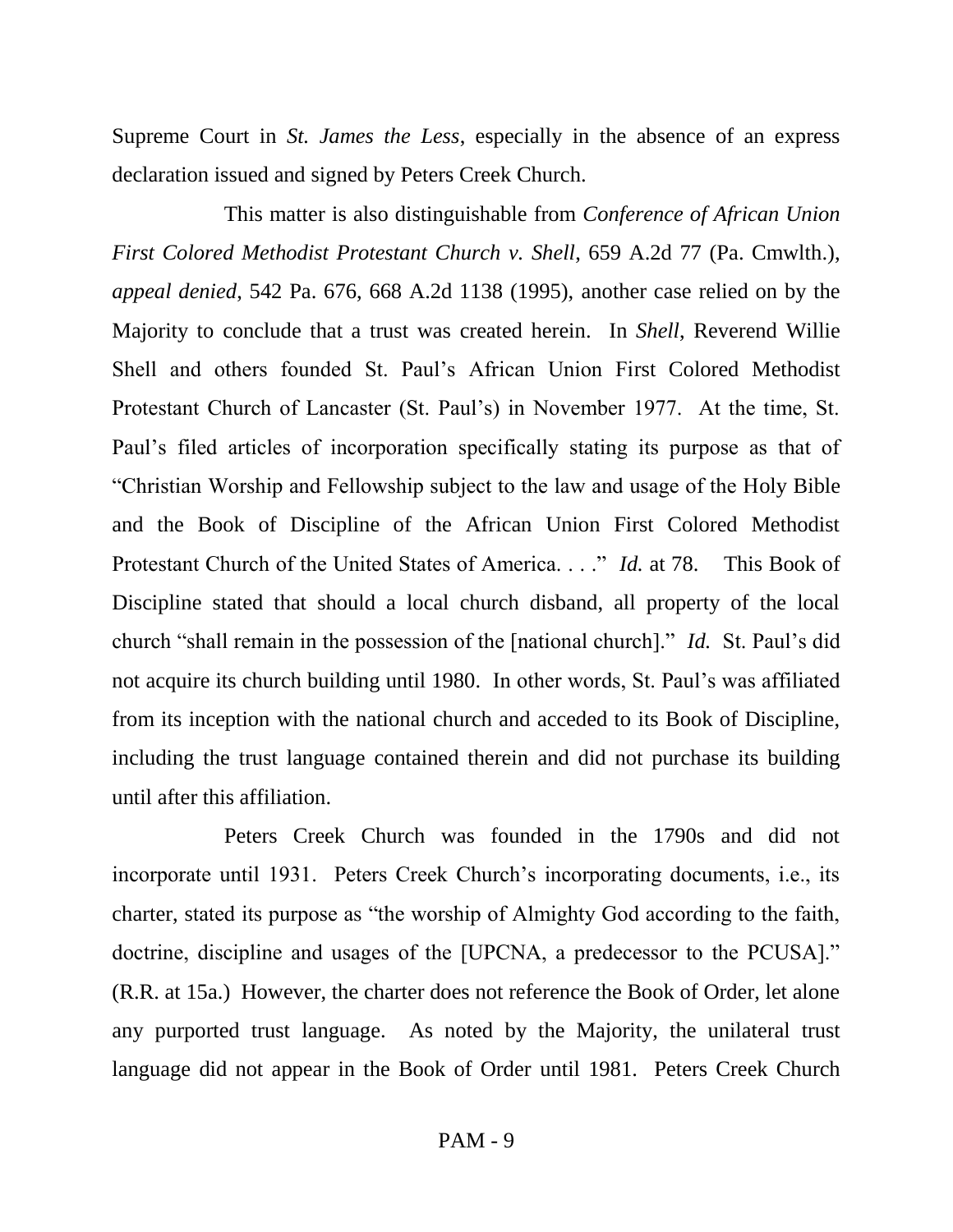Supreme Court in *St. James the Less*, especially in the absence of an express declaration issued and signed by Peters Creek Church.

This matter is also distinguishable from *Conference of African Union First Colored Methodist Protestant Church v. Shell*, 659 A.2d 77 (Pa. Cmwlth.), *appeal denied*, 542 Pa. 676, 668 A.2d 1138 (1995), another case relied on by the Majority to conclude that a trust was created herein. In *Shell*, Reverend Willie Shell and others founded St. Paul's African Union First Colored Methodist Protestant Church of Lancaster (St. Paul's) in November 1977. At the time, St. Paul's filed articles of incorporation specifically stating its purpose as that of "Christian Worship and Fellowship subject to the law and usage of the Holy Bible and the Book of Discipline of the African Union First Colored Methodist Protestant Church of the United States of America. . . ." *Id.* at 78. This Book of Discipline stated that should a local church disband, all property of the local church "shall remain in the possession of the [national church]." *Id.* St. Paul's did not acquire its church building until 1980. In other words, St. Paul's was affiliated from its inception with the national church and acceded to its Book of Discipline, including the trust language contained therein and did not purchase its building until after this affiliation.

Peters Creek Church was founded in the 1790s and did not incorporate until 1931. Peters Creek Church's incorporating documents, i.e., its charter, stated its purpose as "the worship of Almighty God according to the faith, doctrine, discipline and usages of the [UPCNA, a predecessor to the PCUSA]." (R.R. at 15a.) However, the charter does not reference the Book of Order, let alone any purported trust language. As noted by the Majority, the unilateral trust language did not appear in the Book of Order until 1981. Peters Creek Church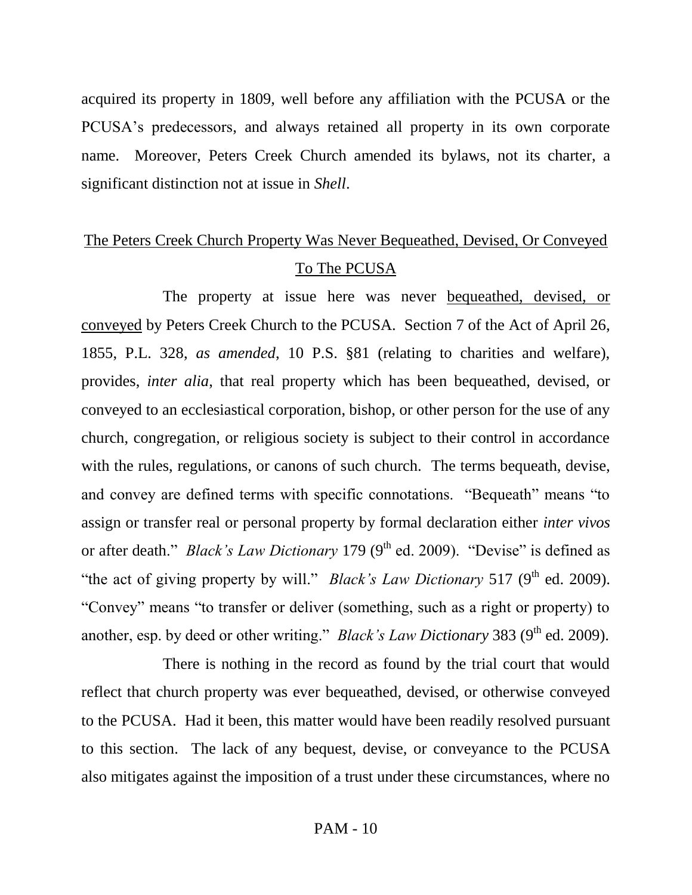acquired its property in 1809, well before any affiliation with the PCUSA or the PCUSA's predecessors, and always retained all property in its own corporate name. Moreover, Peters Creek Church amended its bylaws, not its charter, a significant distinction not at issue in *Shell*.

## <u>The Peters Creek Church Property Was Never Bequeathed, Devised, Or Conveyed To The PCUSA</u>

The property at issue here was never <u>bequeathed, devised, or conveyed</u> by Peters Creek Church to the PCUSA. Section 7 of the Act of April 26, 1855, P.L. 328, *as amended*, 10 P.S. §81 (relating to charities and welfare), provides, *inter alia*, that real property which has been bequeathed, devised, or conveyed to an ecclesiastical corporation, bishop, or other person for the use of any church, congregation, or religious society is subject to their control in accordance with the rules, regulations, or canons of such church. The terms bequeath, devise, and convey are defined terms with specific connotations. "Bequeath" means "to assign or transfer real or personal property by formal declaration either *inter vivos* or after death." *Black's Law Dictionary* 179 (9th ed. 2009). "Devise" is defined as "the act of giving property by will." *Black's Law Dictionary* 517 (9th ed. 2009). "Convey" means "to transfer or deliver (something, such as a right or property) to another, esp. by deed or other writing." *Black's Law Dictionary* 383 (9th ed. 2009).

There is nothing in the record as found by the trial court that would reflect that church property was ever bequeathed, devised, or otherwise conveyed to the PCUSA. Had it been, this matter would have been readily resolved pursuant to this section. The lack of any bequest, devise, or conveyance to the PCUSA also mitigates against the imposition of a trust under these circumstances, where no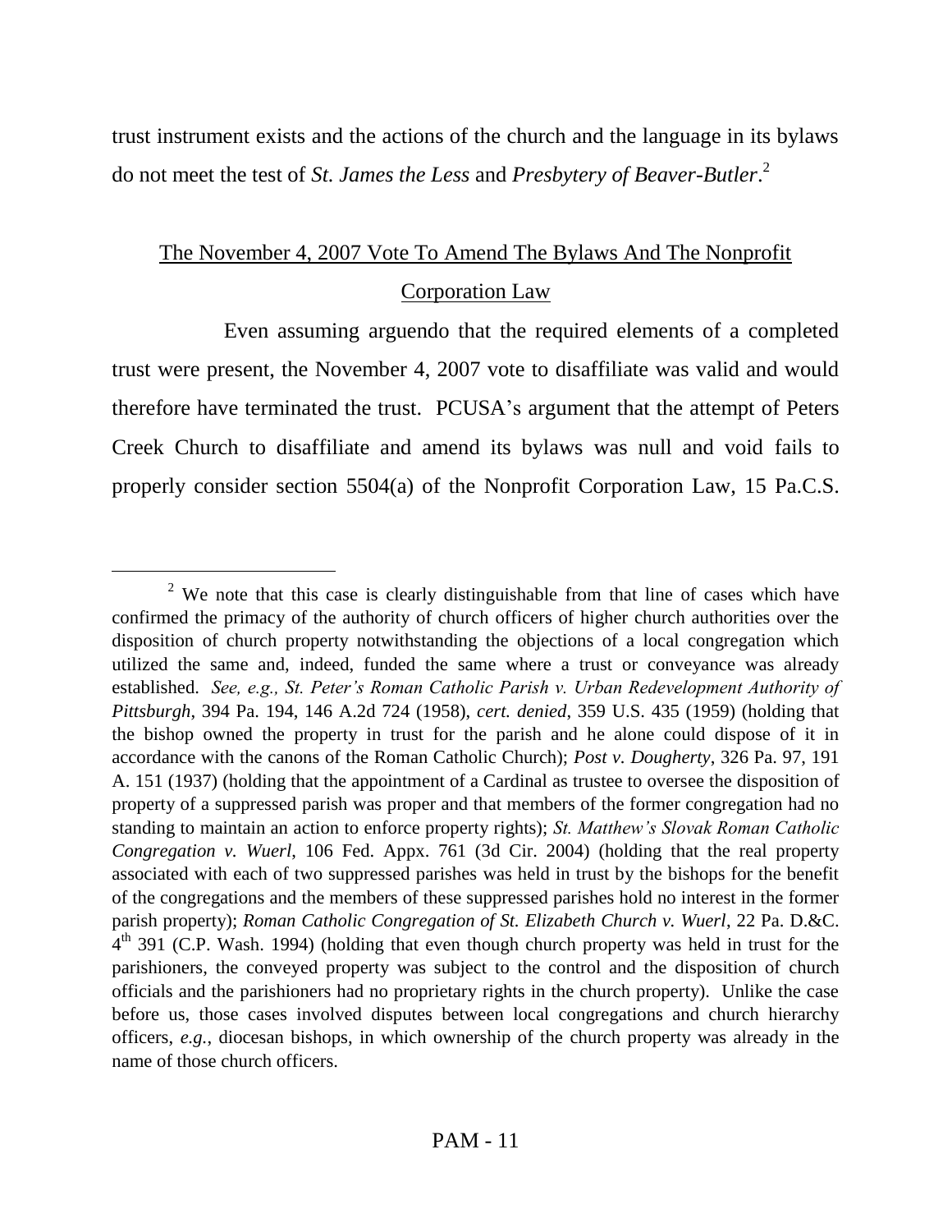trust instrument exists and the actions of the church and the language in its bylaws do not meet the test of *St. James the Less* and *Presbytery of Beaver-Butler*.[2]

<u>The November 4, 2007 Vote To Amend The Bylaws And The Nonprofit Corporation Law</u>

Even assuming arguendo that the required elements of a completed trust were present, the November 4, 2007 vote to disaffiliate was valid and would therefore have terminated the trust. PCUSA's argument that the attempt of Peters Creek Church to disaffiliate and amend its bylaws was null and void fails to properly consider section 5504(a) of the Nonprofit Corporation Law, 15 Pa.C.S.

---

[2] We note that this case is clearly distinguishable from that line of cases which have confirmed the primacy of the authority of church officers of higher church authorities over the disposition of church property notwithstanding the objections of a local congregation which utilized the same and, indeed, funded the same where a trust or conveyance was already established. *See, e.g., St. Peter's Roman Catholic Parish v. Urban Redevelopment Authority of Pittsburgh*, 394 Pa. 194, 146 A.2d 724 (1958), *cert. denied*, 359 U.S. 435 (1959) (holding that the bishop owned the property in trust for the parish and he alone could dispose of it in accordance with the canons of the Roman Catholic Church); *Post v. Dougherty*, 326 Pa. 97, 191 A. 151 (1937) (holding that the appointment of a Cardinal as trustee to oversee the disposition of property of a suppressed parish was proper and that members of the former congregation had no standing to maintain an action to enforce property rights); *St. Matthew's Slovak Roman Catholic Congregation v. Wuerl*, 106 Fed. Appx. 761 (3d Cir. 2004) (holding that the real property associated with each of two suppressed parishes was held in trust by the bishops for the benefit of the congregations and the members of these suppressed parishes hold no interest in the former parish property); *Roman Catholic Congregation of St. Elizabeth Church v. Wuerl*, 22 Pa. D.&C. 4th 391 (C.P. Wash. 1994) (holding that even though church property was held in trust for the parishioners, the conveyed property was subject to the control and the disposition of church officials and the parishioners had no proprietary rights in the church property). Unlike the case before us, those cases involved disputes between local congregations and church hierarchy officers, *e.g.*, diocesan bishops, in which ownership of the church property was already in the name of those church officers.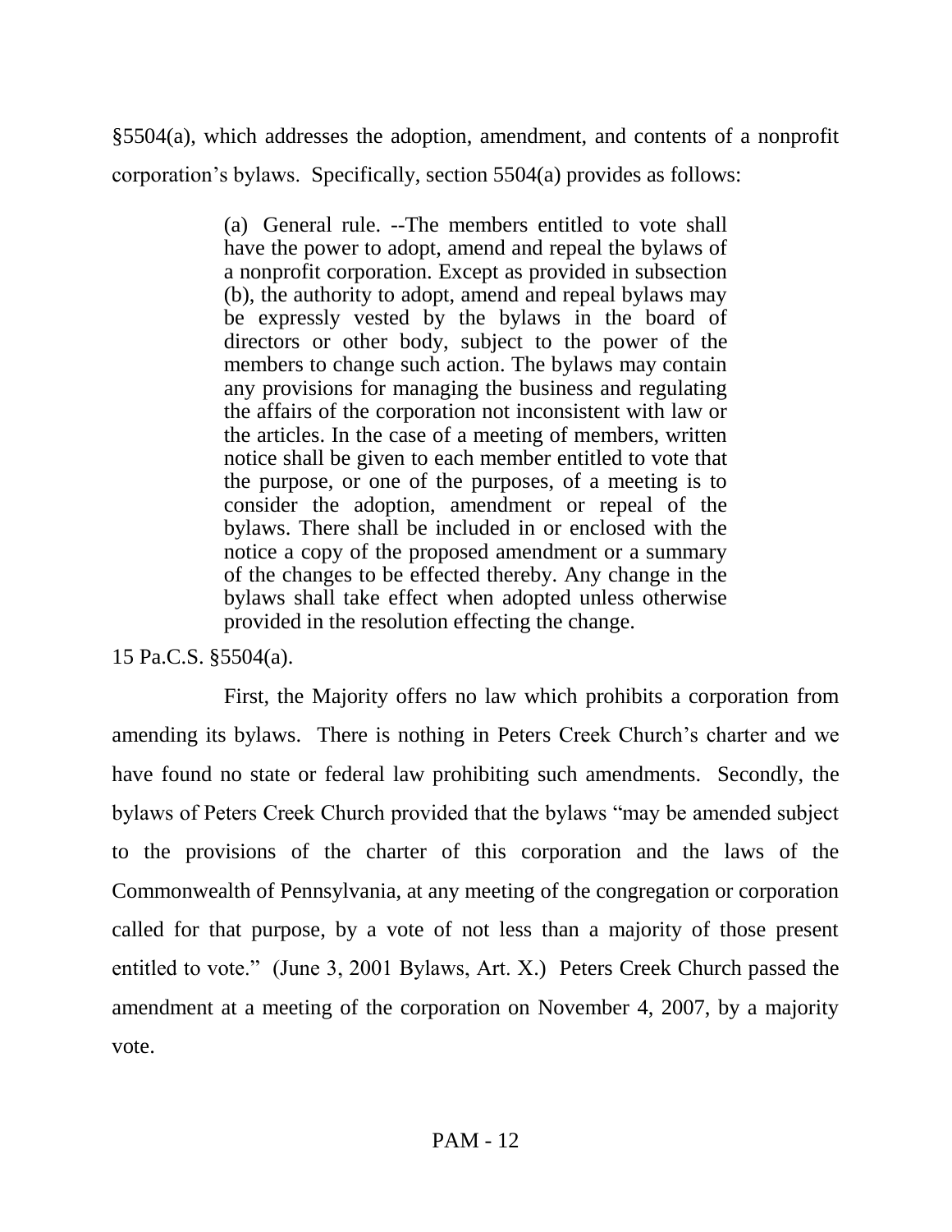§5504(a), which addresses the adoption, amendment, and contents of a nonprofit corporation's bylaws. Specifically, section 5504(a) provides as follows:

> (a) General rule. --The members entitled to vote shall have the power to adopt, amend and repeal the bylaws of a nonprofit corporation. Except as provided in subsection (b), the authority to adopt, amend and repeal bylaws may be expressly vested by the bylaws in the board of directors or other body, subject to the power of the members to change such action. The bylaws may contain any provisions for managing the business and regulating the affairs of the corporation not inconsistent with law or the articles. In the case of a meeting of members, written notice shall be given to each member entitled to vote that the purpose, or one of the purposes, of a meeting is to consider the adoption, amendment or repeal of the bylaws. There shall be included in or enclosed with the notice a copy of the proposed amendment or a summary of the changes to be effected thereby. Any change in the bylaws shall take effect when adopted unless otherwise provided in the resolution effecting the change.

15 Pa.C.S. §5504(a).

First, the Majority offers no law which prohibits a corporation from amending its bylaws. There is nothing in Peters Creek Church's charter and we have found no state or federal law prohibiting such amendments. Secondly, the bylaws of Peters Creek Church provided that the bylaws "may be amended subject to the provisions of the charter of this corporation and the laws of the Commonwealth of Pennsylvania, at any meeting of the congregation or corporation called for that purpose, by a vote of not less than a majority of those present entitled to vote." (June 3, 2001 Bylaws, Art. X.) Peters Creek Church passed the amendment at a meeting of the corporation on November 4, 2007, by a majority vote.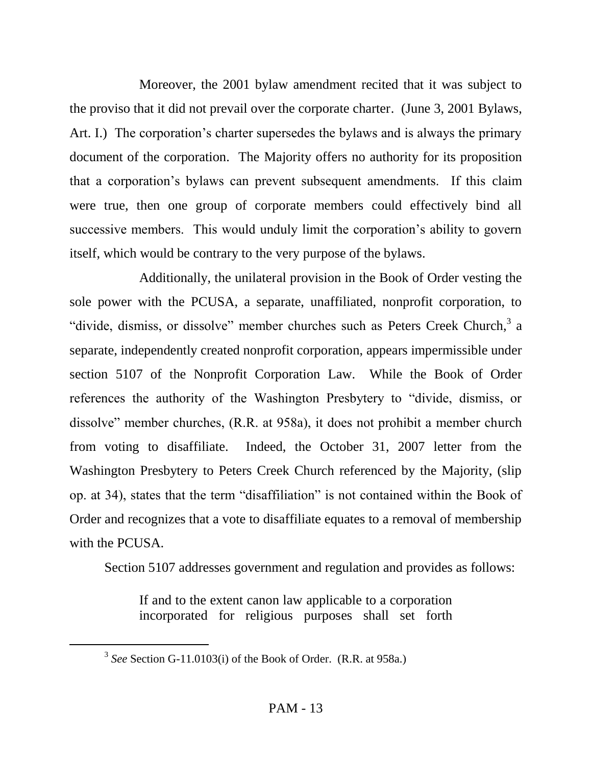Moreover, the 2001 bylaw amendment recited that it was subject to the proviso that it did not prevail over the corporate charter. (June 3, 2001 Bylaws, Art. I.) The corporation's charter supersedes the bylaws and is always the primary document of the corporation. The Majority offers no authority for its proposition that a corporation's bylaws can prevent subsequent amendments. If this claim were true, then one group of corporate members could effectively bind all successive members. This would unduly limit the corporation's ability to govern itself, which would be contrary to the very purpose of the bylaws.

Additionally, the unilateral provision in the Book of Order vesting the sole power with the PCUSA, a separate, unaffiliated, nonprofit corporation, to "divide, dismiss, or dissolve" member churches such as Peters Creek Church,[3] a separate, independently created nonprofit corporation, appears impermissible under section 5107 of the Nonprofit Corporation Law. While the Book of Order references the authority of the Washington Presbytery to "divide, dismiss, or dissolve" member churches, (R.R. at 958a), it does not prohibit a member church from voting to disaffiliate. Indeed, the October 31, 2007 letter from the Washington Presbytery to Peters Creek Church referenced by the Majority, (slip op. at 34), states that the term "disaffiliation" is not contained within the Book of Order and recognizes that a vote to disaffiliate equates to a removal of membership with the PCUSA.

Section 5107 addresses government and regulation and provides as follows:

> If and to the extent canon law applicable to a corporation incorporated for religious purposes shall set forth

---

[3] *See* Section G-11.0103(i) of the Book of Order. (R.R. at 958a.)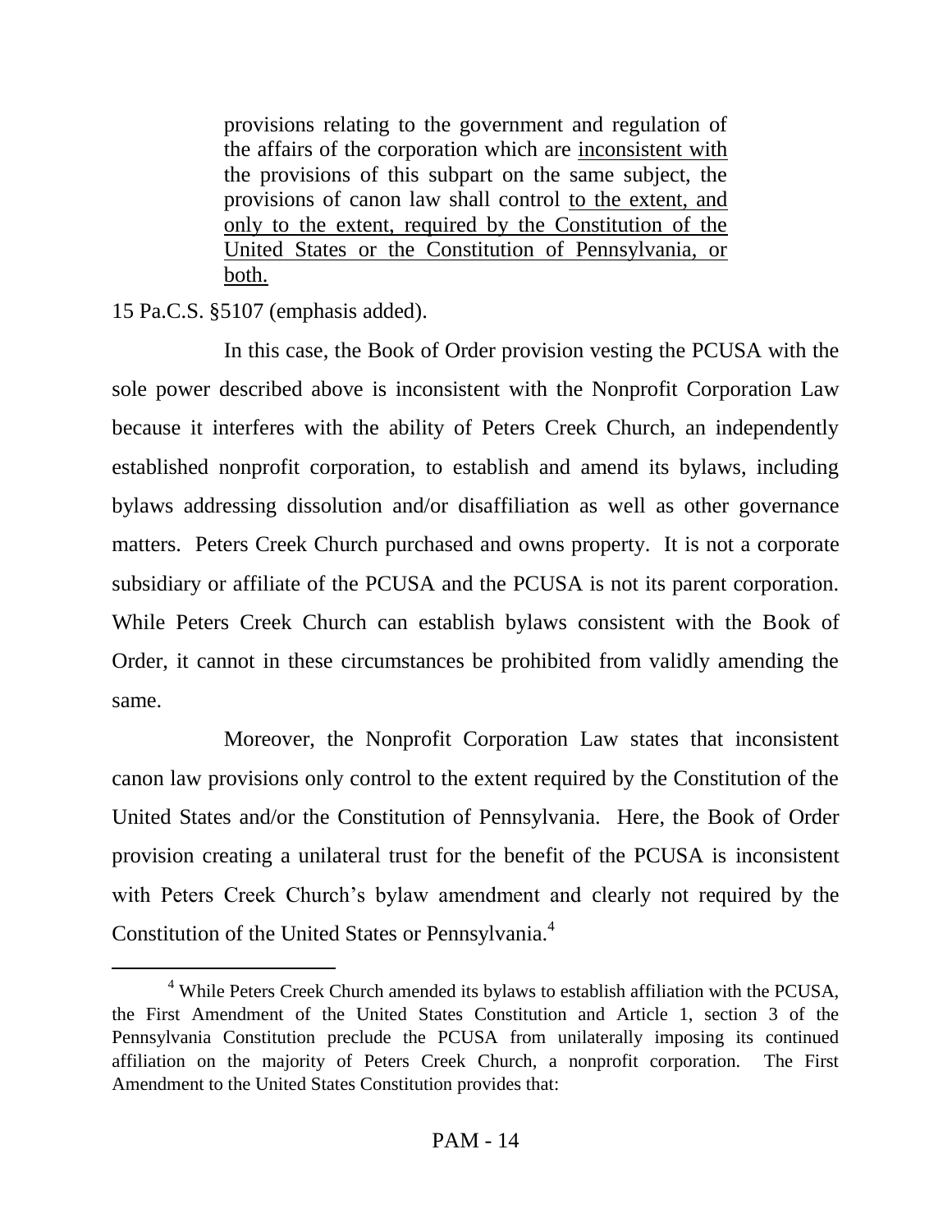> provisions relating to the government and regulation of the affairs of the corporation which are <u>inconsistent with</u> the provisions of this subpart on the same subject, the provisions of canon law shall control <u>to the extent, and only to the extent, required by the Constitution of the United States or the Constitution of Pennsylvania, or both.</u>

15 Pa.C.S. §5107 (emphasis added).

In this case, the Book of Order provision vesting the PCUSA with the sole power described above is inconsistent with the Nonprofit Corporation Law because it interferes with the ability of Peters Creek Church, an independently established nonprofit corporation, to establish and amend its bylaws, including bylaws addressing dissolution and/or disaffiliation as well as other governance matters. Peters Creek Church purchased and owns property. It is not a corporate subsidiary or affiliate of the PCUSA and the PCUSA is not its parent corporation. While Peters Creek Church can establish bylaws consistent with the Book of Order, it cannot in these circumstances be prohibited from validly amending the same.

Moreover, the Nonprofit Corporation Law states that inconsistent canon law provisions only control to the extent required by the Constitution of the United States and/or the Constitution of Pennsylvania. Here, the Book of Order provision creating a unilateral trust for the benefit of the PCUSA is inconsistent with Peters Creek Church's bylaw amendment and clearly not required by the Constitution of the United States or Pennsylvania.[4]

---

[4] While Peters Creek Church amended its bylaws to establish affiliation with the PCUSA, the First Amendment of the United States Constitution and Article 1, section 3 of the Pennsylvania Constitution preclude the PCUSA from unilaterally imposing its continued affiliation on the majority of Peters Creek Church, a nonprofit corporation. The First Amendment to the United States Constitution provides that: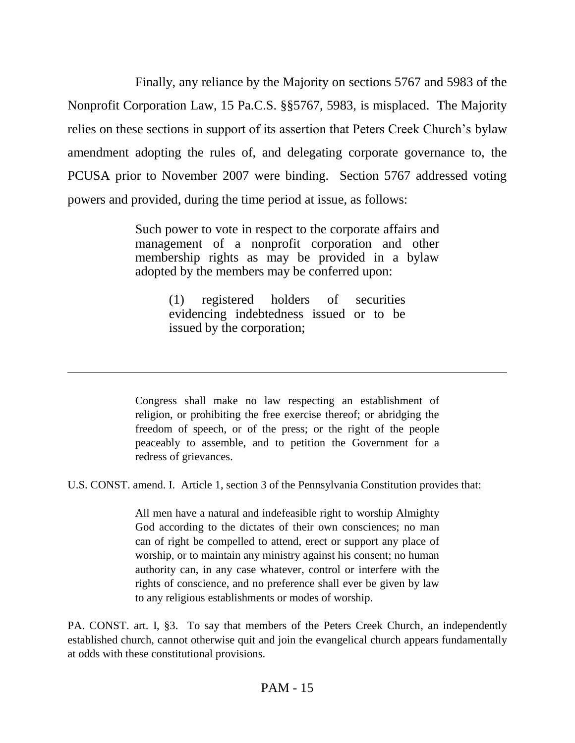Finally, any reliance by the Majority on sections 5767 and 5983 of the Nonprofit Corporation Law, 15 Pa.C.S. §§5767, 5983, is misplaced. The Majority relies on these sections in support of its assertion that Peters Creek Church's bylaw amendment adopting the rules of, and delegating corporate governance to, the PCUSA prior to November 2007 were binding. Section 5767 addressed voting powers and provided, during the time period at issue, as follows:

> Such power to vote in respect to the corporate affairs and management of a nonprofit corporation and other membership rights as may be provided in a bylaw adopted by the members may be conferred upon:
>
> > (1) registered holders of securities evidencing indebtedness issued or to be issued by the corporation;

---

> Congress shall make no law respecting an establishment of religion, or prohibiting the free exercise thereof; or abridging the freedom of speech, or of the press; or the right of the people peaceably to assemble, and to petition the Government for a redress of grievances.

U.S. CONST. amend. I. Article 1, section 3 of the Pennsylvania Constitution provides that:

> All men have a natural and indefeasible right to worship Almighty God according to the dictates of their own consciences; no man can of right be compelled to attend, erect or support any place of worship, or to maintain any ministry against his consent; no human authority can, in any case whatever, control or interfere with the rights of conscience, and no preference shall ever be given by law to any religious establishments or modes of worship.

PA. CONST. art. I, §3. To say that members of the Peters Creek Church, an independently established church, cannot otherwise quit and join the evangelical church appears fundamentally at odds with these constitutional provisions.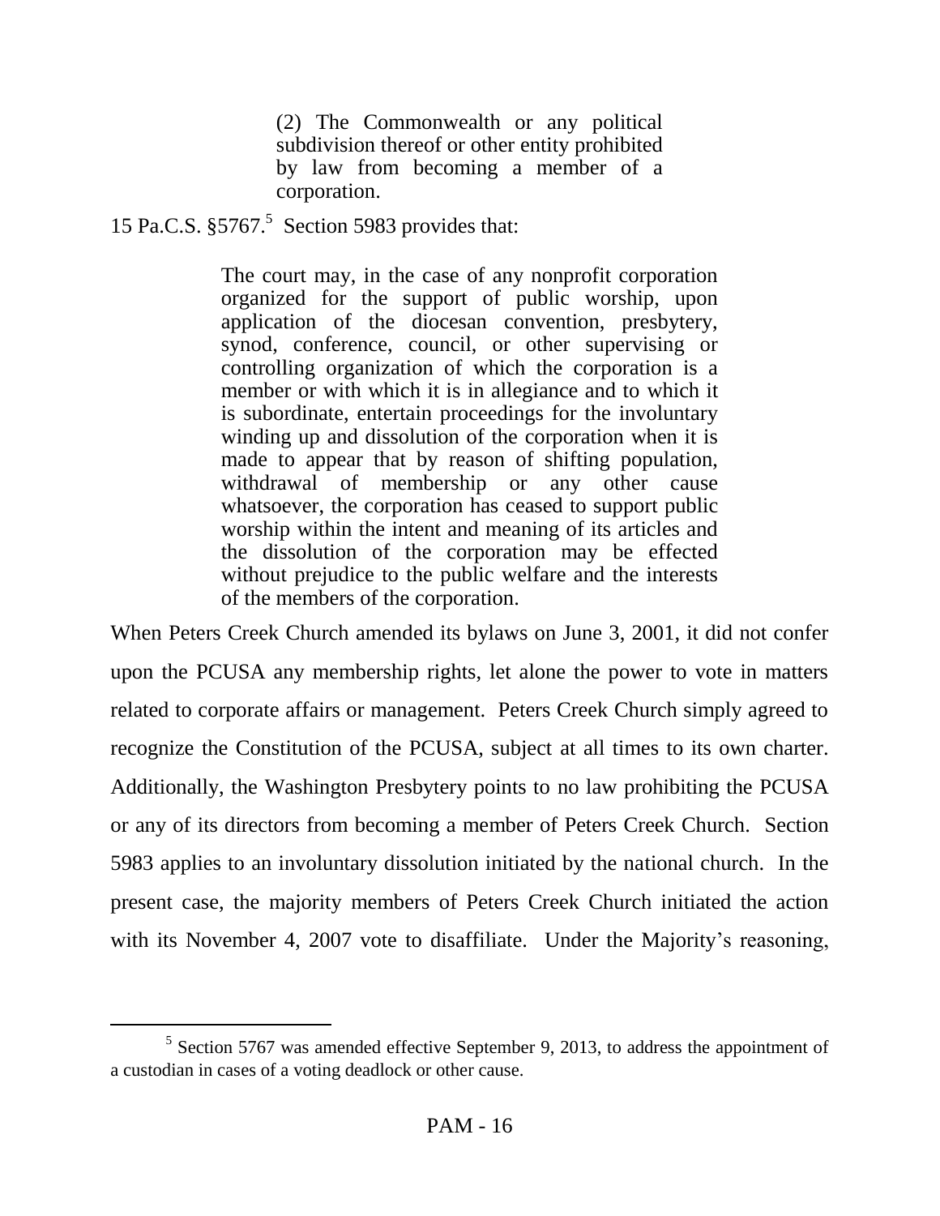> (2) The Commonwealth or any political subdivision thereof or other entity prohibited by law from becoming a member of a corporation.

15 Pa.C.S. §5767.[5] Section 5983 provides that:

> The court may, in the case of any nonprofit corporation organized for the support of public worship, upon application of the diocesan convention, presbytery, synod, conference, council, or other supervising or controlling organization of which the corporation is a member or with which it is in allegiance and to which it is subordinate, entertain proceedings for the involuntary winding up and dissolution of the corporation when it is made to appear that by reason of shifting population, withdrawal of membership or any other cause whatsoever, the corporation has ceased to support public worship within the intent and meaning of its articles and the dissolution of the corporation may be effected without prejudice to the public welfare and the interests of the members of the corporation.

When Peters Creek Church amended its bylaws on June 3, 2001, it did not confer upon the PCUSA any membership rights, let alone the power to vote in matters related to corporate affairs or management. Peters Creek Church simply agreed to recognize the Constitution of the PCUSA, subject at all times to its own charter. Additionally, the Washington Presbytery points to no law prohibiting the PCUSA or any of its directors from becoming a member of Peters Creek Church. Section 5983 applies to an involuntary dissolution initiated by the national church. In the present case, the majority members of Peters Creek Church initiated the action with its November 4, 2007 vote to disaffiliate. Under the Majority's reasoning,

[5] Section 5767 was amended effective September 9, 2013, to address the appointment of a custodian in cases of a voting deadlock or other cause.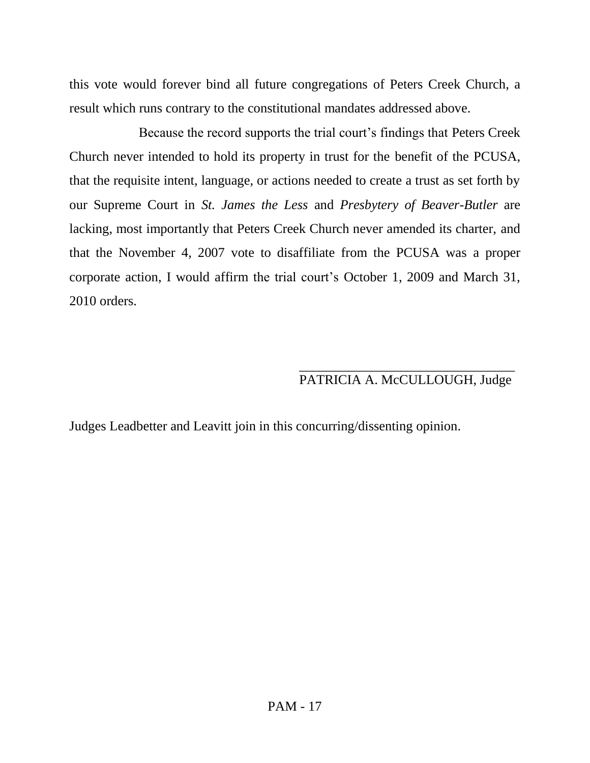this vote would forever bind all future congregations of Peters Creek Church, a result which runs contrary to the constitutional mandates addressed above.

Because the record supports the trial court's findings that Peters Creek Church never intended to hold its property in trust for the benefit of the PCUSA, that the requisite intent, language, or actions needed to create a trust as set forth by our Supreme Court in *St. James the Less* and *Presbytery of Beaver-Butler* are lacking, most importantly that Peters Creek Church never amended its charter, and that the November 4, 2007 vote to disaffiliate from the PCUSA was a proper corporate action, I would affirm the trial court's October 1, 2009 and March 31, 2010 orders.

\_\_\_\_\_\_\_\_\_\_\_\_\_\_\_\_\_\_\_\_\_\_\_\_\_\_\_\_\_\_\_\_\_\_\_\_
PATRICIA A. McCULLOUGH, Judge

Judges Leadbetter and Leavitt join in this concurring/dissenting opinion.